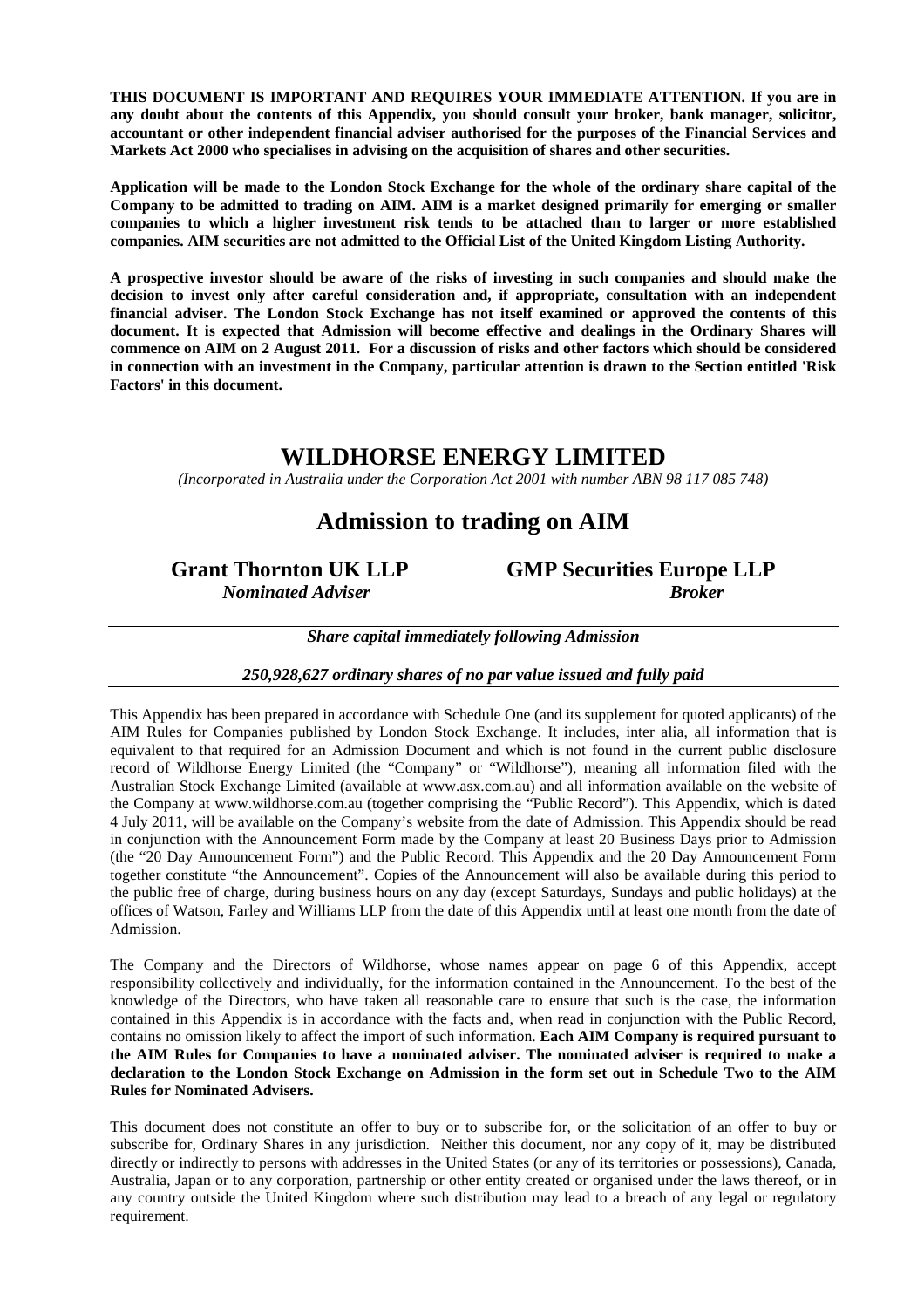**THIS DOCUMENT IS IMPORTANT AND REQUIRES YOUR IMMEDIATE ATTENTION. If you are in any doubt about the contents of this Appendix, you should consult your broker, bank manager, solicitor, accountant or other independent financial adviser authorised for the purposes of the Financial Services and Markets Act 2000 who specialises in advising on the acquisition of shares and other securities.**

**Application will be made to the London Stock Exchange for the whole of the ordinary share capital of the Company to be admitted to trading on AIM. AIM is a market designed primarily for emerging or smaller companies to which a higher investment risk tends to be attached than to larger or more established companies. AIM securities are not admitted to the Official List of the United Kingdom Listing Authority.**

**A prospective investor should be aware of the risks of investing in such companies and should make the decision to invest only after careful consideration and, if appropriate, consultation with an independent financial adviser. The London Stock Exchange has not itself examined or approved the contents of this document. It is expected that Admission will become effective and dealings in the Ordinary Shares will commence on AIM on 2 August 2011. For a discussion of risks and other factors which should be considered in connection with an investment in the Company, particular attention is drawn to the Section entitled 'Risk Factors' in this document.**

# WILDHORSE ENERGY LIMITED

*(Incorporated in Australia under the Corporation Act 2001 with number ABN 98 117 085 748)*

## Admission to trading on AIM

**Grant Thornton UK LLP**
***Nominated Adviser***

**GMP Securities Europe LLP**
***Broker***

***Share capital immediately following Admission***

***250,928,627 ordinary shares of no par value issued and fully paid***

This Appendix has been prepared in accordance with Schedule One (and its supplement for quoted applicants) of the AIM Rules for Companies published by London Stock Exchange. It includes, inter alia, all information that is equivalent to that required for an Admission Document and which is not found in the current public disclosure record of Wildhorse Energy Limited (the "Company" or "Wildhorse"), meaning all information filed with the Australian Stock Exchange Limited (available at www.asx.com.au) and all information available on the website of the Company at www.wildhorse.com.au (together comprising the "Public Record"). This Appendix, which is dated 4 July 2011, will be available on the Company's website from the date of Admission. This Appendix should be read in conjunction with the Announcement Form made by the Company at least 20 Business Days prior to Admission (the "20 Day Announcement Form") and the Public Record. This Appendix and the 20 Day Announcement Form together constitute "the Announcement". Copies of the Announcement will also be available during this period to the public free of charge, during business hours on any day (except Saturdays, Sundays and public holidays) at the offices of Watson, Farley and Williams LLP from the date of this Appendix until at least one month from the date of Admission.

The Company and the Directors of Wildhorse, whose names appear on page 6 of this Appendix, accept responsibility collectively and individually, for the information contained in the Announcement. To the best of the knowledge of the Directors, who have taken all reasonable care to ensure that such is the case, the information contained in this Appendix is in accordance with the facts and, when read in conjunction with the Public Record, contains no omission likely to affect the import of such information. **Each AIM Company is required pursuant to the AIM Rules for Companies to have a nominated adviser. The nominated adviser is required to make a declaration to the London Stock Exchange on Admission in the form set out in Schedule Two to the AIM Rules for Nominated Advisers.**

This document does not constitute an offer to buy or to subscribe for, or the solicitation of an offer to buy or subscribe for, Ordinary Shares in any jurisdiction. Neither this document, nor any copy of it, may be distributed directly or indirectly to persons with addresses in the United States (or any of its territories or possessions), Canada, Australia, Japan or to any corporation, partnership or other entity created or organised under the laws thereof, or in any country outside the United Kingdom where such distribution may lead to a breach of any legal or regulatory requirement.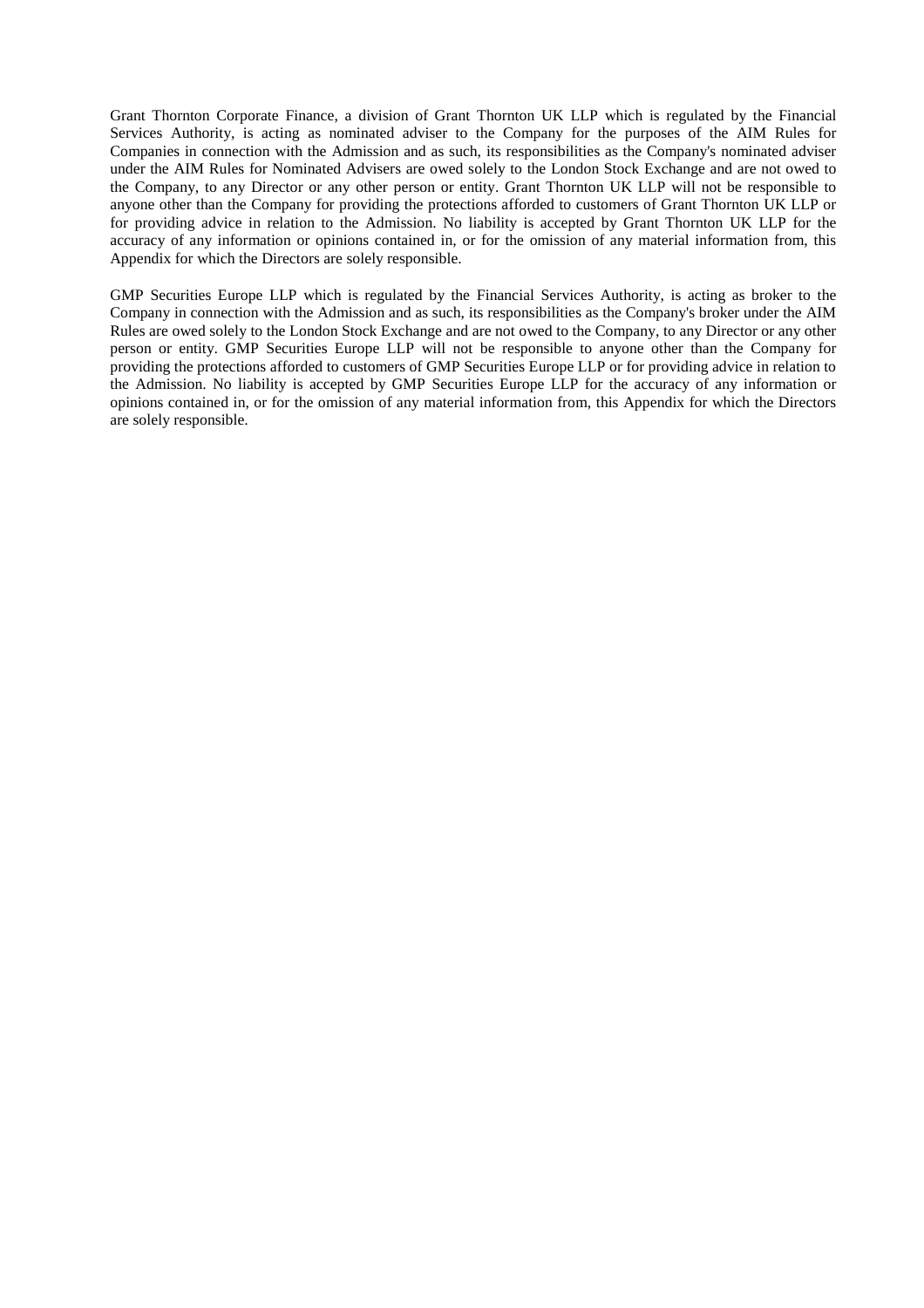Grant Thornton Corporate Finance, a division of Grant Thornton UK LLP which is regulated by the Financial Services Authority, is acting as nominated adviser to the Company for the purposes of the AIM Rules for Companies in connection with the Admission and as such, its responsibilities as the Company's nominated adviser under the AIM Rules for Nominated Advisers are owed solely to the London Stock Exchange and are not owed to the Company, to any Director or any other person or entity. Grant Thornton UK LLP will not be responsible to anyone other than the Company for providing the protections afforded to customers of Grant Thornton UK LLP or for providing advice in relation to the Admission. No liability is accepted by Grant Thornton UK LLP for the accuracy of any information or opinions contained in, or for the omission of any material information from, this Appendix for which the Directors are solely responsible.

GMP Securities Europe LLP which is regulated by the Financial Services Authority, is acting as broker to the Company in connection with the Admission and as such, its responsibilities as the Company's broker under the AIM Rules are owed solely to the London Stock Exchange and are not owed to the Company, to any Director or any other person or entity. GMP Securities Europe LLP will not be responsible to anyone other than the Company for providing the protections afforded to customers of GMP Securities Europe LLP or for providing advice in relation to the Admission. No liability is accepted by GMP Securities Europe LLP for the accuracy of any information or opinions contained in, or for the omission of any material information from, this Appendix for which the Directors are solely responsible.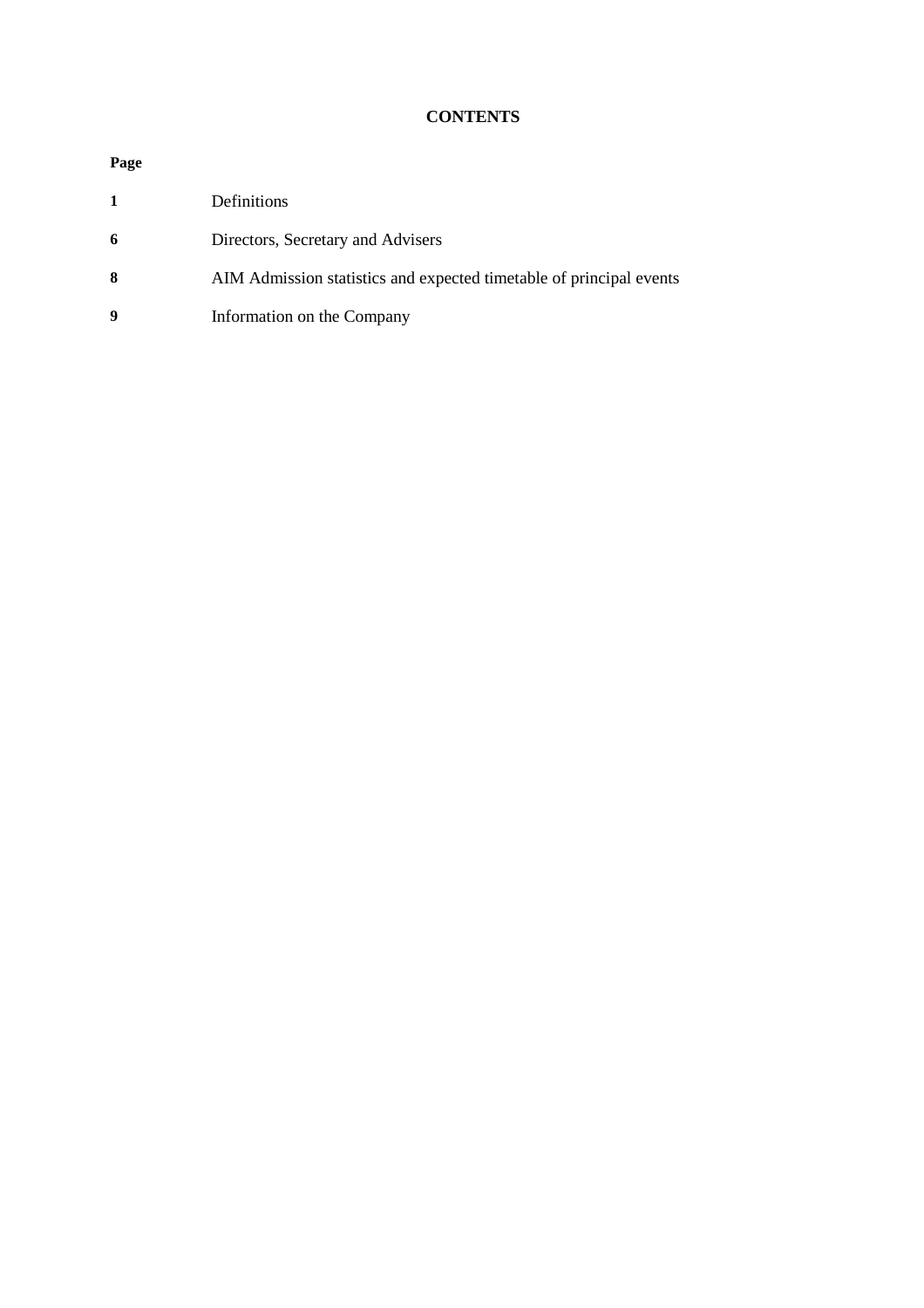**CONTENTS**

| Page | |
|---|---|
| **1** | Definitions |
| **6** | Directors, Secretary and Advisers |
| **8** | AIM Admission statistics and expected timetable of principal events |
| **9** | Information on the Company |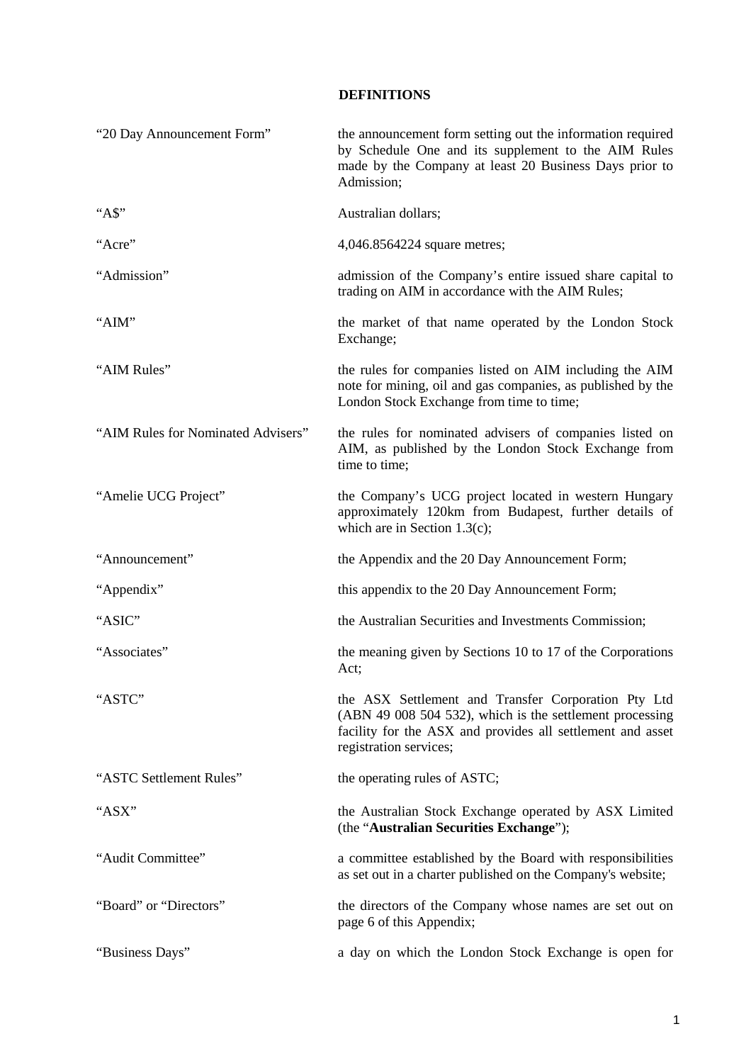**DEFINITIONS**

| | |
|---|---|
| "20 Day Announcement Form" | the announcement form setting out the information required by Schedule One and its supplement to the AIM Rules made by the Company at least 20 Business Days prior to Admission; |
| "A$" | Australian dollars; |
| "Acre" | 4,046.8564224 square metres; |
| "Admission" | admission of the Company's entire issued share capital to trading on AIM in accordance with the AIM Rules; |
| "AIM" | the market of that name operated by the London Stock Exchange; |
| "AIM Rules" | the rules for companies listed on AIM including the AIM note for mining, oil and gas companies, as published by the London Stock Exchange from time to time; |
| "AIM Rules for Nominated Advisers" | the rules for nominated advisers of companies listed on AIM, as published by the London Stock Exchange from time to time; |
| "Amelie UCG Project" | the Company's UCG project located in western Hungary approximately 120km from Budapest, further details of which are in Section 1.3(c); |
| "Announcement" | the Appendix and the 20 Day Announcement Form; |
| "Appendix" | this appendix to the 20 Day Announcement Form; |
| "ASIC" | the Australian Securities and Investments Commission; |
| "Associates" | the meaning given by Sections 10 to 17 of the Corporations Act; |
| "ASTC" | the ASX Settlement and Transfer Corporation Pty Ltd (ABN 49 008 504 532), which is the settlement processing facility for the ASX and provides all settlement and asset registration services; |
| "ASTC Settlement Rules" | the operating rules of ASTC; |
| "ASX" | the Australian Stock Exchange operated by ASX Limited (the "**Australian Securities Exchange**"); |
| "Audit Committee" | a committee established by the Board with responsibilities as set out in a charter published on the Company's website; |
| "Board" or "Directors" | the directors of the Company whose names are set out on page 6 of this Appendix; |
| "Business Days" | a day on which the London Stock Exchange is open for |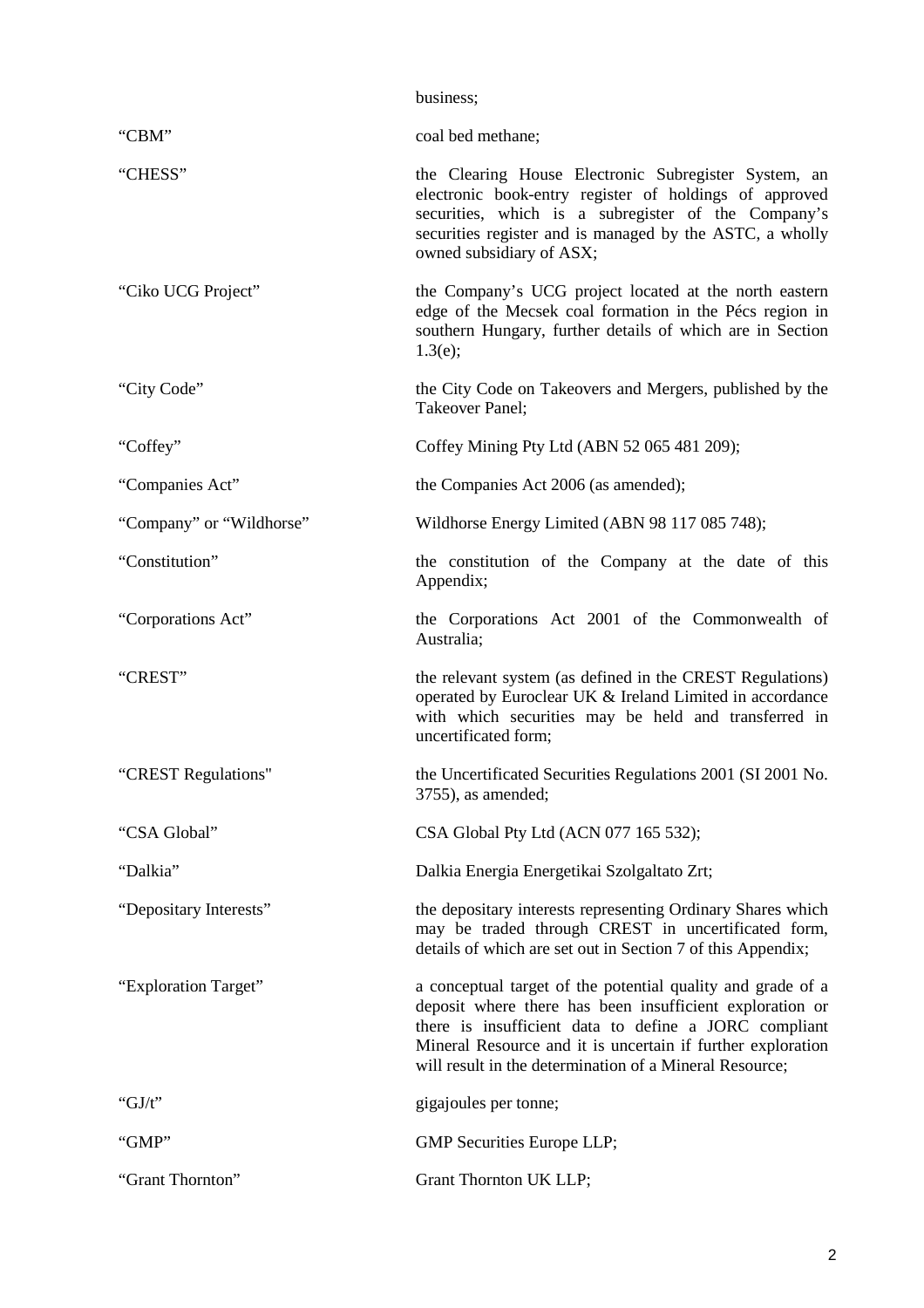| | |
|---|---|
| | business; |
| "CBM" | coal bed methane; |
| "CHESS" | the Clearing House Electronic Subregister System, an electronic book-entry register of holdings of approved securities, which is a subregister of the Company's securities register and is managed by the ASTC, a wholly owned subsidiary of ASX; |
| "Ciko UCG Project" | the Company's UCG project located at the north eastern edge of the Mecsek coal formation in the Pécs region in southern Hungary, further details of which are in Section 1.3(e); |
| "City Code" | the City Code on Takeovers and Mergers, published by the Takeover Panel; |
| "Coffey" | Coffey Mining Pty Ltd (ABN 52 065 481 209); |
| "Companies Act" | the Companies Act 2006 (as amended); |
| "Company" or "Wildhorse" | Wildhorse Energy Limited (ABN 98 117 085 748); |
| "Constitution" | the constitution of the Company at the date of this Appendix; |
| "Corporations Act" | the Corporations Act 2001 of the Commonwealth of Australia; |
| "CREST" | the relevant system (as defined in the CREST Regulations) operated by Euroclear UK & Ireland Limited in accordance with which securities may be held and transferred in uncertificated form; |
| "CREST Regulations" | the Uncertificated Securities Regulations 2001 (SI 2001 No. 3755), as amended; |
| "CSA Global" | CSA Global Pty Ltd (ACN 077 165 532); |
| "Dalkia" | Dalkia Energia Energetikai Szolgaltato Zrt; |
| "Depositary Interests" | the depositary interests representing Ordinary Shares which may be traded through CREST in uncertificated form, details of which are set out in Section 7 of this Appendix; |
| "Exploration Target" | a conceptual target of the potential quality and grade of a deposit where there has been insufficient exploration or there is insufficient data to define a JORC compliant Mineral Resource and it is uncertain if further exploration will result in the determination of a Mineral Resource; |
| "GJ/t" | gigajoules per tonne; |
| "GMP" | GMP Securities Europe LLP; |
| "Grant Thornton" | Grant Thornton UK LLP; |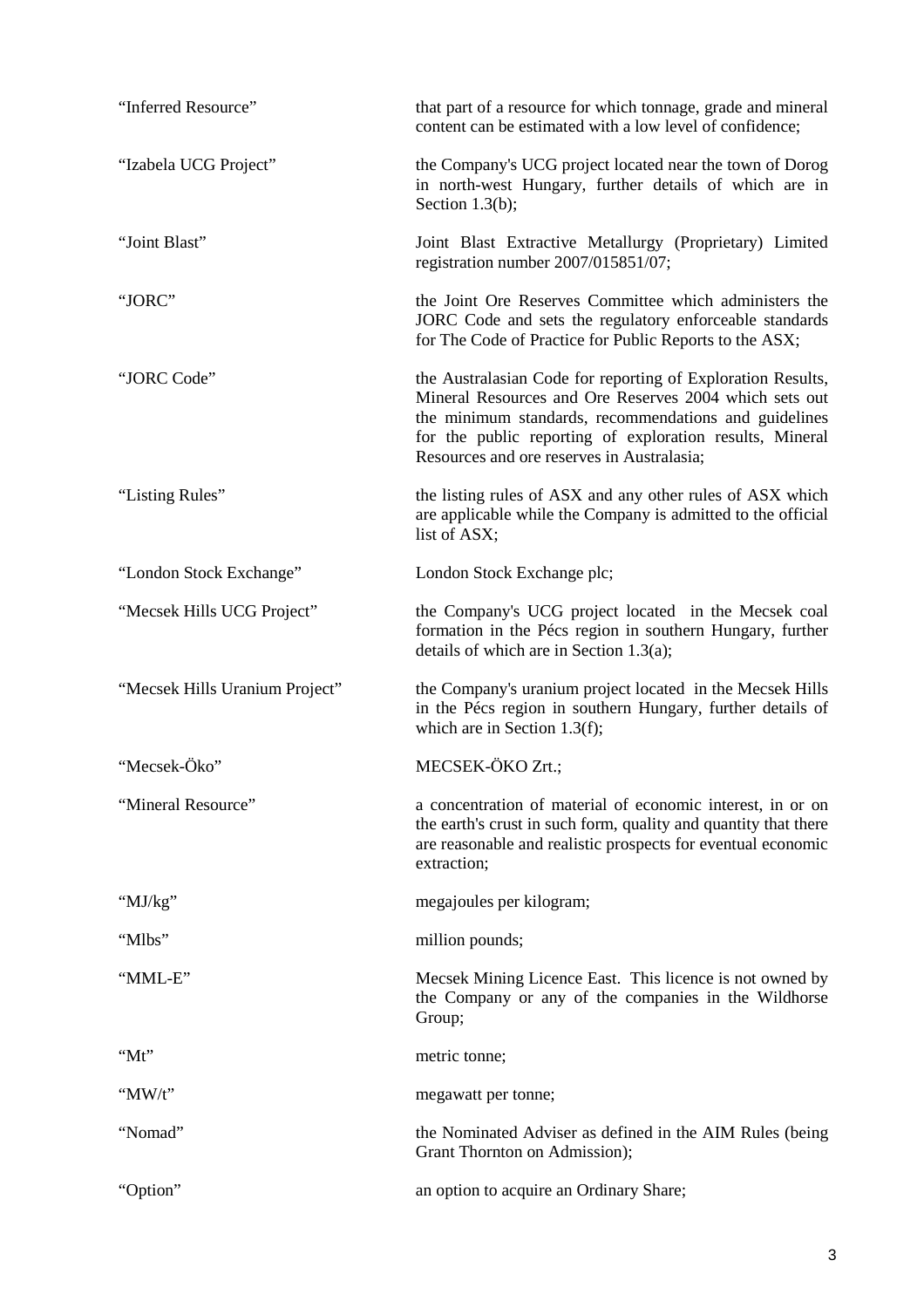| | |
|---|---|
| "Inferred Resource" | that part of a resource for which tonnage, grade and mineral content can be estimated with a low level of confidence; |
| "Izabela UCG Project" | the Company's UCG project located near the town of Dorog in north-west Hungary, further details of which are in Section 1.3(b); |
| "Joint Blast" | Joint Blast Extractive Metallurgy (Proprietary) Limited registration number 2007/015851/07; |
| "JORC" | the Joint Ore Reserves Committee which administers the JORC Code and sets the regulatory enforceable standards for The Code of Practice for Public Reports to the ASX; |
| "JORC Code" | the Australasian Code for reporting of Exploration Results, Mineral Resources and Ore Reserves 2004 which sets out the minimum standards, recommendations and guidelines for the public reporting of exploration results, Mineral Resources and ore reserves in Australasia; |
| "Listing Rules" | the listing rules of ASX and any other rules of ASX which are applicable while the Company is admitted to the official list of ASX; |
| "London Stock Exchange" | London Stock Exchange plc; |
| "Mecsek Hills UCG Project" | the Company's UCG project located in the Mecsek coal formation in the Pécs region in southern Hungary, further details of which are in Section 1.3(a); |
| "Mecsek Hills Uranium Project" | the Company's uranium project located in the Mecsek Hills in the Pécs region in southern Hungary, further details of which are in Section 1.3(f); |
| "Mecsek-Öko" | MECSEK-ÖKO Zrt.; |
| "Mineral Resource" | a concentration of material of economic interest, in or on the earth's crust in such form, quality and quantity that there are reasonable and realistic prospects for eventual economic extraction; |
| "MJ/kg" | megajoules per kilogram; |
| "Mlbs" | million pounds; |
| "MML-E" | Mecsek Mining Licence East. This licence is not owned by the Company or any of the companies in the Wildhorse Group; |
| "Mt" | metric tonne; |
| "MW/t" | megawatt per tonne; |
| "Nomad" | the Nominated Adviser as defined in the AIM Rules (being Grant Thornton on Admission); |
| "Option" | an option to acquire an Ordinary Share; |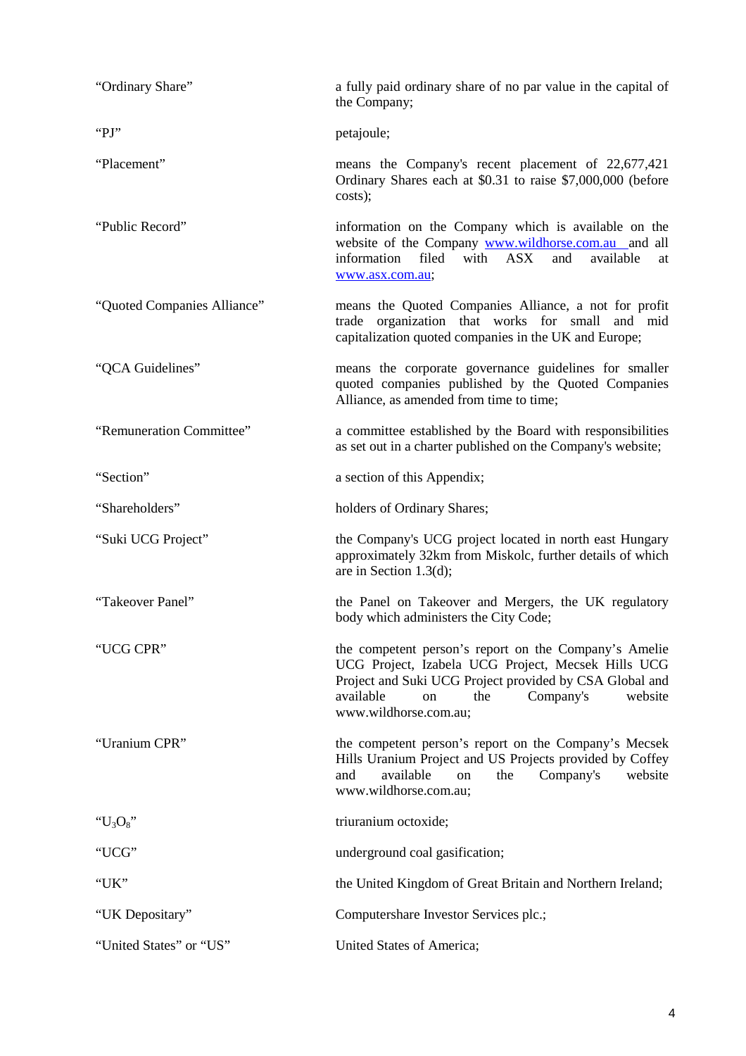| | |
|---|---|
| "Ordinary Share" | a fully paid ordinary share of no par value in the capital of the Company; |
| "PJ" | petajoule; |
| "Placement" | means the Company's recent placement of 22,677,421 Ordinary Shares each at $0.31 to raise $7,000,000 (before costs); |
| "Public Record" | information on the Company which is available on the website of the Company www.wildhorse.com.au and all information filed with ASX and available at www.asx.com.au; |
| "Quoted Companies Alliance" | means the Quoted Companies Alliance, a not for profit trade organization that works for small and mid capitalization quoted companies in the UK and Europe; |
| "QCA Guidelines" | means the corporate governance guidelines for smaller quoted companies published by the Quoted Companies Alliance, as amended from time to time; |
| "Remuneration Committee" | a committee established by the Board with responsibilities as set out in a charter published on the Company's website; |
| "Section" | a section of this Appendix; |
| "Shareholders" | holders of Ordinary Shares; |
| "Suki UCG Project" | the Company's UCG project located in north east Hungary approximately 32km from Miskolc, further details of which are in Section 1.3(d); |
| "Takeover Panel" | the Panel on Takeover and Mergers, the UK regulatory body which administers the City Code; |
| "UCG CPR" | the competent person's report on the Company's Amelie UCG Project, Izabela UCG Project, Mecsek Hills UCG Project and Suki UCG Project provided by CSA Global and available on the Company's website www.wildhorse.com.au; |
| "Uranium CPR" | the competent person's report on the Company's Mecsek Hills Uranium Project and US Projects provided by Coffey and available on the Company's website www.wildhorse.com.au; |
| "$U_3O_8$" | triuranium octoxide; |
| "UCG" | underground coal gasification; |
| "UK" | the United Kingdom of Great Britain and Northern Ireland; |
| "UK Depositary" | Computershare Investor Services plc.; |
| "United States" or "US" | United States of America; |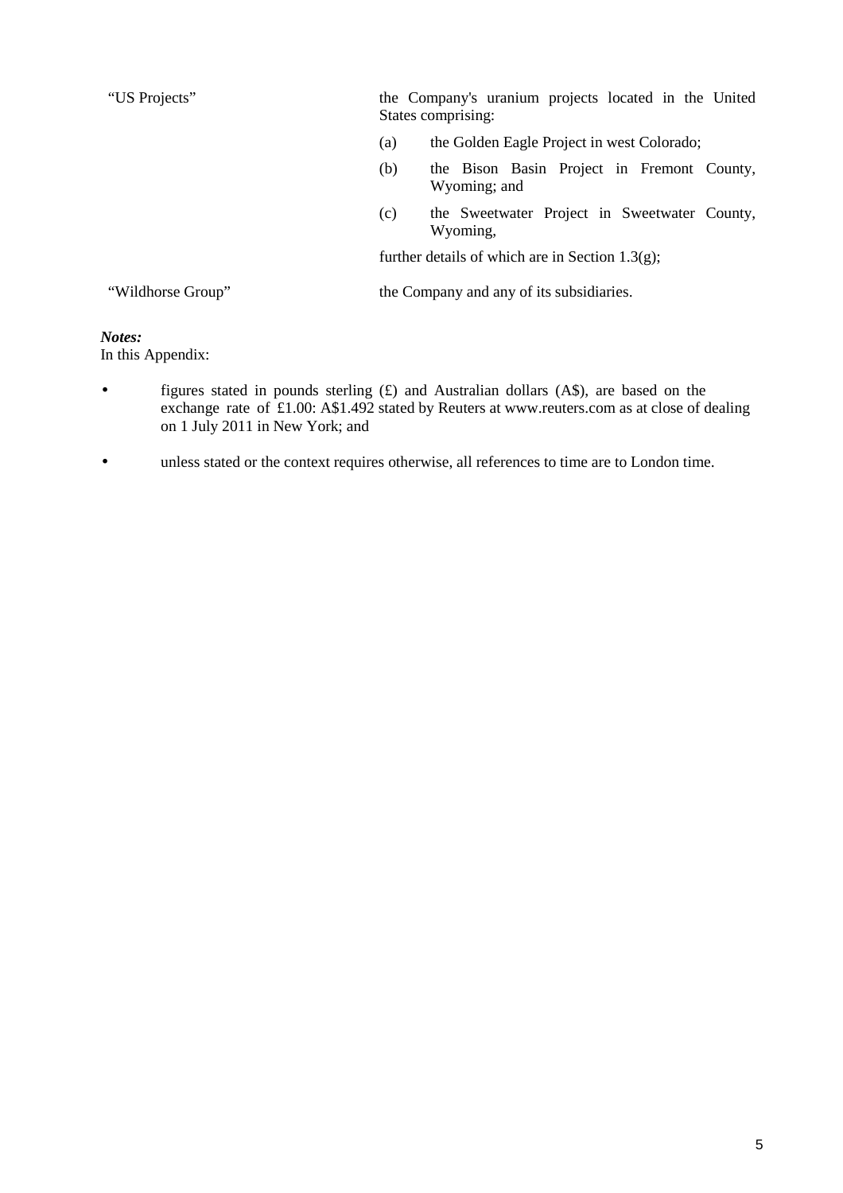| | |
|---|---|
| "US Projects" | the Company's uranium projects located in the United States comprising:<br>(a) the Golden Eagle Project in west Colorado;<br>(b) the Bison Basin Project in Fremont County, Wyoming; and<br>(c) the Sweetwater Project in Sweetwater County, Wyoming,<br>further details of which are in Section 1.3(g); |
| "Wildhorse Group" | the Company and any of its subsidiaries. |

***Notes:***
In this Appendix:

- figures stated in pounds sterling (£) and Australian dollars (A$), are based on the exchange rate of £1.00: A$1.492 stated by Reuters at www.reuters.com as at close of dealing on 1 July 2011 in New York; and
- unless stated or the context requires otherwise, all references to time are to London time.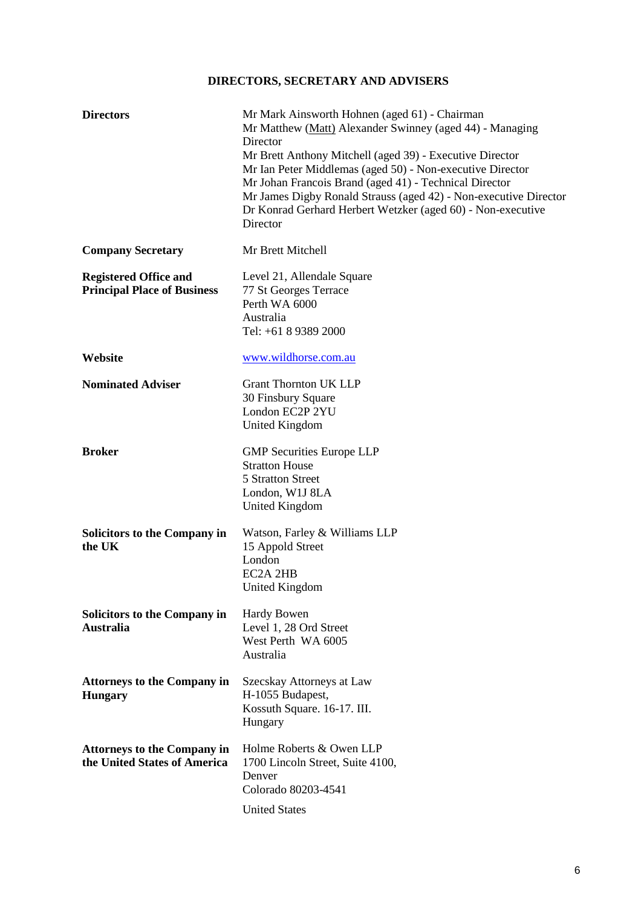## DIRECTORS, SECRETARY AND ADVISERS

| | |
|---|---|
| **Directors** | Mr Mark Ainsworth Hohnen (aged 61) - Chairman<br>Mr Matthew (Matt) Alexander Swinney (aged 44) - Managing Director<br>Mr Brett Anthony Mitchell (aged 39) - Executive Director<br>Mr Ian Peter Middlemas (aged 50) - Non-executive Director<br>Mr Johan Francois Brand (aged 41) - Technical Director<br>Mr James Digby Ronald Strauss (aged 42) - Non-executive Director<br>Dr Konrad Gerhard Herbert Wetzker (aged 60) - Non-executive Director |
| **Company Secretary** | Mr Brett Mitchell |
| **Registered Office and Principal Place of Business** | Level 21, Allendale Square<br>77 St Georges Terrace<br>Perth WA 6000<br>Australia<br>Tel: +61 8 9389 2000 |
| **Website** | www.wildhorse.com.au |
| **Nominated Adviser** | Grant Thornton UK LLP<br>30 Finsbury Square<br>London EC2P 2YU<br>United Kingdom |
| **Broker** | GMP Securities Europe LLP<br>Stratton House<br>5 Stratton Street<br>London, W1J 8LA<br>United Kingdom |
| **Solicitors to the Company in the UK** | Watson, Farley & Williams LLP<br>15 Appold Street<br>London<br>EC2A 2HB<br>United Kingdom |
| **Solicitors to the Company in Australia** | Hardy Bowen<br>Level 1, 28 Ord Street<br>West Perth WA 6005<br>Australia |
| **Attorneys to the Company in Hungary** | Szecskay Attorneys at Law<br>H-1055 Budapest,<br>Kossuth Square. 16-17. III.<br>Hungary |
| **Attorneys to the Company in the United States of America** | Holme Roberts & Owen LLP<br>1700 Lincoln Street, Suite 4100,<br>Denver<br>Colorado 80203-4541<br>United States |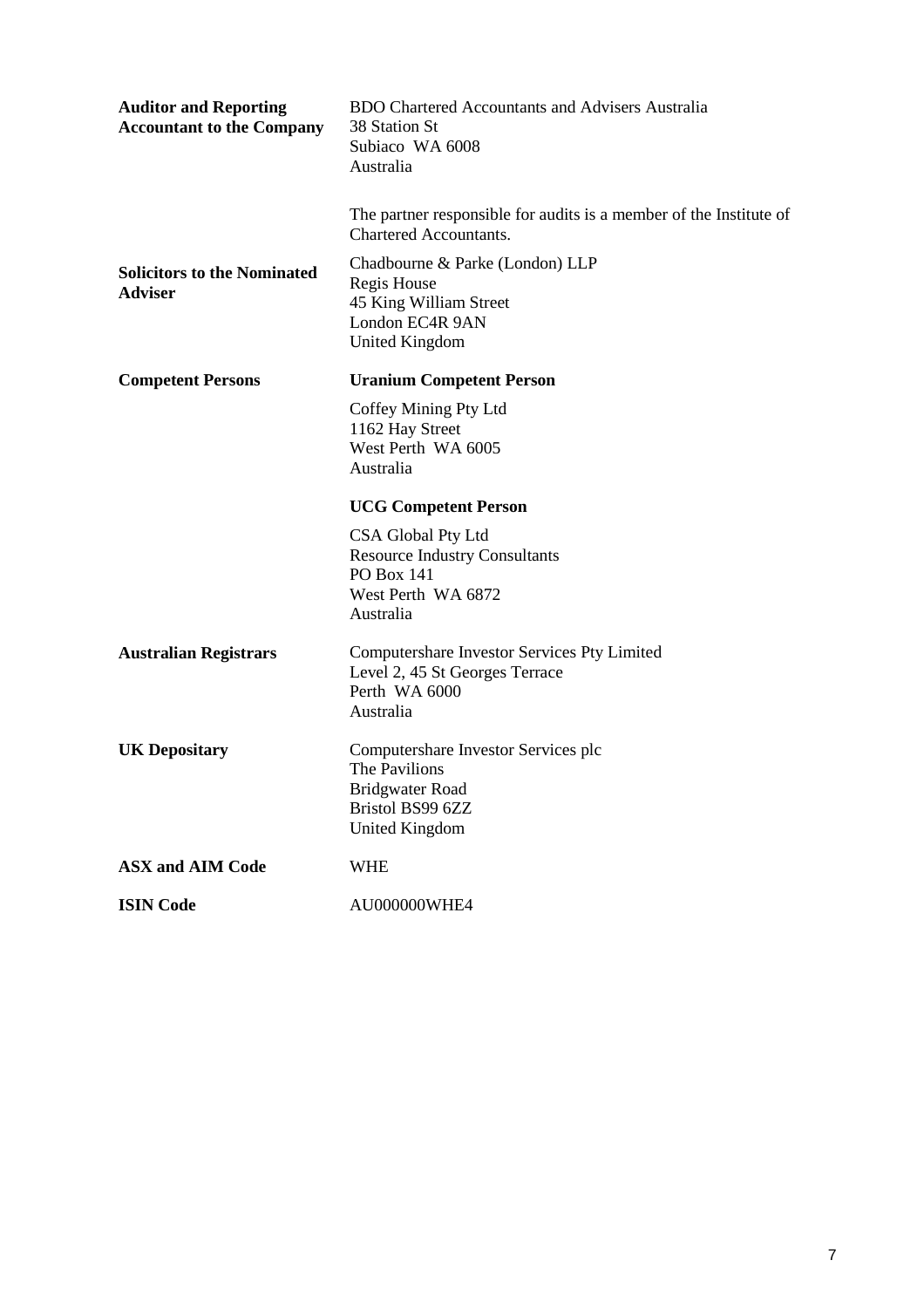| | |
|---|---|
| **Auditor and Reporting Accountant to the Company** | BDO Chartered Accountants and Advisers Australia<br>38 Station St<br>Subiaco WA 6008<br>Australia<br><br>The partner responsible for audits is a member of the Institute of Chartered Accountants. |
| **Solicitors to the Nominated Adviser** | Chadbourne & Parke (London) LLP<br>Regis House<br>45 King William Street<br>London EC4R 9AN<br>United Kingdom |
| **Competent Persons** | **Uranium Competent Person**<br><br>Coffey Mining Pty Ltd<br>1162 Hay Street<br>West Perth WA 6005<br>Australia<br><br>**UCG Competent Person**<br><br>CSA Global Pty Ltd<br>Resource Industry Consultants<br>PO Box 141<br>West Perth WA 6872<br>Australia |
| **Australian Registrars** | Computershare Investor Services Pty Limited<br>Level 2, 45 St Georges Terrace<br>Perth WA 6000<br>Australia |
| **UK Depositary** | Computershare Investor Services plc<br>The Pavilions<br>Bridgwater Road<br>Bristol BS99 6ZZ<br>United Kingdom |
| **ASX and AIM Code** | WHE |
| **ISIN Code** | AU000000WHE4 |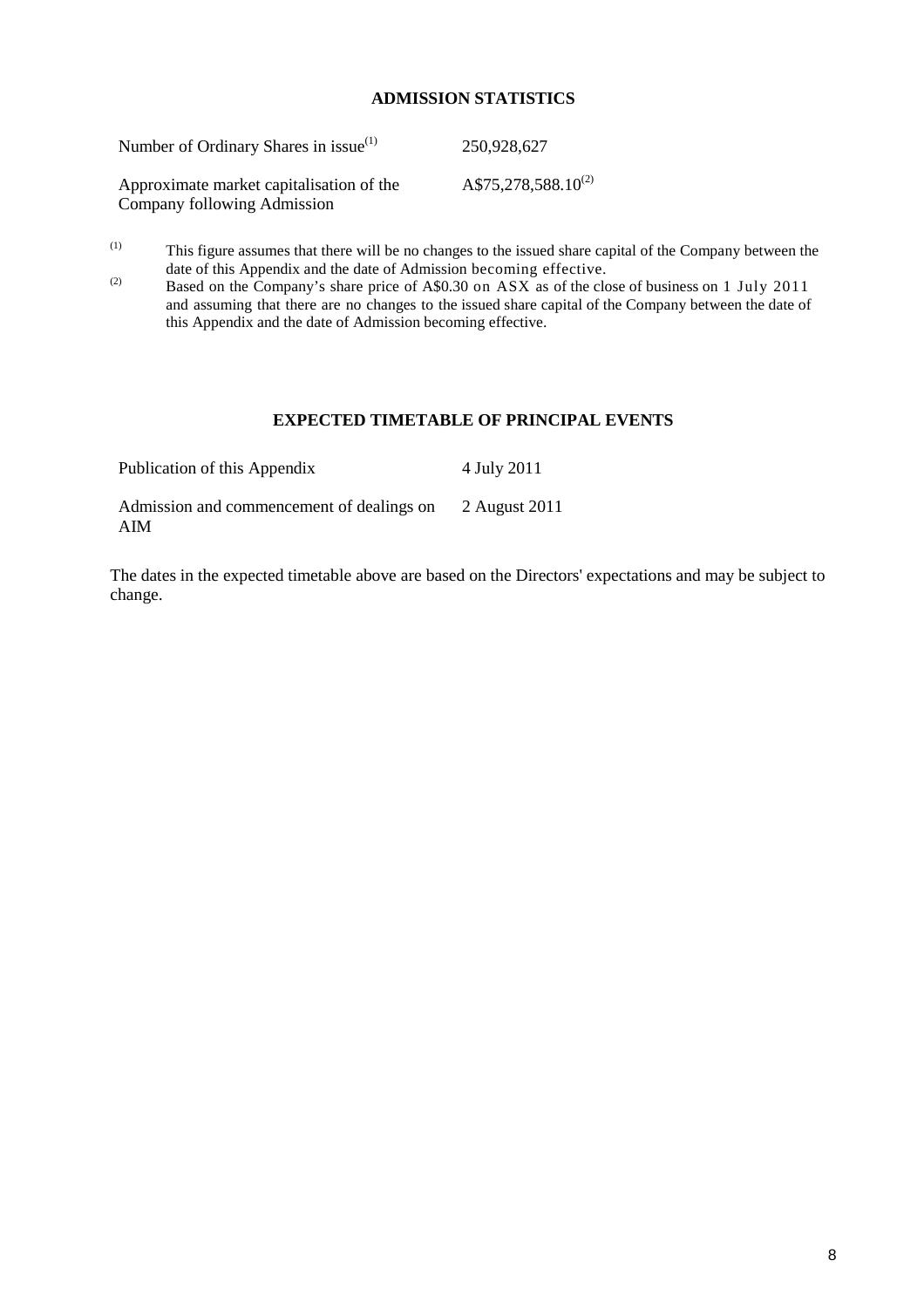## ADMISSION STATISTICS

| | |
|---|---|
| Number of Ordinary Shares in issue[(1)] | 250,928,627 |
| Approximate market capitalisation of the Company following Admission | A$75,278,588.10[(2)] |

(1) This figure assumes that there will be no changes to the issued share capital of the Company between the date of this Appendix and the date of Admission becoming effective.

(2) Based on the Company's share price of A$0.30 on ASX as of the close of business on 1 July 2011 and assuming that there are no changes to the issued share capital of the Company between the date of this Appendix and the date of Admission becoming effective.

## EXPECTED TIMETABLE OF PRINCIPAL EVENTS

| | |
|---|---|
| Publication of this Appendix | 4 July 2011 |
| Admission and commencement of dealings on AIM | 2 August 2011 |

The dates in the expected timetable above are based on the Directors' expectations and may be subject to change.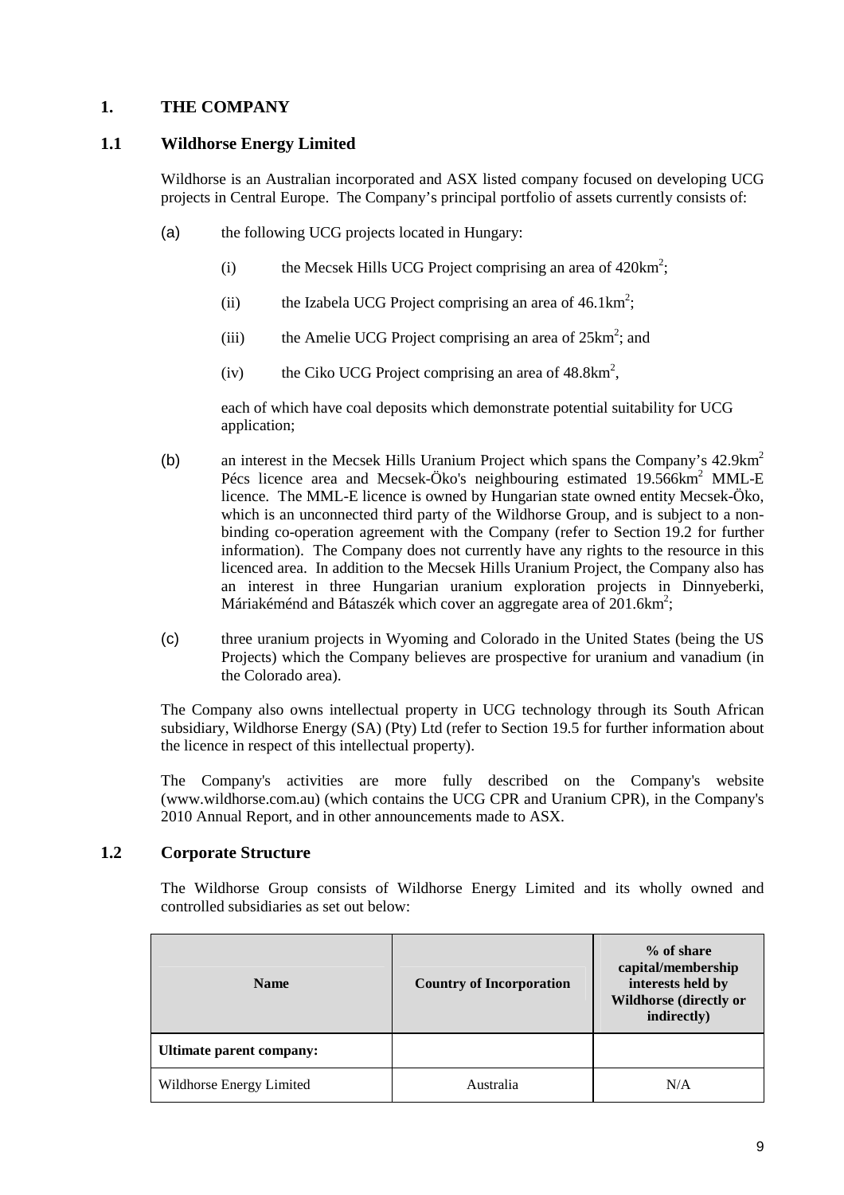# 1. THE COMPANY

## 1.1 Wildhorse Energy Limited

Wildhorse is an Australian incorporated and ASX listed company focused on developing UCG projects in Central Europe. The Company's principal portfolio of assets currently consists of:

(a) the following UCG projects located in Hungary:

(i) the Mecsek Hills UCG Project comprising an area of $420km^2$;

(ii) the Izabela UCG Project comprising an area of $46.1km^2$;

(iii) the Amelie UCG Project comprising an area of $25km^2$; and

(iv) the Ciko UCG Project comprising an area of $48.8km^2$,

each of which have coal deposits which demonstrate potential suitability for UCG application;

(b) an interest in the Mecsek Hills Uranium Project which spans the Company's $42.9km^2$ Pécs licence area and Mecsek-Öko's neighbouring estimated $19.566km^2$ MML-E licence. The MML-E licence is owned by Hungarian state owned entity Mecsek-Öko, which is an unconnected third party of the Wildhorse Group, and is subject to a non-binding co-operation agreement with the Company (refer to Section 19.2 for further information). The Company does not currently have any rights to the resource in this licenced area. In addition to the Mecsek Hills Uranium Project, the Company also has an interest in three Hungarian uranium exploration projects in Dinnyeberki, Máriakéménd and Bátaszék which cover an aggregate area of $201.6km^2$;

(c) three uranium projects in Wyoming and Colorado in the United States (being the US Projects) which the Company believes are prospective for uranium and vanadium (in the Colorado area).

The Company also owns intellectual property in UCG technology through its South African subsidiary, Wildhorse Energy (SA) (Pty) Ltd (refer to Section 19.5 for further information about the licence in respect of this intellectual property).

The Company's activities are more fully described on the Company's website (www.wildhorse.com.au) (which contains the UCG CPR and Uranium CPR), in the Company's 2010 Annual Report, and in other announcements made to ASX.

## 1.2 Corporate Structure

The Wildhorse Group consists of Wildhorse Energy Limited and its wholly owned and controlled subsidiaries as set out below:

| Name | Country of Incorporation | % of share capital/membership interests held by Wildhorse (directly or indirectly) |
|---|---|---|
| **Ultimate parent company:** | | |
| Wildhorse Energy Limited | Australia | N/A |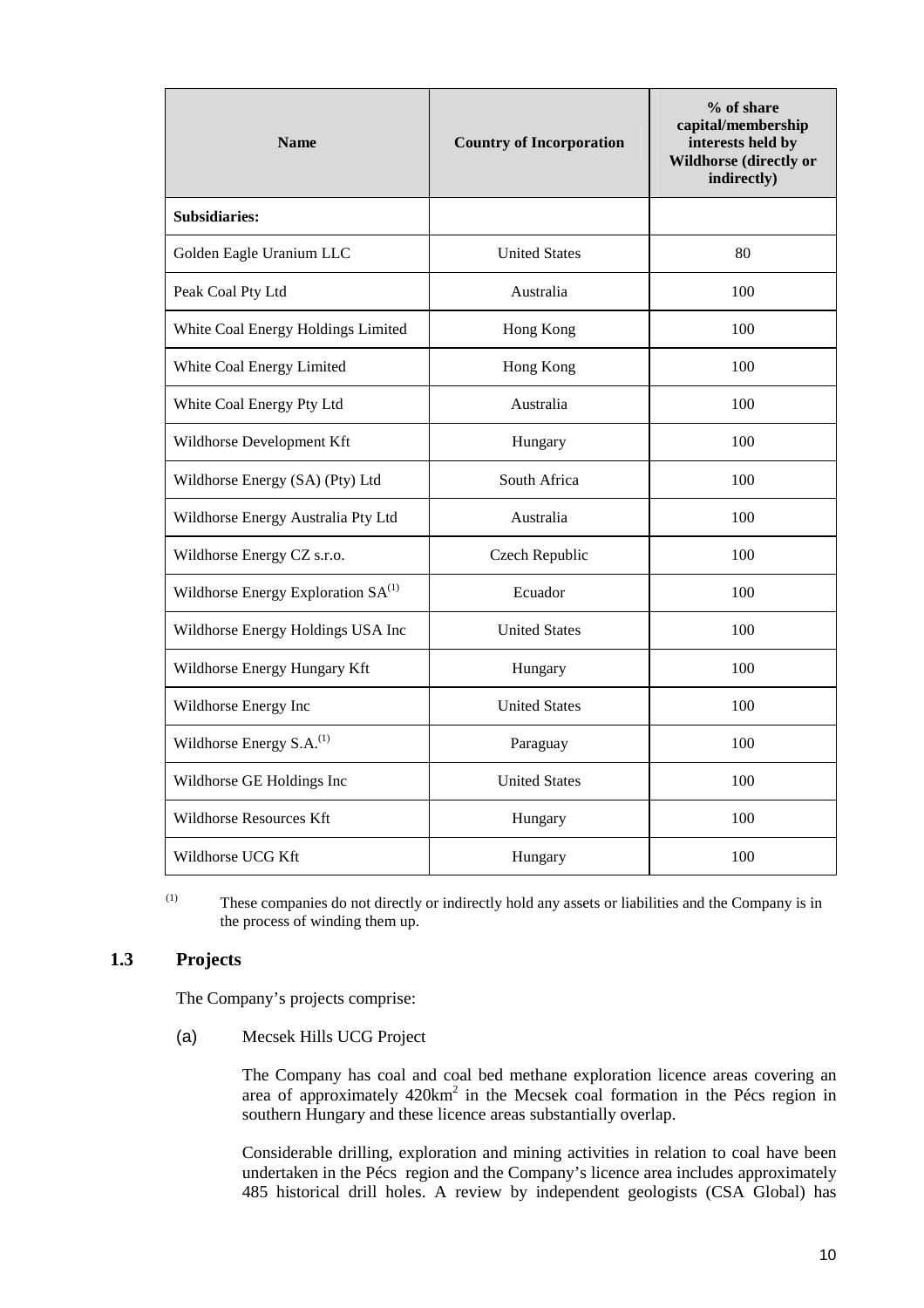| Name | Country of Incorporation | % of share capital/membership interests held by Wildhorse (directly or indirectly) |
| --- | --- | --- |
| **Subsidiaries:** | | |
| Golden Eagle Uranium LLC | United States | 80 |
| Peak Coal Pty Ltd | Australia | 100 |
| White Coal Energy Holdings Limited | Hong Kong | 100 |
| White Coal Energy Limited | Hong Kong | 100 |
| White Coal Energy Pty Ltd | Australia | 100 |
| Wildhorse Development Kft | Hungary | 100 |
| Wildhorse Energy (SA) (Pty) Ltd | South Africa | 100 |
| Wildhorse Energy Australia Pty Ltd | Australia | 100 |
| Wildhorse Energy CZ s.r.o. | Czech Republic | 100 |
| Wildhorse Energy Exploration SA(1) | Ecuador | 100 |
| Wildhorse Energy Holdings USA Inc | United States | 100 |
| Wildhorse Energy Hungary Kft | Hungary | 100 |
| Wildhorse Energy Inc | United States | 100 |
| Wildhorse Energy S.A.(1) | Paraguay | 100 |
| Wildhorse GE Holdings Inc | United States | 100 |
| Wildhorse Resources Kft | Hungary | 100 |
| Wildhorse UCG Kft | Hungary | 100 |

(1) These companies do not directly or indirectly hold any assets or liabilities and the Company is in the process of winding them up.

## 1.3 Projects

The Company's projects comprise:

(a) Mecsek Hills UCG Project

The Company has coal and coal bed methane exploration licence areas covering an area of approximately 420km$^2$ in the Mecsek coal formation in the Pécs region in southern Hungary and these licence areas substantially overlap.

Considerable drilling, exploration and mining activities in relation to coal have been undertaken in the Pécs region and the Company's licence area includes approximately 485 historical drill holes. A review by independent geologists (CSA Global) has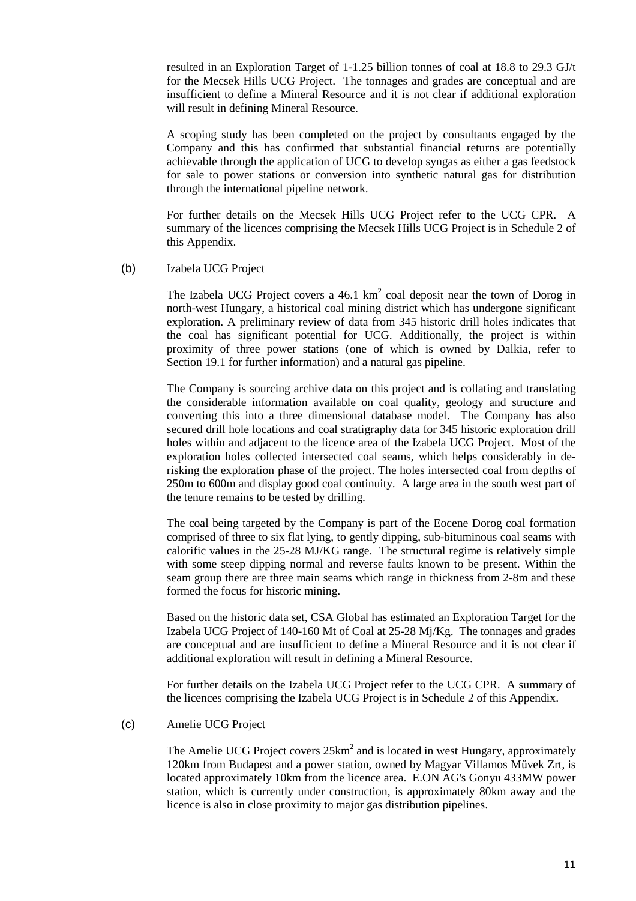resulted in an Exploration Target of 1-1.25 billion tonnes of coal at 18.8 to 29.3 GJ/t for the Mecsek Hills UCG Project. The tonnages and grades are conceptual and are insufficient to define a Mineral Resource and it is not clear if additional exploration will result in defining Mineral Resource.

A scoping study has been completed on the project by consultants engaged by the Company and this has confirmed that substantial financial returns are potentially achievable through the application of UCG to develop syngas as either a gas feedstock for sale to power stations or conversion into synthetic natural gas for distribution through the international pipeline network.

For further details on the Mecsek Hills UCG Project refer to the UCG CPR. A summary of the licences comprising the Mecsek Hills UCG Project is in Schedule 2 of this Appendix.

(b) Izabela UCG Project

The Izabela UCG Project covers a 46.1 km$^2$ coal deposit near the town of Dorog in north-west Hungary, a historical coal mining district which has undergone significant exploration. A preliminary review of data from 345 historic drill holes indicates that the coal has significant potential for UCG. Additionally, the project is within proximity of three power stations (one of which is owned by Dalkia, refer to Section 19.1 for further information) and a natural gas pipeline.

The Company is sourcing archive data on this project and is collating and translating the considerable information available on coal quality, geology and structure and converting this into a three dimensional database model. The Company has also secured drill hole locations and coal stratigraphy data for 345 historic exploration drill holes within and adjacent to the licence area of the Izabela UCG Project. Most of the exploration holes collected intersected coal seams, which helps considerably in de-risking the exploration phase of the project. The holes intersected coal from depths of 250m to 600m and display good coal continuity. A large area in the south west part of the tenure remains to be tested by drilling.

The coal being targeted by the Company is part of the Eocene Dorog coal formation comprised of three to six flat lying, to gently dipping, sub-bituminous coal seams with calorific values in the 25-28 MJ/KG range. The structural regime is relatively simple with some steep dipping normal and reverse faults known to be present. Within the seam group there are three main seams which range in thickness from 2-8m and these formed the focus for historic mining.

Based on the historic data set, CSA Global has estimated an Exploration Target for the Izabela UCG Project of 140-160 Mt of Coal at 25-28 Mj/Kg. The tonnages and grades are conceptual and are insufficient to define a Mineral Resource and it is not clear if additional exploration will result in defining a Mineral Resource.

For further details on the Izabela UCG Project refer to the UCG CPR. A summary of the licences comprising the Izabela UCG Project is in Schedule 2 of this Appendix.

(c) Amelie UCG Project

The Amelie UCG Project covers 25km$^2$ and is located in west Hungary, approximately 120km from Budapest and a power station, owned by Magyar Villamos Művek Zrt, is located approximately 10km from the licence area. E.ON AG's Gonyu 433MW power station, which is currently under construction, is approximately 80km away and the licence is also in close proximity to major gas distribution pipelines.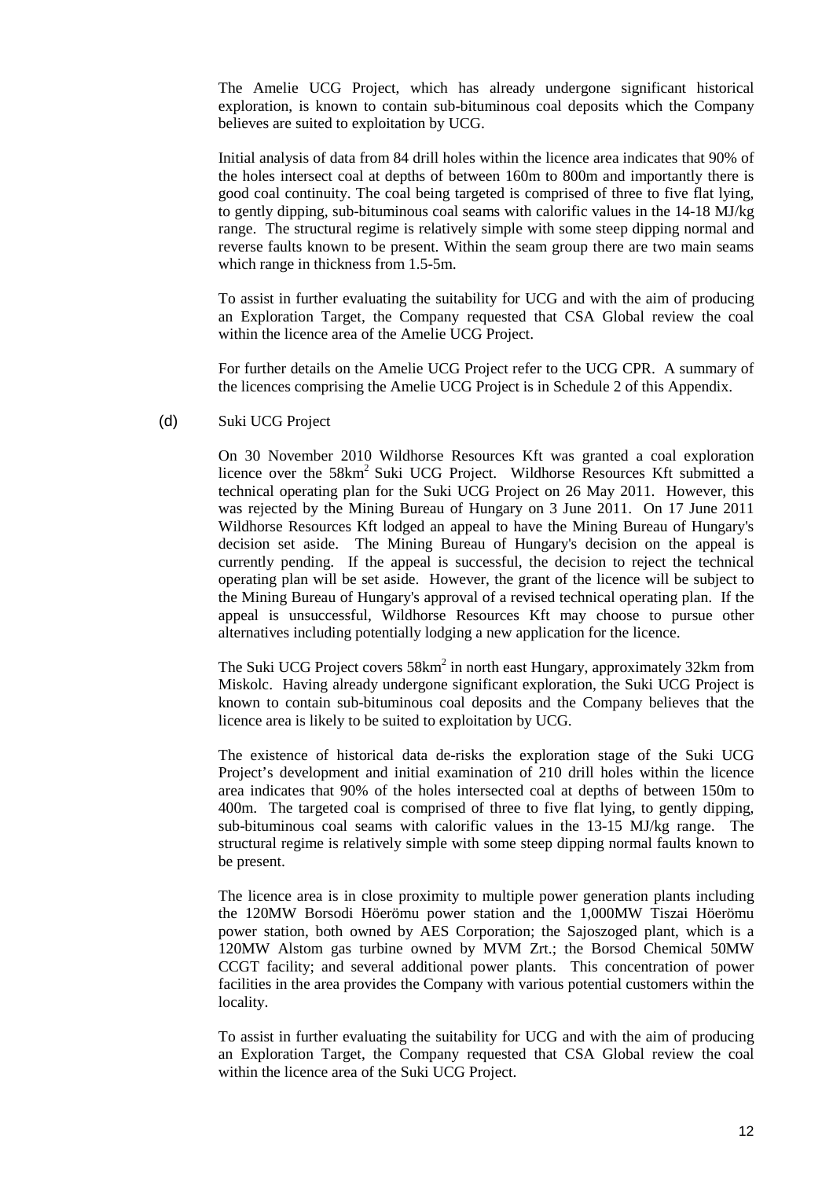The Amelie UCG Project, which has already undergone significant historical exploration, is known to contain sub-bituminous coal deposits which the Company believes are suited to exploitation by UCG.

Initial analysis of data from 84 drill holes within the licence area indicates that 90% of the holes intersect coal at depths of between 160m to 800m and importantly there is good coal continuity. The coal being targeted is comprised of three to five flat lying, to gently dipping, sub-bituminous coal seams with calorific values in the 14-18 MJ/kg range. The structural regime is relatively simple with some steep dipping normal and reverse faults known to be present. Within the seam group there are two main seams which range in thickness from 1.5-5m.

To assist in further evaluating the suitability for UCG and with the aim of producing an Exploration Target, the Company requested that CSA Global review the coal within the licence area of the Amelie UCG Project.

For further details on the Amelie UCG Project refer to the UCG CPR. A summary of the licences comprising the Amelie UCG Project is in Schedule 2 of this Appendix.

(d) Suki UCG Project

On 30 November 2010 Wildhorse Resources Kft was granted a coal exploration licence over the $58km^2$ Suki UCG Project. Wildhorse Resources Kft submitted a technical operating plan for the Suki UCG Project on 26 May 2011. However, this was rejected by the Mining Bureau of Hungary on 3 June 2011. On 17 June 2011 Wildhorse Resources Kft lodged an appeal to have the Mining Bureau of Hungary's decision set aside. The Mining Bureau of Hungary's decision on the appeal is currently pending. If the appeal is successful, the decision to reject the technical operating plan will be set aside. However, the grant of the licence will be subject to the Mining Bureau of Hungary's approval of a revised technical operating plan. If the appeal is unsuccessful, Wildhorse Resources Kft may choose to pursue other alternatives including potentially lodging a new application for the licence.

The Suki UCG Project covers $58km^2$ in north east Hungary, approximately 32km from Miskolc. Having already undergone significant exploration, the Suki UCG Project is known to contain sub-bituminous coal deposits and the Company believes that the licence area is likely to be suited to exploitation by UCG.

The existence of historical data de-risks the exploration stage of the Suki UCG Project's development and initial examination of 210 drill holes within the licence area indicates that 90% of the holes intersected coal at depths of between 150m to 400m. The targeted coal is comprised of three to five flat lying, to gently dipping, sub-bituminous coal seams with calorific values in the 13-15 MJ/kg range. The structural regime is relatively simple with some steep dipping normal faults known to be present.

The licence area is in close proximity to multiple power generation plants including the 120MW Borsodi Höerömu power station and the 1,000MW Tiszai Höerömu power station, both owned by AES Corporation; the Sajoszoged plant, which is a 120MW Alstom gas turbine owned by MVM Zrt.; the Borsod Chemical 50MW CCGT facility; and several additional power plants. This concentration of power facilities in the area provides the Company with various potential customers within the locality.

To assist in further evaluating the suitability for UCG and with the aim of producing an Exploration Target, the Company requested that CSA Global review the coal within the licence area of the Suki UCG Project.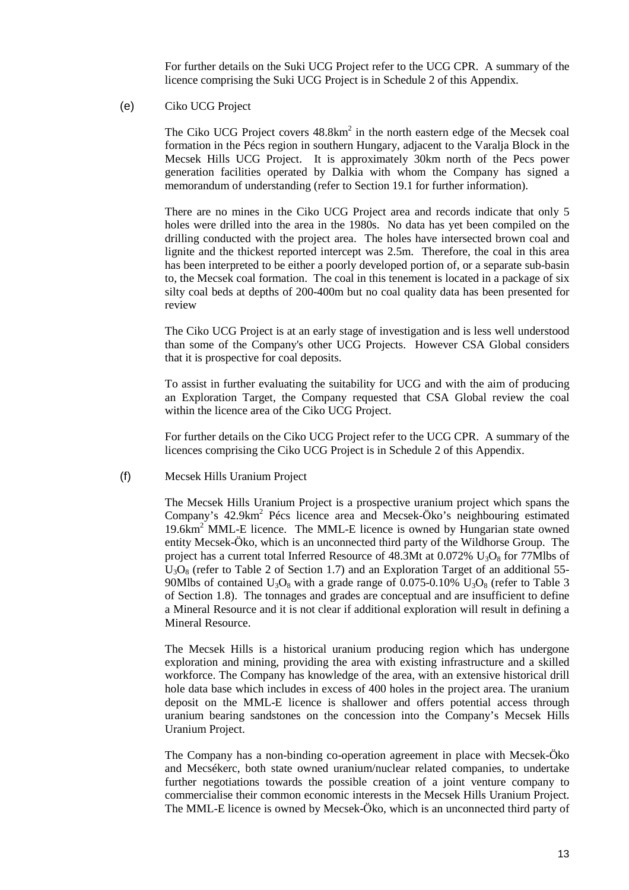For further details on the Suki UCG Project refer to the UCG CPR. A summary of the licence comprising the Suki UCG Project is in Schedule 2 of this Appendix.

(e) Ciko UCG Project

The Ciko UCG Project covers 48.8km$^2$ in the north eastern edge of the Mecsek coal formation in the Pécs region in southern Hungary, adjacent to the Varalja Block in the Mecsek Hills UCG Project. It is approximately 30km north of the Pecs power generation facilities operated by Dalkia with whom the Company has signed a memorandum of understanding (refer to Section 19.1 for further information).

There are no mines in the Ciko UCG Project area and records indicate that only 5 holes were drilled into the area in the 1980s. No data has yet been compiled on the drilling conducted with the project area. The holes have intersected brown coal and lignite and the thickest reported intercept was 2.5m. Therefore, the coal in this area has been interpreted to be either a poorly developed portion of, or a separate sub-basin to, the Mecsek coal formation. The coal in this tenement is located in a package of six silty coal beds at depths of 200-400m but no coal quality data has been presented for review

The Ciko UCG Project is at an early stage of investigation and is less well understood than some of the Company's other UCG Projects. However CSA Global considers that it is prospective for coal deposits.

To assist in further evaluating the suitability for UCG and with the aim of producing an Exploration Target, the Company requested that CSA Global review the coal within the licence area of the Ciko UCG Project.

For further details on the Ciko UCG Project refer to the UCG CPR. A summary of the licences comprising the Ciko UCG Project is in Schedule 2 of this Appendix.

(f) Mecsek Hills Uranium Project

The Mecsek Hills Uranium Project is a prospective uranium project which spans the Company's 42.9km$^2$ Pécs licence area and Mecsek-Öko's neighbouring estimated 19.6km$^2$ MML-E licence. The MML-E licence is owned by Hungarian state owned entity Mecsek-Öko, which is an unconnected third party of the Wildhorse Group. The project has a current total Inferred Resource of 48.3Mt at 0.072% $U_3O_8$ for 77Mlbs of $U_3O_8$ (refer to Table 2 of Section 1.7) and an Exploration Target of an additional 55-90Mlbs of contained $U_3O_8$ with a grade range of 0.075-0.10% $U_3O_8$ (refer to Table 3 of Section 1.8). The tonnages and grades are conceptual and are insufficient to define a Mineral Resource and it is not clear if additional exploration will result in defining a Mineral Resource.

The Mecsek Hills is a historical uranium producing region which has undergone exploration and mining, providing the area with existing infrastructure and a skilled workforce. The Company has knowledge of the area, with an extensive historical drill hole data base which includes in excess of 400 holes in the project area. The uranium deposit on the MML-E licence is shallower and offers potential access through uranium bearing sandstones on the concession into the Company's Mecsek Hills Uranium Project.

The Company has a non-binding co-operation agreement in place with Mecsek-Öko and Mecsékerc, both state owned uranium/nuclear related companies, to undertake further negotiations towards the possible creation of a joint venture company to commercialise their common economic interests in the Mecsek Hills Uranium Project. The MML-E licence is owned by Mecsek-Öko, which is an unconnected third party of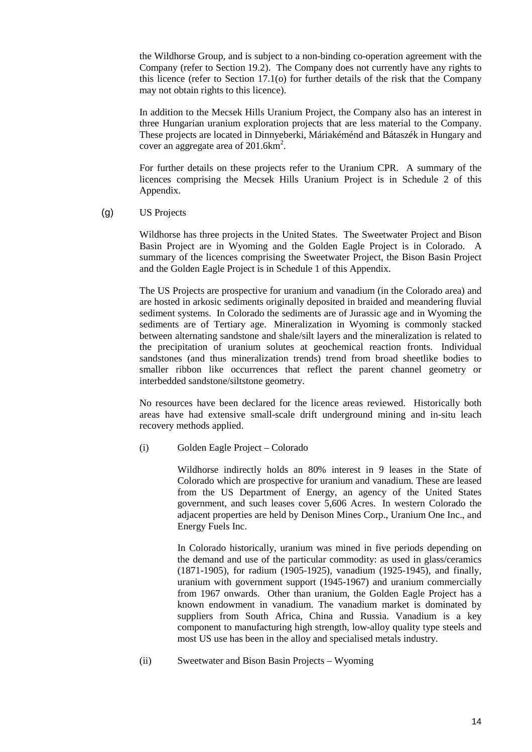the Wildhorse Group, and is subject to a non-binding co-operation agreement with the Company (refer to Section 19.2). The Company does not currently have any rights to this licence (refer to Section 17.1(o) for further details of the risk that the Company may not obtain rights to this licence).

In addition to the Mecsek Hills Uranium Project, the Company also has an interest in three Hungarian uranium exploration projects that are less material to the Company. These projects are located in Dinnyeberki, Máriakéménd and Bátaszék in Hungary and cover an aggregate area of 201.6km$^2$.

For further details on these projects refer to the Uranium CPR. A summary of the licences comprising the Mecsek Hills Uranium Project is in Schedule 2 of this Appendix.

(g) US Projects

Wildhorse has three projects in the United States. The Sweetwater Project and Bison Basin Project are in Wyoming and the Golden Eagle Project is in Colorado. A summary of the licences comprising the Sweetwater Project, the Bison Basin Project and the Golden Eagle Project is in Schedule 1 of this Appendix.

The US Projects are prospective for uranium and vanadium (in the Colorado area) and are hosted in arkosic sediments originally deposited in braided and meandering fluvial sediment systems. In Colorado the sediments are of Jurassic age and in Wyoming the sediments are of Tertiary age. Mineralization in Wyoming is commonly stacked between alternating sandstone and shale/silt layers and the mineralization is related to the precipitation of uranium solutes at geochemical reaction fronts. Individual sandstones (and thus mineralization trends) trend from broad sheetlike bodies to smaller ribbon like occurrences that reflect the parent channel geometry or interbedded sandstone/siltstone geometry.

No resources have been declared for the licence areas reviewed. Historically both areas have had extensive small-scale drift underground mining and in-situ leach recovery methods applied.

(i) Golden Eagle Project – Colorado

Wildhorse indirectly holds an 80% interest in 9 leases in the State of Colorado which are prospective for uranium and vanadium. These are leased from the US Department of Energy, an agency of the United States government, and such leases cover 5,606 Acres. In western Colorado the adjacent properties are held by Denison Mines Corp., Uranium One Inc., and Energy Fuels Inc.

In Colorado historically, uranium was mined in five periods depending on the demand and use of the particular commodity: as used in glass/ceramics (1871-1905), for radium (1905-1925), vanadium (1925-1945), and finally, uranium with government support (1945-1967) and uranium commercially from 1967 onwards. Other than uranium, the Golden Eagle Project has a known endowment in vanadium. The vanadium market is dominated by suppliers from South Africa, China and Russia. Vanadium is a key component to manufacturing high strength, low-alloy quality type steels and most US use has been in the alloy and specialised metals industry.

(ii) Sweetwater and Bison Basin Projects – Wyoming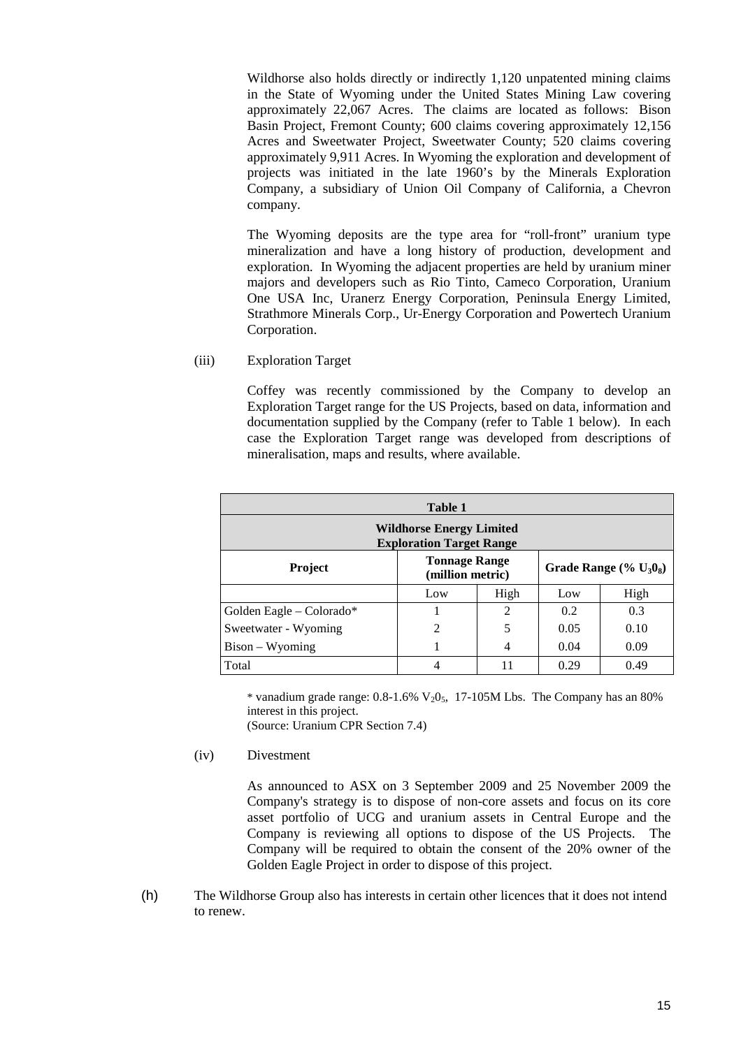Wildhorse also holds directly or indirectly 1,120 unpatented mining claims in the State of Wyoming under the United States Mining Law covering approximately 22,067 Acres. The claims are located as follows: Bison Basin Project, Fremont County; 600 claims covering approximately 12,156 Acres and Sweetwater Project, Sweetwater County; 520 claims covering approximately 9,911 Acres. In Wyoming the exploration and development of projects was initiated in the late 1960's by the Minerals Exploration Company, a subsidiary of Union Oil Company of California, a Chevron company.

The Wyoming deposits are the type area for "roll-front" uranium type mineralization and have a long history of production, development and exploration. In Wyoming the adjacent properties are held by uranium miner majors and developers such as Rio Tinto, Cameco Corporation, Uranium One USA Inc, Uranerz Energy Corporation, Peninsula Energy Limited, Strathmore Minerals Corp., Ur-Energy Corporation and Powertech Uranium Corporation.

(iii) Exploration Target

Coffey was recently commissioned by the Company to develop an Exploration Target range for the US Projects, based on data, information and documentation supplied by the Company (refer to Table 1 below). In each case the Exploration Target range was developed from descriptions of mineralisation, maps and results, where available.

**Table 1**

**Wildhorse Energy Limited Exploration Target Range**

| Project | Tonnage Range (million metric) | | Grade Range (% $U_3O_8$) | |
|---|---|---|---|---|
| | Low | High | Low | High |
| Golden Eagle – Colorado* | 1 | 2 | 0.2 | 0.3 |
| Sweetwater - Wyoming | 2 | 5 | 0.05 | 0.10 |
| Bison – Wyoming | 1 | 4 | 0.04 | 0.09 |
| Total | 4 | 11 | 0.29 | 0.49 |

\* vanadium grade range: 0.8-1.6% $V_2O_5$, 17-105M Lbs. The Company has an 80% interest in this project.
(Source: Uranium CPR Section 7.4)

(iv) Divestment

As announced to ASX on 3 September 2009 and 25 November 2009 the Company's strategy is to dispose of non-core assets and focus on its core asset portfolio of UCG and uranium assets in Central Europe and the Company is reviewing all options to dispose of the US Projects. The Company will be required to obtain the consent of the 20% owner of the Golden Eagle Project in order to dispose of this project.

(h) The Wildhorse Group also has interests in certain other licences that it does not intend to renew.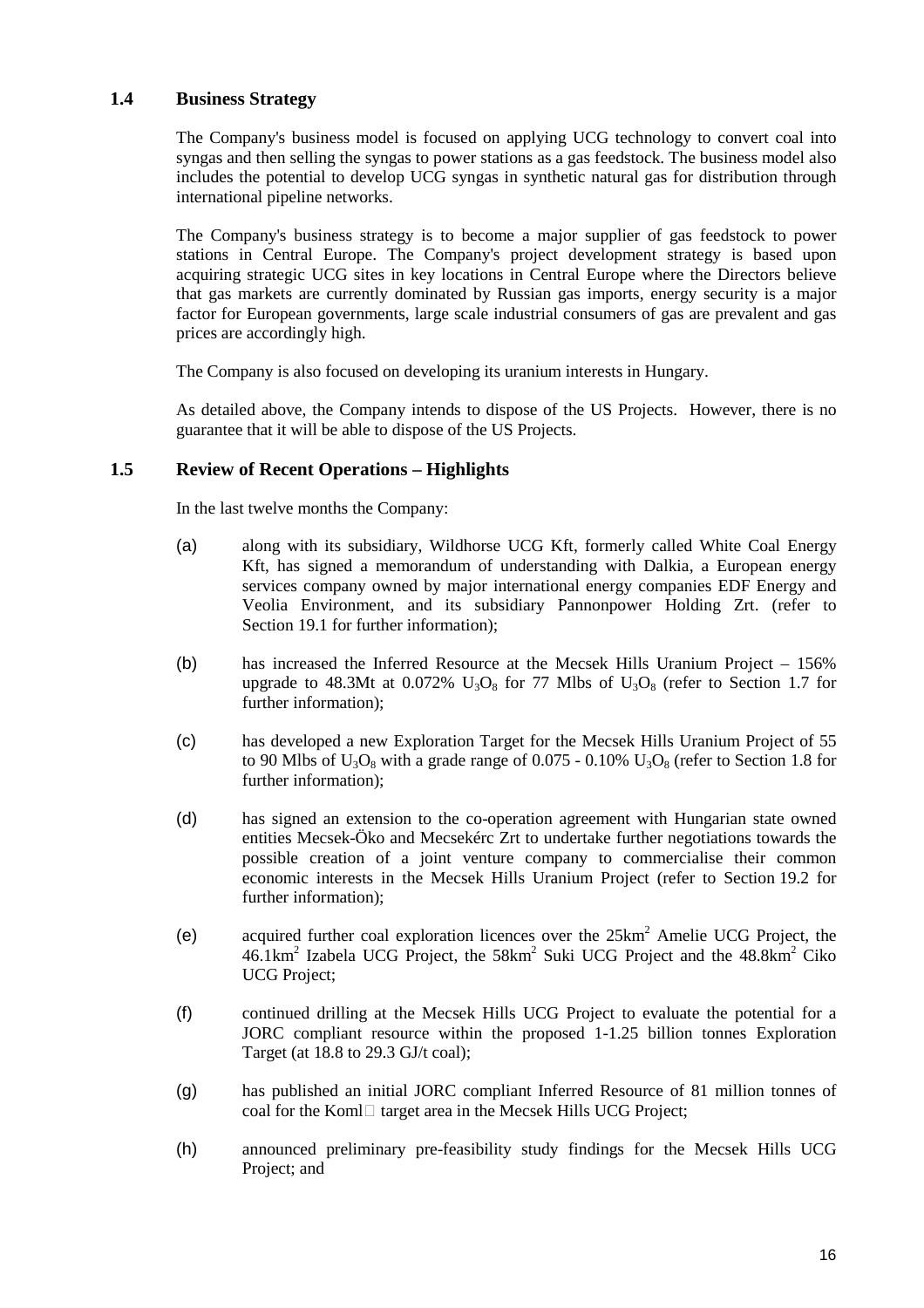## 1.4 Business Strategy

The Company's business model is focused on applying UCG technology to convert coal into syngas and then selling the syngas to power stations as a gas feedstock. The business model also includes the potential to develop UCG syngas in synthetic natural gas for distribution through international pipeline networks.

The Company's business strategy is to become a major supplier of gas feedstock to power stations in Central Europe. The Company's project development strategy is based upon acquiring strategic UCG sites in key locations in Central Europe where the Directors believe that gas markets are currently dominated by Russian gas imports, energy security is a major factor for European governments, large scale industrial consumers of gas are prevalent and gas prices are accordingly high.

The Company is also focused on developing its uranium interests in Hungary.

As detailed above, the Company intends to dispose of the US Projects. However, there is no guarantee that it will be able to dispose of the US Projects.

## 1.5 Review of Recent Operations – Highlights

In the last twelve months the Company:

(a) along with its subsidiary, Wildhorse UCG Kft, formerly called White Coal Energy Kft, has signed a memorandum of understanding with Dalkia, a European energy services company owned by major international energy companies EDF Energy and Veolia Environment, and its subsidiary Pannonpower Holding Zrt. (refer to Section 19.1 for further information);

(b) has increased the Inferred Resource at the Mecsek Hills Uranium Project – 156% upgrade to 48.3Mt at 0.072% $U_3O_8$ for 77 Mlbs of $U_3O_8$ (refer to Section 1.7 for further information);

(c) has developed a new Exploration Target for the Mecsek Hills Uranium Project of 55 to 90 Mlbs of $U_3O_8$ with a grade range of 0.075 - 0.10% $U_3O_8$ (refer to Section 1.8 for further information);

(d) has signed an extension to the co-operation agreement with Hungarian state owned entities Mecsek-Öko and Mecsekérc Zrt to undertake further negotiations towards the possible creation of a joint venture company to commercialise their common economic interests in the Mecsek Hills Uranium Project (refer to Section 19.2 for further information);

(e) acquired further coal exploration licences over the 25km² Amelie UCG Project, the 46.1km² Izabela UCG Project, the 58km² Suki UCG Project and the 48.8km² Ciko UCG Project;

(f) continued drilling at the Mecsek Hills UCG Project to evaluate the potential for a JORC compliant resource within the proposed 1-1.25 billion tonnes Exploration Target (at 18.8 to 29.3 GJ/t coal);

(g) has published an initial JORC compliant Inferred Resource of 81 million tonnes of coal for the Koml target area in the Mecsek Hills UCG Project;

(h) announced preliminary pre-feasibility study findings for the Mecsek Hills UCG Project; and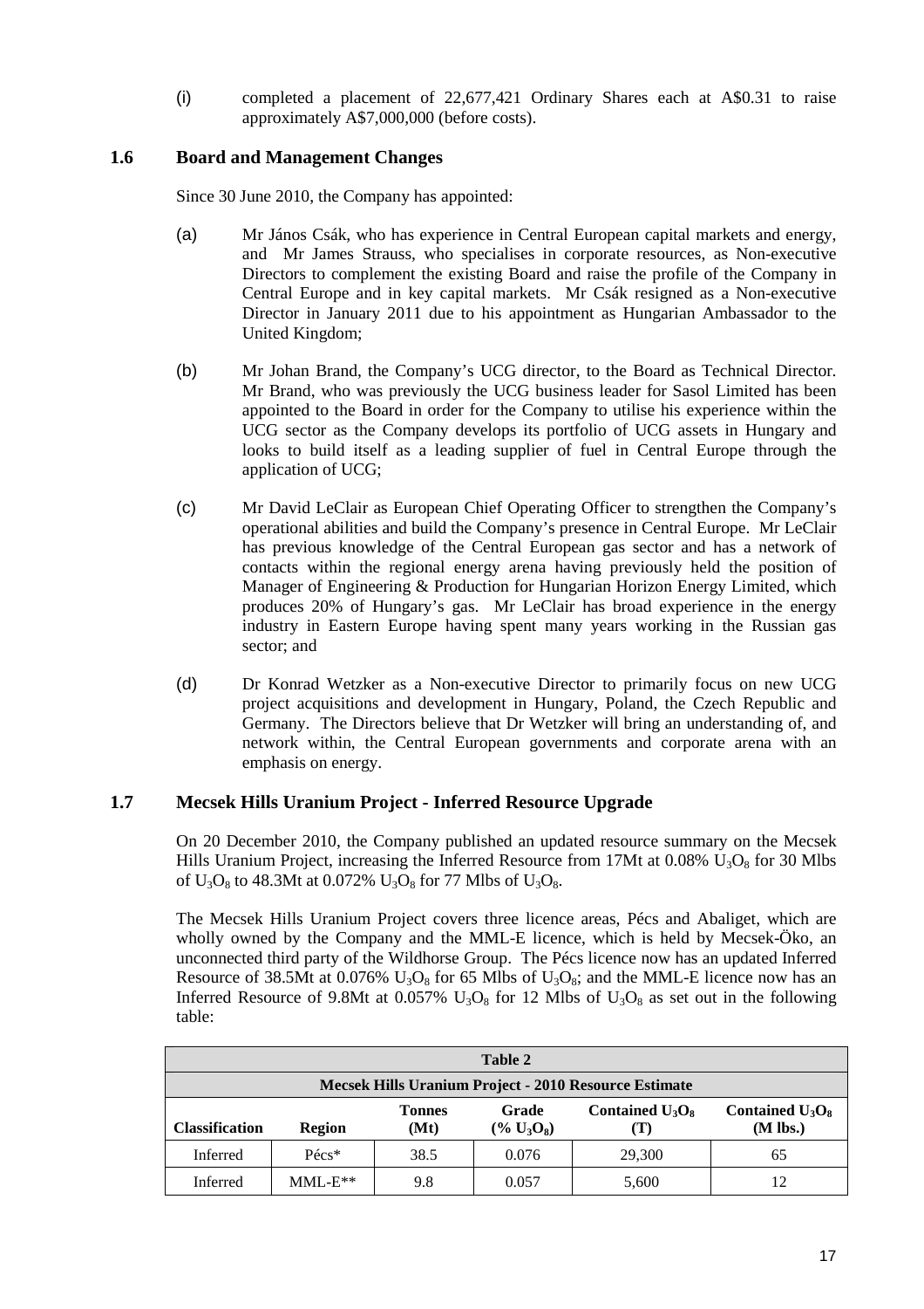(i) completed a placement of 22,677,421 Ordinary Shares each at A$0.31 to raise approximately A$7,000,000 (before costs).

## 1.6 Board and Management Changes

Since 30 June 2010, the Company has appointed:

(a) Mr János Csák, who has experience in Central European capital markets and energy, and Mr James Strauss, who specialises in corporate resources, as Non-executive Directors to complement the existing Board and raise the profile of the Company in Central Europe and in key capital markets. Mr Csák resigned as a Non-executive Director in January 2011 due to his appointment as Hungarian Ambassador to the United Kingdom;

(b) Mr Johan Brand, the Company's UCG director, to the Board as Technical Director. Mr Brand, who was previously the UCG business leader for Sasol Limited has been appointed to the Board in order for the Company to utilise his experience within the UCG sector as the Company develops its portfolio of UCG assets in Hungary and looks to build itself as a leading supplier of fuel in Central Europe through the application of UCG;

(c) Mr David LeClair as European Chief Operating Officer to strengthen the Company's operational abilities and build the Company's presence in Central Europe. Mr LeClair has previous knowledge of the Central European gas sector and has a network of contacts within the regional energy arena having previously held the position of Manager of Engineering & Production for Hungarian Horizon Energy Limited, which produces 20% of Hungary's gas. Mr LeClair has broad experience in the energy industry in Eastern Europe having spent many years working in the Russian gas sector; and

(d) Dr Konrad Wetzker as a Non-executive Director to primarily focus on new UCG project acquisitions and development in Hungary, Poland, the Czech Republic and Germany. The Directors believe that Dr Wetzker will bring an understanding of, and network within, the Central European governments and corporate arena with an emphasis on energy.

## 1.7 Mecsek Hills Uranium Project - Inferred Resource Upgrade

On 20 December 2010, the Company published an updated resource summary on the Mecsek Hills Uranium Project, increasing the Inferred Resource from 17Mt at 0.08% $U_3O_8$ for 30 Mlbs of $U_3O_8$ to 48.3Mt at 0.072% $U_3O_8$ for 77 Mlbs of $U_3O_8$.

The Mecsek Hills Uranium Project covers three licence areas, Pécs and Abaliget, which are wholly owned by the Company and the MML-E licence, which is held by Mecsek-Öko, an unconnected third party of the Wildhorse Group. The Pécs licence now has an updated Inferred Resource of 38.5Mt at 0.076% $U_3O_8$ for 65 Mlbs of $U_3O_8$; and the MML-E licence now has an Inferred Resource of 9.8Mt at 0.057% $U_3O_8$ for 12 Mlbs of $U_3O_8$ as set out in the following table:

| Table 2 | | | | | |
|---|---|---|---|---|---|
| **Mecsek Hills Uranium Project - 2010 Resource Estimate** | | | | | |
| **Classification** | **Region** | **Tonnes (Mt)** | **Grade (% $U_3O_8$)** | **Contained $U_3O_8$ (T)** | **Contained $U_3O_8$ (M lbs.)** |
| Inferred | Pécs* | 38.5 | 0.076 | 29,300 | 65 |
| Inferred | MML-E** | 9.8 | 0.057 | 5,600 | 12 |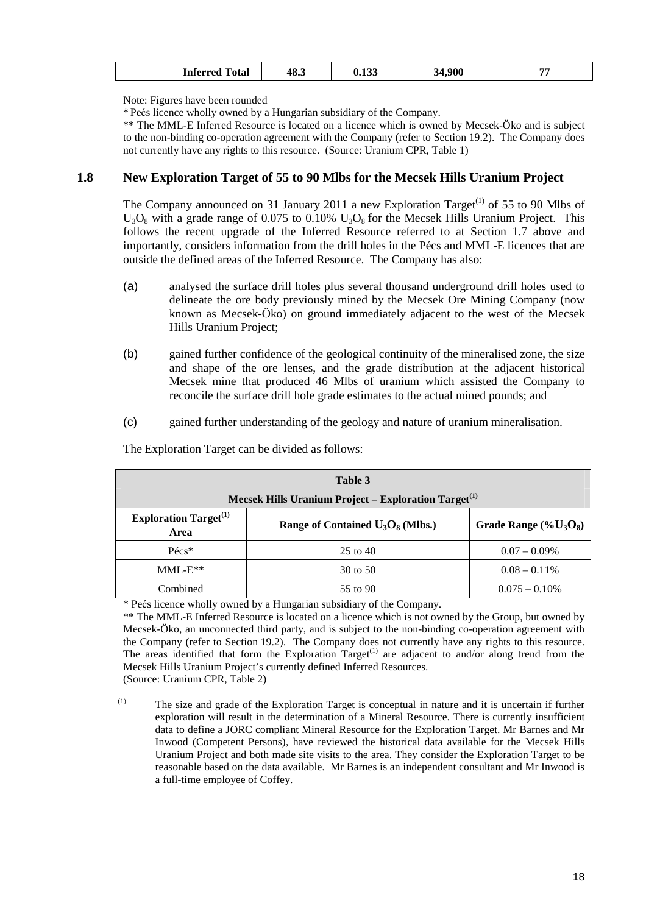| Inferred Total | 48.3 | 0.133 | 34,900 | 77 |
|---|---|---|---|---|

Note: Figures have been rounded

* Pećs licence wholly owned by a Hungarian subsidiary of the Company.

** The MML-E Inferred Resource is located on a licence which is owned by Mecsek-Öko and is subject to the non-binding co-operation agreement with the Company (refer to Section 19.2). The Company does not currently have any rights to this resource. (Source: Uranium CPR, Table 1)

## 1.8 New Exploration Target of 55 to 90 Mlbs for the Mecsek Hills Uranium Project

The Company announced on 31 January 2011 a new Exploration Target[(1)] of 55 to 90 Mlbs of $U_3O_8$ with a grade range of 0.075 to 0.10% $U_3O_8$ for the Mecsek Hills Uranium Project. This follows the recent upgrade of the Inferred Resource referred to at Section 1.7 above and importantly, considers information from the drill holes in the Pécs and MML-E licences that are outside the defined areas of the Inferred Resource. The Company has also:

(a) analysed the surface drill holes plus several thousand underground drill holes used to delineate the ore body previously mined by the Mecsek Ore Mining Company (now known as Mecsek-Öko) on ground immediately adjacent to the west of the Mecsek Hills Uranium Project;

(b) gained further confidence of the geological continuity of the mineralised zone, the size and shape of the ore lenses, and the grade distribution at the adjacent historical Mecsek mine that produced 46 Mlbs of uranium which assisted the Company to reconcile the surface drill hole grade estimates to the actual mined pounds; and

(c) gained further understanding of the geology and nature of uranium mineralisation.

The Exploration Target can be divided as follows:

| Table 3 | | |
|---|---|---|
| **Mecsek Hills Uranium Project – Exploration Target[(1)]** | | |
| **Exploration Target[(1)] Area** | **Range of Contained $U_3O_8$ (Mlbs.)** | **Grade Range (%$U_3O_8$)** |
| Pécs* | 25 to 40 | 0.07 – 0.09% |
| MML-E** | 30 to 50 | 0.08 – 0.11% |
| Combined | 55 to 90 | 0.075 – 0.10% |

* Pećs licence wholly owned by a Hungarian subsidiary of the Company.

** The MML-E Inferred Resource is located on a licence which is not owned by the Group, but owned by Mecsek-Öko, an unconnected third party, and is subject to the non-binding co-operation agreement with the Company (refer to Section 19.2). The Company does not currently have any rights to this resource. The areas identified that form the Exploration Target[(1)] are adjacent to and/or along trend from the Mecsek Hills Uranium Project's currently defined Inferred Resources.

(Source: Uranium CPR, Table 2)

(1) The size and grade of the Exploration Target is conceptual in nature and it is uncertain if further exploration will result in the determination of a Mineral Resource. There is currently insufficient data to define a JORC compliant Mineral Resource for the Exploration Target. Mr Barnes and Mr Inwood (Competent Persons), have reviewed the historical data available for the Mecsek Hills Uranium Project and both made site visits to the area. They consider the Exploration Target to be reasonable based on the data available. Mr Barnes is an independent consultant and Mr Inwood is a full-time employee of Coffey.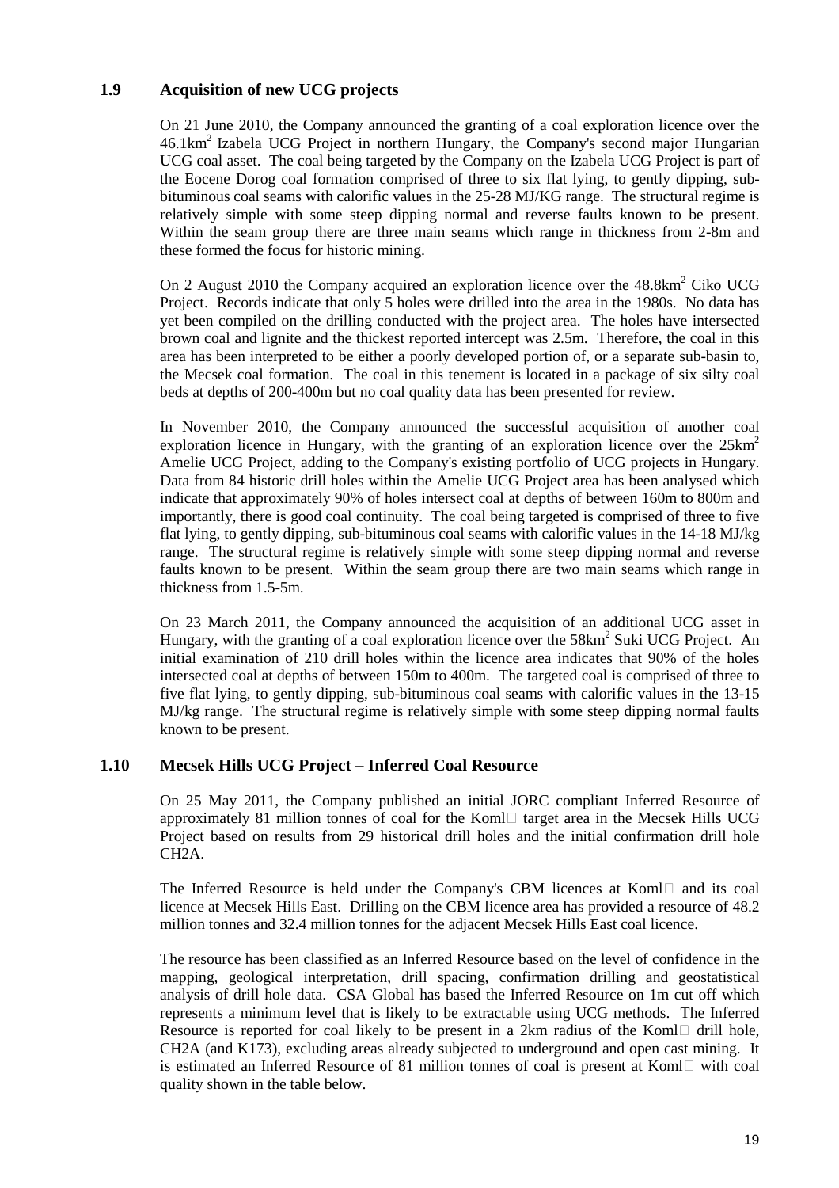## 1.9 Acquisition of new UCG projects

On 21 June 2010, the Company announced the granting of a coal exploration licence over the 46.1km$^2$ Izabela UCG Project in northern Hungary, the Company's second major Hungarian UCG coal asset. The coal being targeted by the Company on the Izabela UCG Project is part of the Eocene Dorog coal formation comprised of three to six flat lying, to gently dipping, sub-bituminous coal seams with calorific values in the 25-28 MJ/KG range. The structural regime is relatively simple with some steep dipping normal and reverse faults known to be present. Within the seam group there are three main seams which range in thickness from 2-8m and these formed the focus for historic mining.

On 2 August 2010 the Company acquired an exploration licence over the 48.8km$^2$ Ciko UCG Project. Records indicate that only 5 holes were drilled into the area in the 1980s. No data has yet been compiled on the drilling conducted with the project area. The holes have intersected brown coal and lignite and the thickest reported intercept was 2.5m. Therefore, the coal in this area has been interpreted to be either a poorly developed portion of, or a separate sub-basin to, the Mecsek coal formation. The coal in this tenement is located in a package of six silty coal beds at depths of 200-400m but no coal quality data has been presented for review.

In November 2010, the Company announced the successful acquisition of another coal exploration licence in Hungary, with the granting of an exploration licence over the 25km$^2$ Amelie UCG Project, adding to the Company's existing portfolio of UCG projects in Hungary. Data from 84 historic drill holes within the Amelie UCG Project area has been analysed which indicate that approximately 90% of holes intersect coal at depths of between 160m to 800m and importantly, there is good coal continuity. The coal being targeted is comprised of three to five flat lying, to gently dipping, sub-bituminous coal seams with calorific values in the 14-18 MJ/kg range. The structural regime is relatively simple with some steep dipping normal and reverse faults known to be present. Within the seam group there are two main seams which range in thickness from 1.5-5m.

On 23 March 2011, the Company announced the acquisition of an additional UCG asset in Hungary, with the granting of a coal exploration licence over the 58km$^2$ Suki UCG Project. An initial examination of 210 drill holes within the licence area indicates that 90% of the holes intersected coal at depths of between 150m to 400m. The targeted coal is comprised of three to five flat lying, to gently dipping, sub-bituminous coal seams with calorific values in the 13-15 MJ/kg range. The structural regime is relatively simple with some steep dipping normal faults known to be present.

## 1.10 Mecsek Hills UCG Project – Inferred Coal Resource

On 25 May 2011, the Company published an initial JORC compliant Inferred Resource of approximately 81 million tonnes of coal for the Koml target area in the Mecsek Hills UCG Project based on results from 29 historical drill holes and the initial confirmation drill hole CH2A.

The Inferred Resource is held under the Company's CBM licences at Koml and its coal licence at Mecsek Hills East. Drilling on the CBM licence area has provided a resource of 48.2 million tonnes and 32.4 million tonnes for the adjacent Mecsek Hills East coal licence.

The resource has been classified as an Inferred Resource based on the level of confidence in the mapping, geological interpretation, drill spacing, confirmation drilling and geostatistical analysis of drill hole data. CSA Global has based the Inferred Resource on 1m cut off which represents a minimum level that is likely to be extractable using UCG methods. The Inferred Resource is reported for coal likely to be present in a 2km radius of the Koml drill hole, CH2A (and K173), excluding areas already subjected to underground and open cast mining. It is estimated an Inferred Resource of 81 million tonnes of coal is present at Koml with coal quality shown in the table below.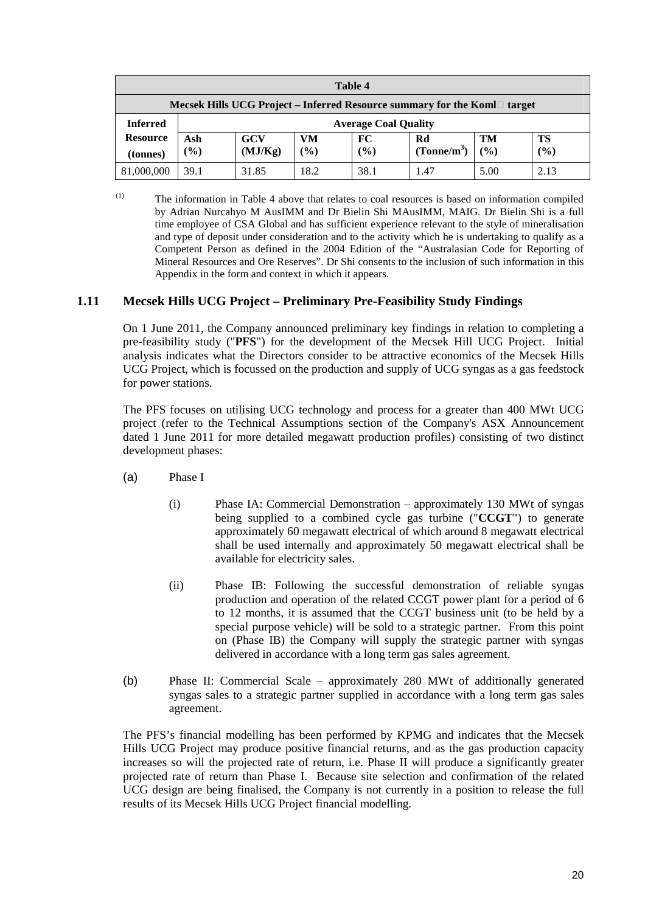| Table 4 | | | | | | | |
|---|---|---|---|---|---|---|---|
| Mecsek Hills UCG Project – Inferred Resource summary for the Koml□ target | | | | | | | |
| Inferred Resource (tonnes) | Average Coal Quality | | | | | | |
| | Ash (%) | GCV (MJ/Kg) | VM (%) | FC (%) | Rd ($Tonne/m^3$) | TM (%) | TS (%) |
| 81,000,000 | 39.1 | 31.85 | 18.2 | 38.1 | 1.47 | 5.00 | 2.13 |

(1) The information in Table 4 above that relates to coal resources is based on information compiled by Adrian Nurcahyo M AusIMM and Dr Bielin Shi MAusIMM, MAIG. Dr Bielin Shi is a full time employee of CSA Global and has sufficient experience relevant to the style of mineralisation and type of deposit under consideration and to the activity which he is undertaking to qualify as a Competent Person as defined in the 2004 Edition of the "Australasian Code for Reporting of Mineral Resources and Ore Reserves". Dr Shi consents to the inclusion of such information in this Appendix in the form and context in which it appears.

## 1.11 Mecsek Hills UCG Project – Preliminary Pre-Feasibility Study Findings

On 1 June 2011, the Company announced preliminary key findings in relation to completing a pre-feasibility study ("**PFS**") for the development of the Mecsek Hill UCG Project. Initial analysis indicates what the Directors consider to be attractive economics of the Mecsek Hills UCG Project, which is focussed on the production and supply of UCG syngas as a gas feedstock for power stations.

The PFS focuses on utilising UCG technology and process for a greater than 400 MWt UCG project (refer to the Technical Assumptions section of the Company's ASX Announcement dated 1 June 2011 for more detailed megawatt production profiles) consisting of two distinct development phases:

(a) Phase I

(i) Phase IA: Commercial Demonstration – approximately 130 MWt of syngas being supplied to a combined cycle gas turbine ("**CCGT**") to generate approximately 60 megawatt electrical of which around 8 megawatt electrical shall be used internally and approximately 50 megawatt electrical shall be available for electricity sales.

(ii) Phase IB: Following the successful demonstration of reliable syngas production and operation of the related CCGT power plant for a period of 6 to 12 months, it is assumed that the CCGT business unit (to be held by a special purpose vehicle) will be sold to a strategic partner. From this point on (Phase IB) the Company will supply the strategic partner with syngas delivered in accordance with a long term gas sales agreement.

(b) Phase II: Commercial Scale – approximately 280 MWt of additionally generated syngas sales to a strategic partner supplied in accordance with a long term gas sales agreement.

The PFS's financial modelling has been performed by KPMG and indicates that the Mecsek Hills UCG Project may produce positive financial returns, and as the gas production capacity increases so will the projected rate of return, i.e. Phase II will produce a significantly greater projected rate of return than Phase I. Because site selection and confirmation of the related UCG design are being finalised, the Company is not currently in a position to release the full results of its Mecsek Hills UCG Project financial modelling.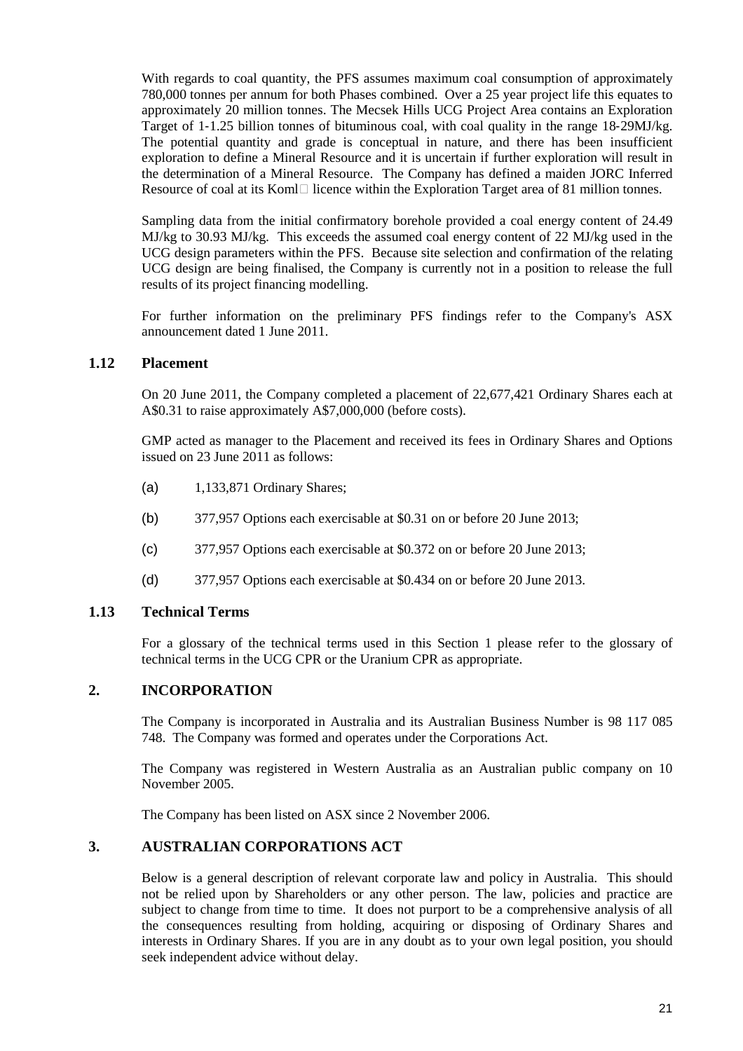With regards to coal quantity, the PFS assumes maximum coal consumption of approximately 780,000 tonnes per annum for both Phases combined. Over a 25 year project life this equates to approximately 20 million tonnes. The Mecsek Hills UCG Project Area contains an Exploration Target of 1-1.25 billion tonnes of bituminous coal, with coal quality in the range 18-29MJ/kg. The potential quantity and grade is conceptual in nature, and there has been insufficient exploration to define a Mineral Resource and it is uncertain if further exploration will result in the determination of a Mineral Resource. The Company has defined a maiden JORC Inferred Resource of coal at its Koml□ licence within the Exploration Target area of 81 million tonnes.

Sampling data from the initial confirmatory borehole provided a coal energy content of 24.49 MJ/kg to 30.93 MJ/kg. This exceeds the assumed coal energy content of 22 MJ/kg used in the UCG design parameters within the PFS. Because site selection and confirmation of the relating UCG design are being finalised, the Company is currently not in a position to release the full results of its project financing modelling.

For further information on the preliminary PFS findings refer to the Company's ASX announcement dated 1 June 2011.

### 1.12 Placement

On 20 June 2011, the Company completed a placement of 22,677,421 Ordinary Shares each at A$0.31 to raise approximately A$7,000,000 (before costs).

GMP acted as manager to the Placement and received its fees in Ordinary Shares and Options issued on 23 June 2011 as follows:

(a) 1,133,871 Ordinary Shares;

(b) 377,957 Options each exercisable at $0.31 on or before 20 June 2013;

(c) 377,957 Options each exercisable at $0.372 on or before 20 June 2013;

(d) 377,957 Options each exercisable at $0.434 on or before 20 June 2013.

### 1.13 Technical Terms

For a glossary of the technical terms used in this Section 1 please refer to the glossary of technical terms in the UCG CPR or the Uranium CPR as appropriate.

## 2. INCORPORATION

The Company is incorporated in Australia and its Australian Business Number is 98 117 085 748. The Company was formed and operates under the Corporations Act.

The Company was registered in Western Australia as an Australian public company on 10 November 2005.

The Company has been listed on ASX since 2 November 2006.

## 3. AUSTRALIAN CORPORATIONS ACT

Below is a general description of relevant corporate law and policy in Australia. This should not be relied upon by Shareholders or any other person. The law, policies and practice are subject to change from time to time. It does not purport to be a comprehensive analysis of all the consequences resulting from holding, acquiring or disposing of Ordinary Shares and interests in Ordinary Shares. If you are in any doubt as to your own legal position, you should seek independent advice without delay.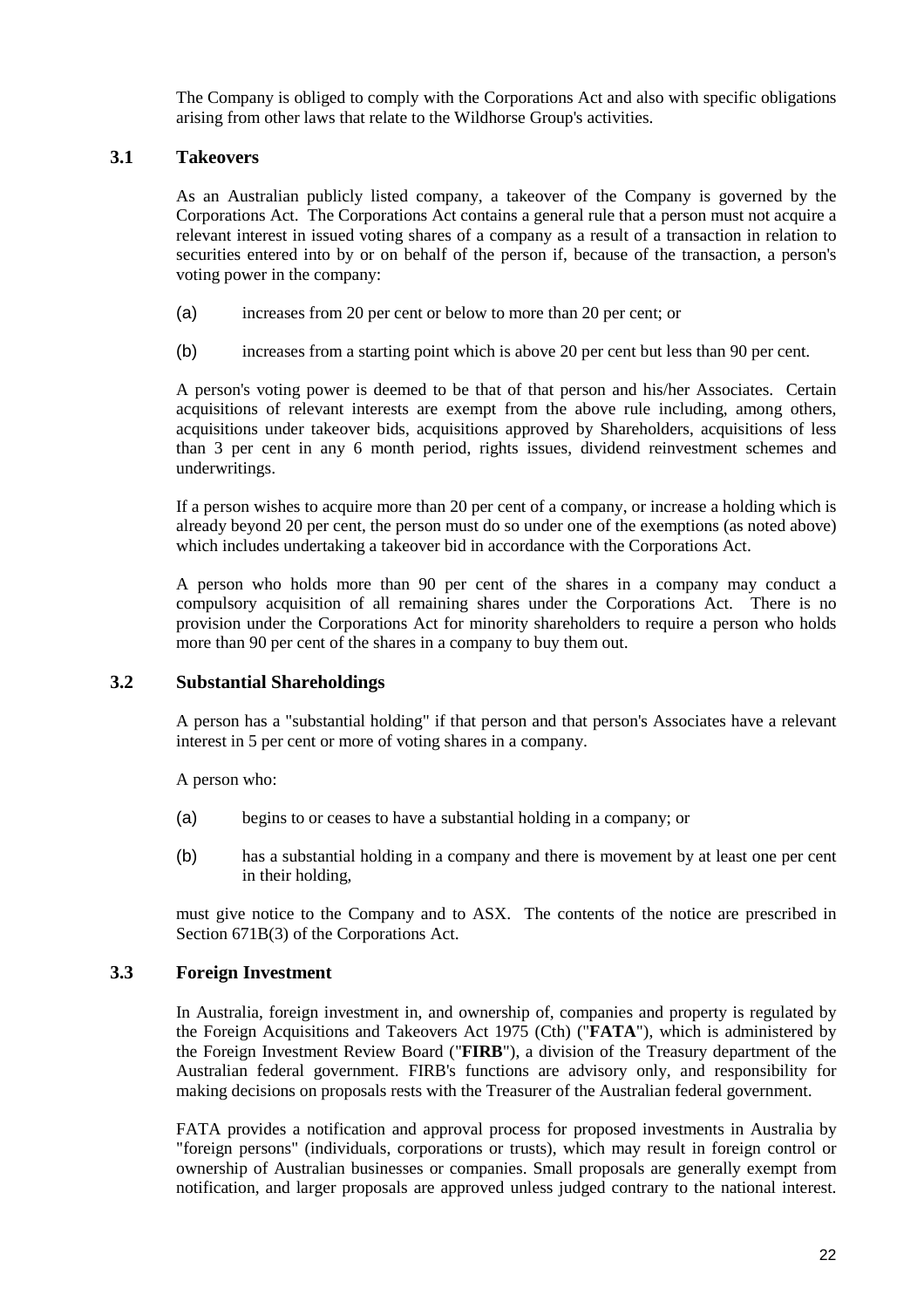The Company is obliged to comply with the Corporations Act and also with specific obligations arising from other laws that relate to the Wildhorse Group's activities.

### 3.1 Takeovers

As an Australian publicly listed company, a takeover of the Company is governed by the Corporations Act. The Corporations Act contains a general rule that a person must not acquire a relevant interest in issued voting shares of a company as a result of a transaction in relation to securities entered into by or on behalf of the person if, because of the transaction, a person's voting power in the company:

(a) increases from 20 per cent or below to more than 20 per cent; or

(b) increases from a starting point which is above 20 per cent but less than 90 per cent.

A person's voting power is deemed to be that of that person and his/her Associates. Certain acquisitions of relevant interests are exempt from the above rule including, among others, acquisitions under takeover bids, acquisitions approved by Shareholders, acquisitions of less than 3 per cent in any 6 month period, rights issues, dividend reinvestment schemes and underwritings.

If a person wishes to acquire more than 20 per cent of a company, or increase a holding which is already beyond 20 per cent, the person must do so under one of the exemptions (as noted above) which includes undertaking a takeover bid in accordance with the Corporations Act.

A person who holds more than 90 per cent of the shares in a company may conduct a compulsory acquisition of all remaining shares under the Corporations Act. There is no provision under the Corporations Act for minority shareholders to require a person who holds more than 90 per cent of the shares in a company to buy them out.

### 3.2 Substantial Shareholdings

A person has a "substantial holding" if that person and that person's Associates have a relevant interest in 5 per cent or more of voting shares in a company.

A person who:

(a) begins to or ceases to have a substantial holding in a company; or

(b) has a substantial holding in a company and there is movement by at least one per cent in their holding,

must give notice to the Company and to ASX. The contents of the notice are prescribed in Section 671B(3) of the Corporations Act.

### 3.3 Foreign Investment

In Australia, foreign investment in, and ownership of, companies and property is regulated by the Foreign Acquisitions and Takeovers Act 1975 (Cth) ("**FATA**"), which is administered by the Foreign Investment Review Board ("**FIRB**"), a division of the Treasury department of the Australian federal government. FIRB's functions are advisory only, and responsibility for making decisions on proposals rests with the Treasurer of the Australian federal government.

FATA provides a notification and approval process for proposed investments in Australia by "foreign persons" (individuals, corporations or trusts), which may result in foreign control or ownership of Australian businesses or companies. Small proposals are generally exempt from notification, and larger proposals are approved unless judged contrary to the national interest.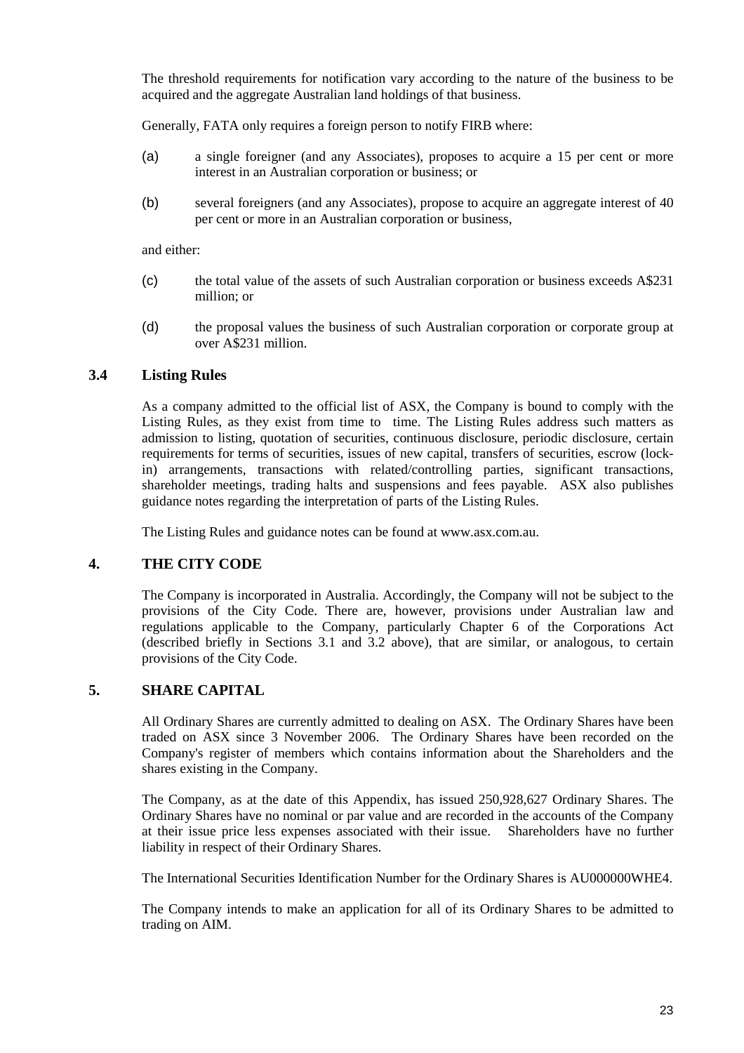The threshold requirements for notification vary according to the nature of the business to be acquired and the aggregate Australian land holdings of that business.

Generally, FATA only requires a foreign person to notify FIRB where:

(a) a single foreigner (and any Associates), proposes to acquire a 15 per cent or more interest in an Australian corporation or business; or

(b) several foreigners (and any Associates), propose to acquire an aggregate interest of 40 per cent or more in an Australian corporation or business,

and either:

(c) the total value of the assets of such Australian corporation or business exceeds A$231 million; or

(d) the proposal values the business of such Australian corporation or corporate group at over A$231 million.

### 3.4 Listing Rules

As a company admitted to the official list of ASX, the Company is bound to comply with the Listing Rules, as they exist from time to time. The Listing Rules address such matters as admission to listing, quotation of securities, continuous disclosure, periodic disclosure, certain requirements for terms of securities, issues of new capital, transfers of securities, escrow (lock-in) arrangements, transactions with related/controlling parties, significant transactions, shareholder meetings, trading halts and suspensions and fees payable. ASX also publishes guidance notes regarding the interpretation of parts of the Listing Rules.

The Listing Rules and guidance notes can be found at www.asx.com.au.

## 4. THE CITY CODE

The Company is incorporated in Australia. Accordingly, the Company will not be subject to the provisions of the City Code. There are, however, provisions under Australian law and regulations applicable to the Company, particularly Chapter 6 of the Corporations Act (described briefly in Sections 3.1 and 3.2 above), that are similar, or analogous, to certain provisions of the City Code.

## 5. SHARE CAPITAL

All Ordinary Shares are currently admitted to dealing on ASX. The Ordinary Shares have been traded on ASX since 3 November 2006. The Ordinary Shares have been recorded on the Company's register of members which contains information about the Shareholders and the shares existing in the Company.

The Company, as at the date of this Appendix, has issued 250,928,627 Ordinary Shares. The Ordinary Shares have no nominal or par value and are recorded in the accounts of the Company at their issue price less expenses associated with their issue. Shareholders have no further liability in respect of their Ordinary Shares.

The International Securities Identification Number for the Ordinary Shares is AU000000WHE4.

The Company intends to make an application for all of its Ordinary Shares to be admitted to trading on AIM.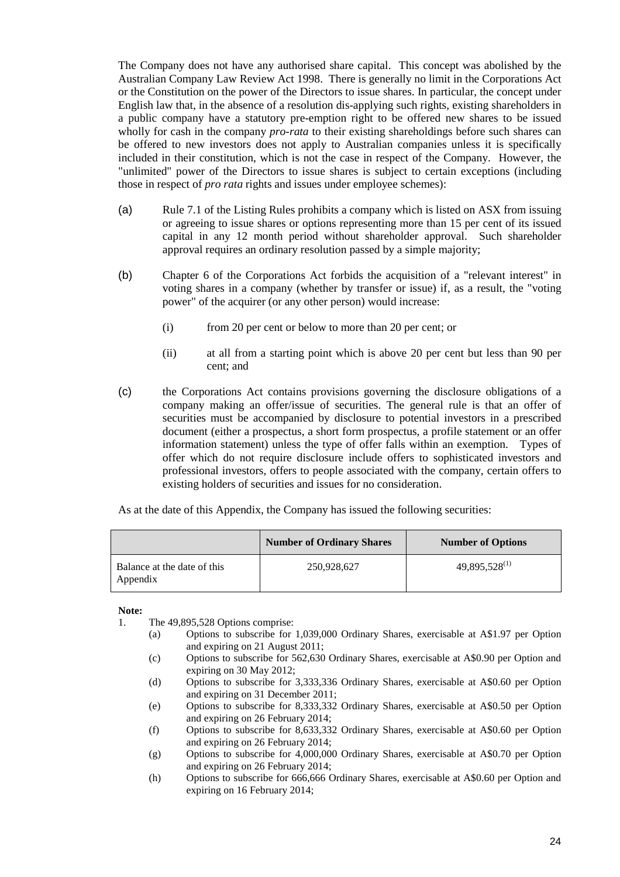The Company does not have any authorised share capital. This concept was abolished by the Australian Company Law Review Act 1998. There is generally no limit in the Corporations Act or the Constitution on the power of the Directors to issue shares. In particular, the concept under English law that, in the absence of a resolution dis-applying such rights, existing shareholders in a public company have a statutory pre-emption right to be offered new shares to be issued wholly for cash in the company *pro-rata* to their existing shareholdings before such shares can be offered to new investors does not apply to Australian companies unless it is specifically included in their constitution, which is not the case in respect of the Company. However, the "unlimited" power of the Directors to issue shares is subject to certain exceptions (including those in respect of *pro rata* rights and issues under employee schemes):

(a) Rule 7.1 of the Listing Rules prohibits a company which is listed on ASX from issuing or agreeing to issue shares or options representing more than 15 per cent of its issued capital in any 12 month period without shareholder approval. Such shareholder approval requires an ordinary resolution passed by a simple majority;

(b) Chapter 6 of the Corporations Act forbids the acquisition of a "relevant interest" in voting shares in a company (whether by transfer or issue) if, as a result, the "voting power" of the acquirer (or any other person) would increase:

 (i) from 20 per cent or below to more than 20 per cent; or

 (ii) at all from a starting point which is above 20 per cent but less than 90 per cent; and

(c) the Corporations Act contains provisions governing the disclosure obligations of a company making an offer/issue of securities. The general rule is that an offer of securities must be accompanied by disclosure to potential investors in a prescribed document (either a prospectus, a short form prospectus, a profile statement or an offer information statement) unless the type of offer falls within an exemption. Types of offer which do not require disclosure include offers to sophisticated investors and professional investors, offers to people associated with the company, certain offers to existing holders of securities and issues for no consideration.

As at the date of this Appendix, the Company has issued the following securities:

| | Number of Ordinary Shares | Number of Options |
|---|---|---|
| Balance at the date of this Appendix | 250,928,627 | 49,895,528[(1)] |

**Note:**

1. The 49,895,528 Options comprise:
   (a) Options to subscribe for 1,039,000 Ordinary Shares, exercisable at A$1.97 per Option and expiring on 21 August 2011;
   (c) Options to subscribe for 562,630 Ordinary Shares, exercisable at A$0.90 per Option and expiring on 30 May 2012;
   (d) Options to subscribe for 3,333,336 Ordinary Shares, exercisable at A$0.60 per Option and expiring on 31 December 2011;
   (e) Options to subscribe for 8,333,332 Ordinary Shares, exercisable at A$0.50 per Option and expiring on 26 February 2014;
   (f) Options to subscribe for 8,633,332 Ordinary Shares, exercisable at A$0.60 per Option and expiring on 26 February 2014;
   (g) Options to subscribe for 4,000,000 Ordinary Shares, exercisable at A$0.70 per Option and expiring on 26 February 2014;
   (h) Options to subscribe for 666,666 Ordinary Shares, exercisable at A$0.60 per Option and expiring on 16 February 2014;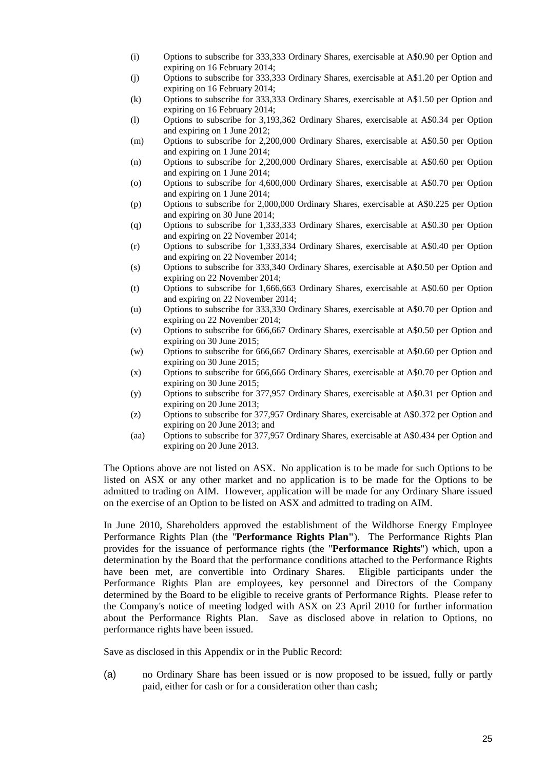(i) Options to subscribe for 333,333 Ordinary Shares, exercisable at A$0.90 per Option and expiring on 16 February 2014;

(j) Options to subscribe for 333,333 Ordinary Shares, exercisable at A$1.20 per Option and expiring on 16 February 2014;

(k) Options to subscribe for 333,333 Ordinary Shares, exercisable at A$1.50 per Option and expiring on 16 February 2014;

(l) Options to subscribe for 3,193,362 Ordinary Shares, exercisable at A$0.34 per Option and expiring on 1 June 2012;

(m) Options to subscribe for 2,200,000 Ordinary Shares, exercisable at A$0.50 per Option and expiring on 1 June 2014;

(n) Options to subscribe for 2,200,000 Ordinary Shares, exercisable at A$0.60 per Option and expiring on 1 June 2014;

(o) Options to subscribe for 4,600,000 Ordinary Shares, exercisable at A$0.70 per Option and expiring on 1 June 2014;

(p) Options to subscribe for 2,000,000 Ordinary Shares, exercisable at A$0.225 per Option and expiring on 30 June 2014;

(q) Options to subscribe for 1,333,333 Ordinary Shares, exercisable at A$0.30 per Option and expiring on 22 November 2014;

(r) Options to subscribe for 1,333,334 Ordinary Shares, exercisable at A$0.40 per Option and expiring on 22 November 2014;

(s) Options to subscribe for 333,340 Ordinary Shares, exercisable at A$0.50 per Option and expiring on 22 November 2014;

(t) Options to subscribe for 1,666,663 Ordinary Shares, exercisable at A$0.60 per Option and expiring on 22 November 2014;

(u) Options to subscribe for 333,330 Ordinary Shares, exercisable at A$0.70 per Option and expiring on 22 November 2014;

(v) Options to subscribe for 666,667 Ordinary Shares, exercisable at A$0.50 per Option and expiring on 30 June 2015;

(w) Options to subscribe for 666,667 Ordinary Shares, exercisable at A$0.60 per Option and expiring on 30 June 2015;

(x) Options to subscribe for 666,666 Ordinary Shares, exercisable at A$0.70 per Option and expiring on 30 June 2015;

(y) Options to subscribe for 377,957 Ordinary Shares, exercisable at A$0.31 per Option and expiring on 20 June 2013;

(z) Options to subscribe for 377,957 Ordinary Shares, exercisable at A$0.372 per Option and expiring on 20 June 2013; and

(aa) Options to subscribe for 377,957 Ordinary Shares, exercisable at A$0.434 per Option and expiring on 20 June 2013.

The Options above are not listed on ASX. No application is to be made for such Options to be listed on ASX or any other market and no application is to be made for the Options to be admitted to trading on AIM. However, application will be made for any Ordinary Share issued on the exercise of an Option to be listed on ASX and admitted to trading on AIM.

In June 2010, Shareholders approved the establishment of the Wildhorse Energy Employee Performance Rights Plan (the "**Performance Rights Plan**"). The Performance Rights Plan provides for the issuance of performance rights (the "**Performance Rights**") which, upon a determination by the Board that the performance conditions attached to the Performance Rights have been met, are convertible into Ordinary Shares. Eligible participants under the Performance Rights Plan are employees, key personnel and Directors of the Company determined by the Board to be eligible to receive grants of Performance Rights. Please refer to the Company's notice of meeting lodged with ASX on 23 April 2010 for further information about the Performance Rights Plan. Save as disclosed above in relation to Options, no performance rights have been issued.

Save as disclosed in this Appendix or in the Public Record:

(a) no Ordinary Share has been issued or is now proposed to be issued, fully or partly paid, either for cash or for a consideration other than cash;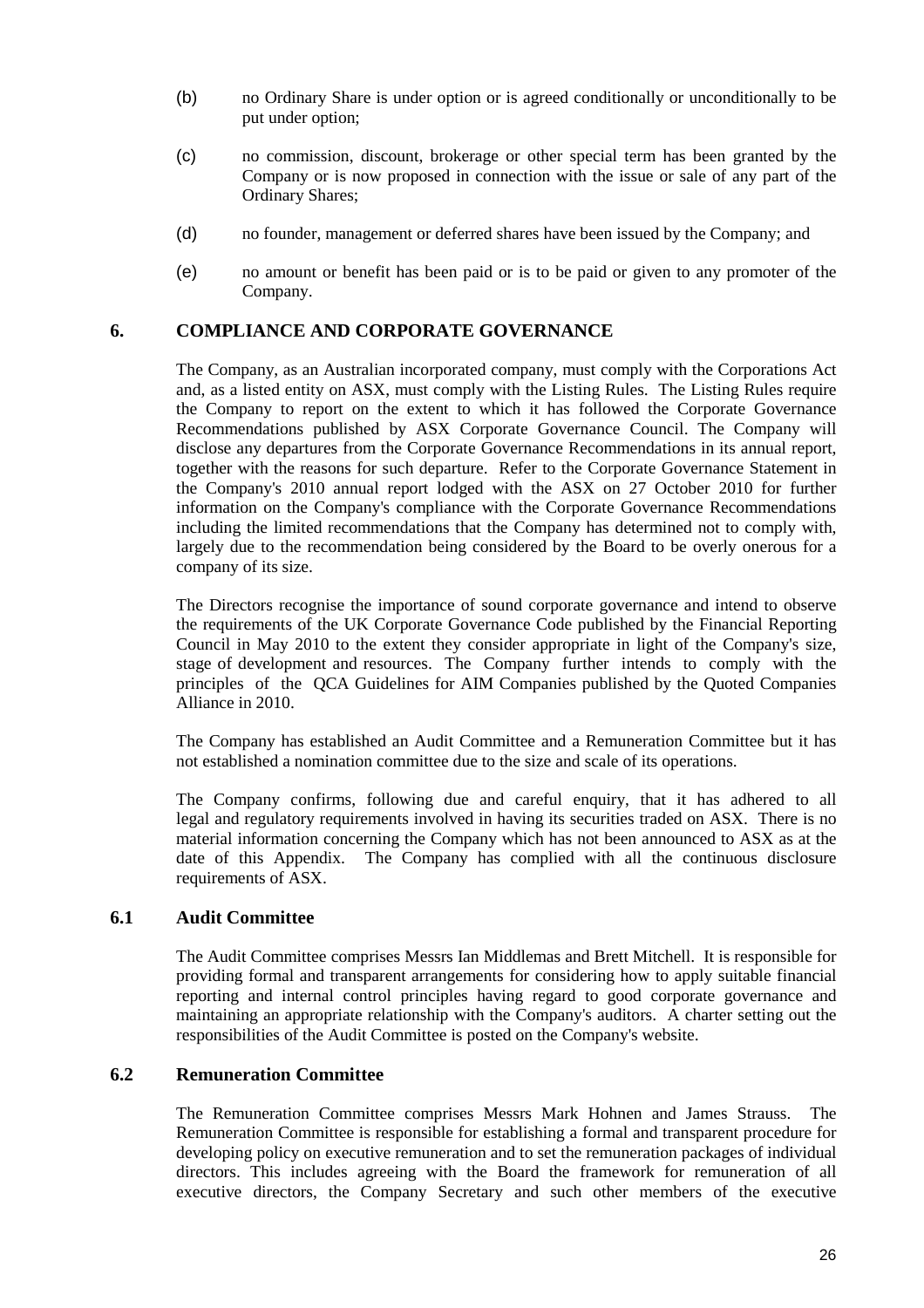(b) no Ordinary Share is under option or is agreed conditionally or unconditionally to be put under option;

(c) no commission, discount, brokerage or other special term has been granted by the Company or is now proposed in connection with the issue or sale of any part of the Ordinary Shares;

(d) no founder, management or deferred shares have been issued by the Company; and

(e) no amount or benefit has been paid or is to be paid or given to any promoter of the Company.

## 6. COMPLIANCE AND CORPORATE GOVERNANCE

The Company, as an Australian incorporated company, must comply with the Corporations Act and, as a listed entity on ASX, must comply with the Listing Rules. The Listing Rules require the Company to report on the extent to which it has followed the Corporate Governance Recommendations published by ASX Corporate Governance Council. The Company will disclose any departures from the Corporate Governance Recommendations in its annual report, together with the reasons for such departure. Refer to the Corporate Governance Statement in the Company's 2010 annual report lodged with the ASX on 27 October 2010 for further information on the Company's compliance with the Corporate Governance Recommendations including the limited recommendations that the Company has determined not to comply with, largely due to the recommendation being considered by the Board to be overly onerous for a company of its size.

The Directors recognise the importance of sound corporate governance and intend to observe the requirements of the UK Corporate Governance Code published by the Financial Reporting Council in May 2010 to the extent they consider appropriate in light of the Company's size, stage of development and resources. The Company further intends to comply with the principles of the QCA Guidelines for AIM Companies published by the Quoted Companies Alliance in 2010.

The Company has established an Audit Committee and a Remuneration Committee but it has not established a nomination committee due to the size and scale of its operations.

The Company confirms, following due and careful enquiry, that it has adhered to all legal and regulatory requirements involved in having its securities traded on ASX. There is no material information concerning the Company which has not been announced to ASX as at the date of this Appendix. The Company has complied with all the continuous disclosure requirements of ASX.

### 6.1 Audit Committee

The Audit Committee comprises Messrs Ian Middlemas and Brett Mitchell. It is responsible for providing formal and transparent arrangements for considering how to apply suitable financial reporting and internal control principles having regard to good corporate governance and maintaining an appropriate relationship with the Company's auditors. A charter setting out the responsibilities of the Audit Committee is posted on the Company's website.

### 6.2 Remuneration Committee

The Remuneration Committee comprises Messrs Mark Hohnen and James Strauss. The Remuneration Committee is responsible for establishing a formal and transparent procedure for developing policy on executive remuneration and to set the remuneration packages of individual directors. This includes agreeing with the Board the framework for remuneration of all executive directors, the Company Secretary and such other members of the executive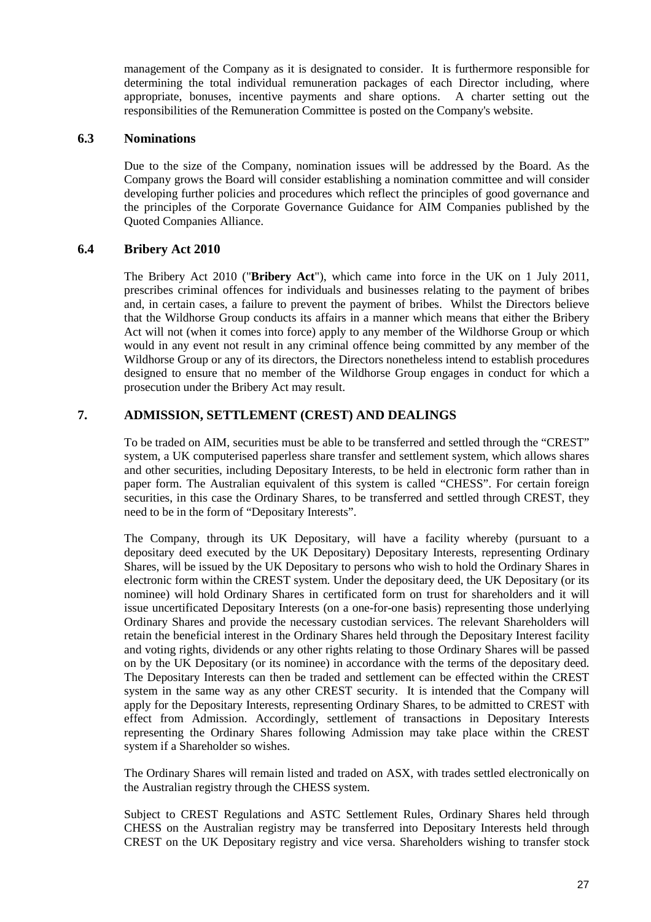management of the Company as it is designated to consider. It is furthermore responsible for determining the total individual remuneration packages of each Director including, where appropriate, bonuses, incentive payments and share options. A charter setting out the responsibilities of the Remuneration Committee is posted on the Company's website.

### 6.3 Nominations

Due to the size of the Company, nomination issues will be addressed by the Board. As the Company grows the Board will consider establishing a nomination committee and will consider developing further policies and procedures which reflect the principles of good governance and the principles of the Corporate Governance Guidance for AIM Companies published by the Quoted Companies Alliance.

### 6.4 Bribery Act 2010

The Bribery Act 2010 ("**Bribery Act**"), which came into force in the UK on 1 July 2011, prescribes criminal offences for individuals and businesses relating to the payment of bribes and, in certain cases, a failure to prevent the payment of bribes. Whilst the Directors believe that the Wildhorse Group conducts its affairs in a manner which means that either the Bribery Act will not (when it comes into force) apply to any member of the Wildhorse Group or which would in any event not result in any criminal offence being committed by any member of the Wildhorse Group or any of its directors, the Directors nonetheless intend to establish procedures designed to ensure that no member of the Wildhorse Group engages in conduct for which a prosecution under the Bribery Act may result.

## 7. ADMISSION, SETTLEMENT (CREST) AND DEALINGS

To be traded on AIM, securities must be able to be transferred and settled through the "CREST" system, a UK computerised paperless share transfer and settlement system, which allows shares and other securities, including Depositary Interests, to be held in electronic form rather than in paper form. The Australian equivalent of this system is called "CHESS". For certain foreign securities, in this case the Ordinary Shares, to be transferred and settled through CREST, they need to be in the form of "Depositary Interests".

The Company, through its UK Depositary, will have a facility whereby (pursuant to a depositary deed executed by the UK Depositary) Depositary Interests, representing Ordinary Shares, will be issued by the UK Depositary to persons who wish to hold the Ordinary Shares in electronic form within the CREST system. Under the depositary deed, the UK Depositary (or its nominee) will hold Ordinary Shares in certificated form on trust for shareholders and it will issue uncertificated Depositary Interests (on a one-for-one basis) representing those underlying Ordinary Shares and provide the necessary custodian services. The relevant Shareholders will retain the beneficial interest in the Ordinary Shares held through the Depositary Interest facility and voting rights, dividends or any other rights relating to those Ordinary Shares will be passed on by the UK Depositary (or its nominee) in accordance with the terms of the depositary deed. The Depositary Interests can then be traded and settlement can be effected within the CREST system in the same way as any other CREST security. It is intended that the Company will apply for the Depositary Interests, representing Ordinary Shares, to be admitted to CREST with effect from Admission. Accordingly, settlement of transactions in Depositary Interests representing the Ordinary Shares following Admission may take place within the CREST system if a Shareholder so wishes.

The Ordinary Shares will remain listed and traded on ASX, with trades settled electronically on the Australian registry through the CHESS system.

Subject to CREST Regulations and ASTC Settlement Rules, Ordinary Shares held through CHESS on the Australian registry may be transferred into Depositary Interests held through CREST on the UK Depositary registry and vice versa. Shareholders wishing to transfer stock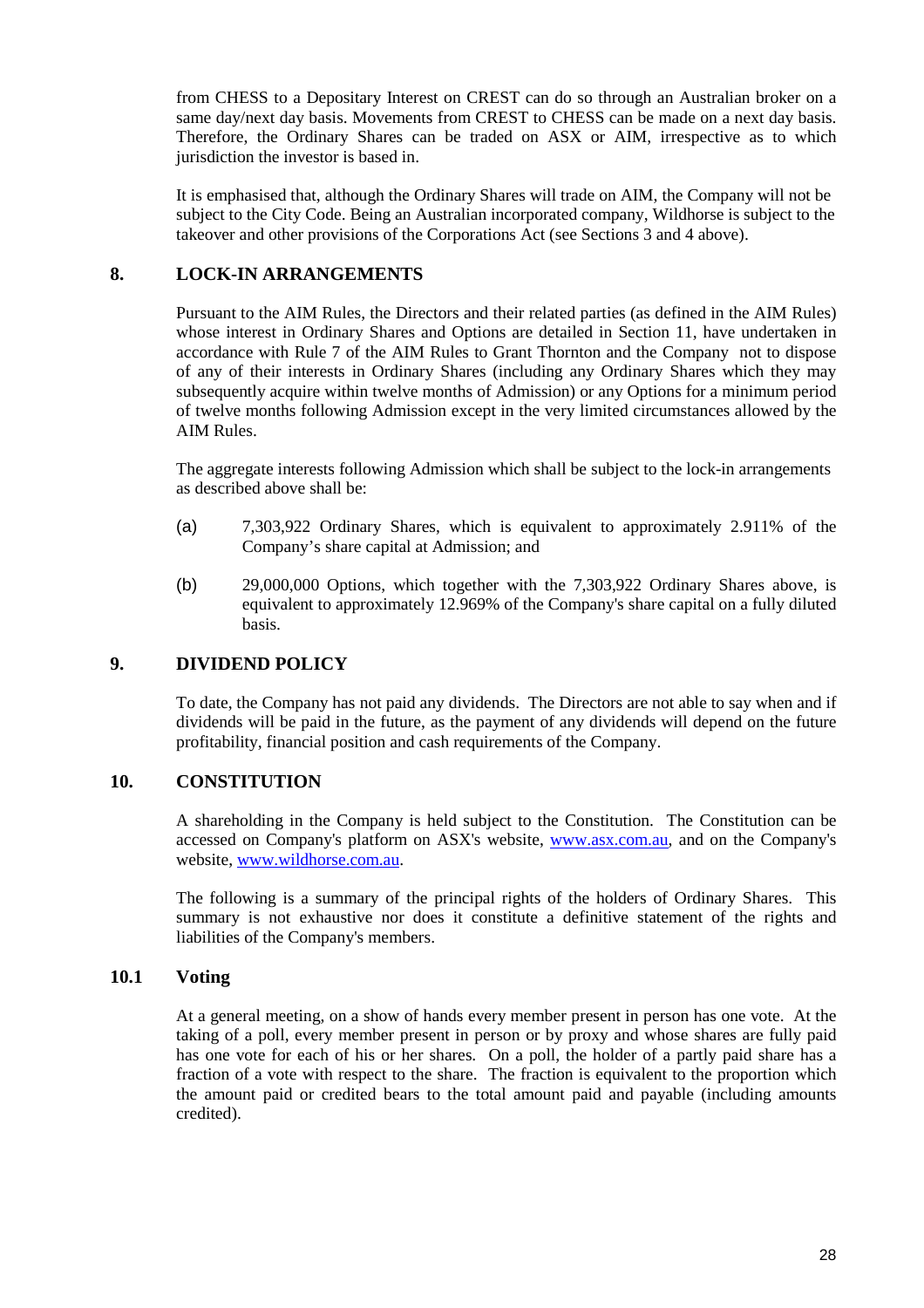from CHESS to a Depositary Interest on CREST can do so through an Australian broker on a same day/next day basis. Movements from CREST to CHESS can be made on a next day basis. Therefore, the Ordinary Shares can be traded on ASX or AIM, irrespective as to which jurisdiction the investor is based in.

It is emphasised that, although the Ordinary Shares will trade on AIM, the Company will not be subject to the City Code. Being an Australian incorporated company, Wildhorse is subject to the takeover and other provisions of the Corporations Act (see Sections 3 and 4 above).

## 8. LOCK-IN ARRANGEMENTS

Pursuant to the AIM Rules, the Directors and their related parties (as defined in the AIM Rules) whose interest in Ordinary Shares and Options are detailed in Section 11, have undertaken in accordance with Rule 7 of the AIM Rules to Grant Thornton and the Company not to dispose of any of their interests in Ordinary Shares (including any Ordinary Shares which they may subsequently acquire within twelve months of Admission) or any Options for a minimum period of twelve months following Admission except in the very limited circumstances allowed by the AIM Rules.

The aggregate interests following Admission which shall be subject to the lock-in arrangements as described above shall be:

(a) 7,303,922 Ordinary Shares, which is equivalent to approximately 2.911% of the Company's share capital at Admission; and

(b) 29,000,000 Options, which together with the 7,303,922 Ordinary Shares above, is equivalent to approximately 12.969% of the Company's share capital on a fully diluted basis.

## 9. DIVIDEND POLICY

To date, the Company has not paid any dividends. The Directors are not able to say when and if dividends will be paid in the future, as the payment of any dividends will depend on the future profitability, financial position and cash requirements of the Company.

## 10. CONSTITUTION

A shareholding in the Company is held subject to the Constitution. The Constitution can be accessed on Company's platform on ASX's website, www.asx.com.au, and on the Company's website, www.wildhorse.com.au.

The following is a summary of the principal rights of the holders of Ordinary Shares. This summary is not exhaustive nor does it constitute a definitive statement of the rights and liabilities of the Company's members.

### 10.1 Voting

At a general meeting, on a show of hands every member present in person has one vote. At the taking of a poll, every member present in person or by proxy and whose shares are fully paid has one vote for each of his or her shares. On a poll, the holder of a partly paid share has a fraction of a vote with respect to the share. The fraction is equivalent to the proportion which the amount paid or credited bears to the total amount paid and payable (including amounts credited).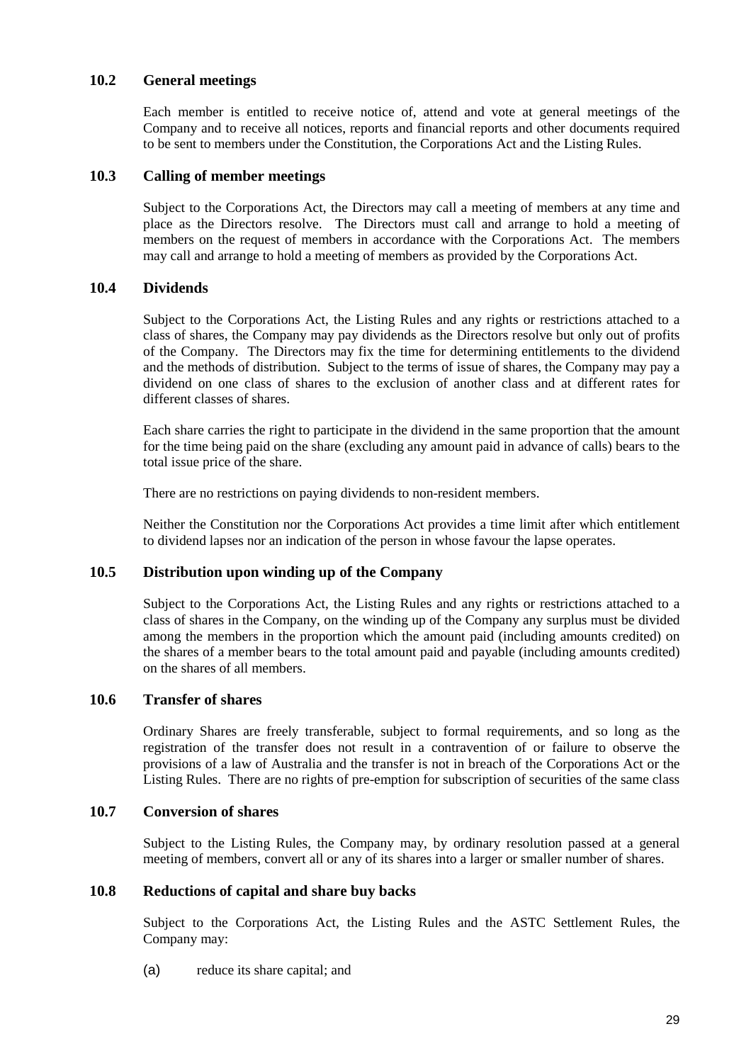### 10.2 General meetings

Each member is entitled to receive notice of, attend and vote at general meetings of the Company and to receive all notices, reports and financial reports and other documents required to be sent to members under the Constitution, the Corporations Act and the Listing Rules.

### 10.3 Calling of member meetings

Subject to the Corporations Act, the Directors may call a meeting of members at any time and place as the Directors resolve. The Directors must call and arrange to hold a meeting of members on the request of members in accordance with the Corporations Act. The members may call and arrange to hold a meeting of members as provided by the Corporations Act.

### 10.4 Dividends

Subject to the Corporations Act, the Listing Rules and any rights or restrictions attached to a class of shares, the Company may pay dividends as the Directors resolve but only out of profits of the Company. The Directors may fix the time for determining entitlements to the dividend and the methods of distribution. Subject to the terms of issue of shares, the Company may pay a dividend on one class of shares to the exclusion of another class and at different rates for different classes of shares.

Each share carries the right to participate in the dividend in the same proportion that the amount for the time being paid on the share (excluding any amount paid in advance of calls) bears to the total issue price of the share.

There are no restrictions on paying dividends to non-resident members.

Neither the Constitution nor the Corporations Act provides a time limit after which entitlement to dividend lapses nor an indication of the person in whose favour the lapse operates.

### 10.5 Distribution upon winding up of the Company

Subject to the Corporations Act, the Listing Rules and any rights or restrictions attached to a class of shares in the Company, on the winding up of the Company any surplus must be divided among the members in the proportion which the amount paid (including amounts credited) on the shares of a member bears to the total amount paid and payable (including amounts credited) on the shares of all members.

### 10.6 Transfer of shares

Ordinary Shares are freely transferable, subject to formal requirements, and so long as the registration of the transfer does not result in a contravention of or failure to observe the provisions of a law of Australia and the transfer is not in breach of the Corporations Act or the Listing Rules. There are no rights of pre-emption for subscription of securities of the same class

### 10.7 Conversion of shares

Subject to the Listing Rules, the Company may, by ordinary resolution passed at a general meeting of members, convert all or any of its shares into a larger or smaller number of shares.

### 10.8 Reductions of capital and share buy backs

Subject to the Corporations Act, the Listing Rules and the ASTC Settlement Rules, the Company may:

(a) reduce its share capital; and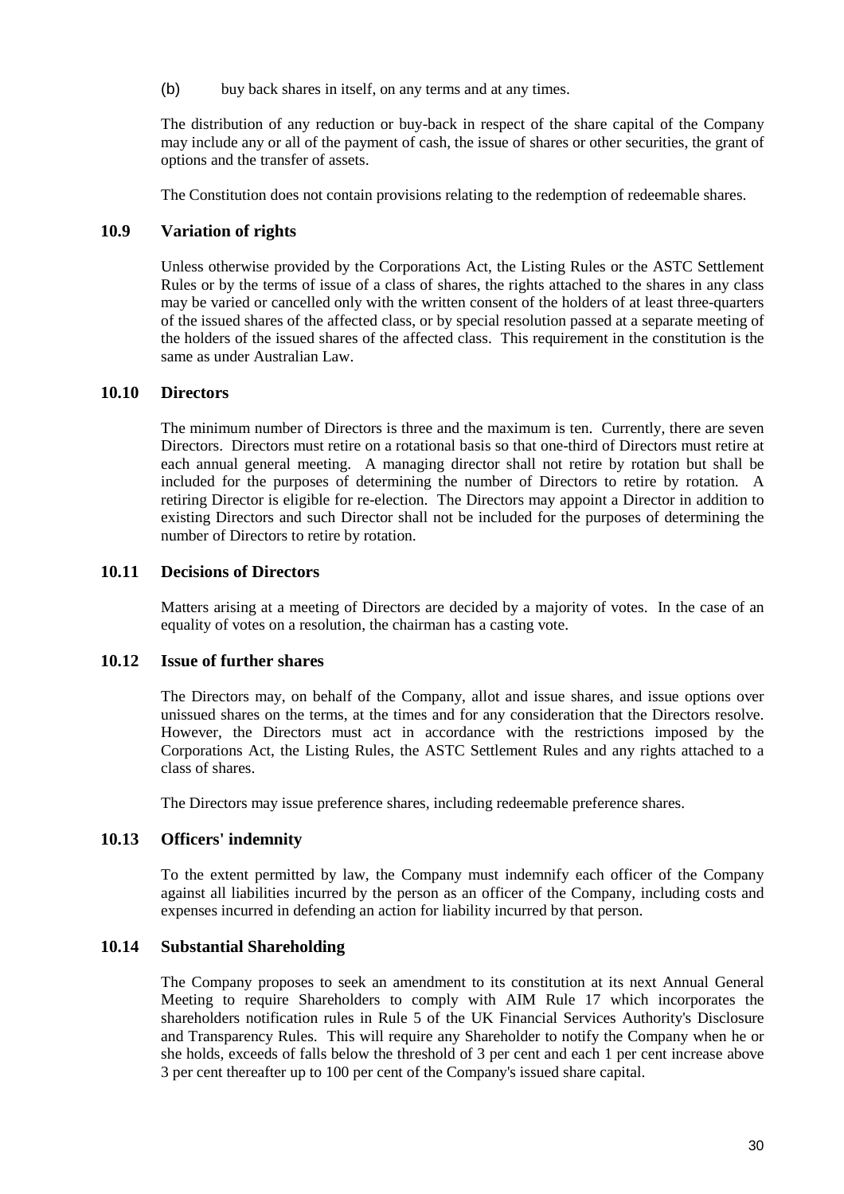(b) buy back shares in itself, on any terms and at any times.

The distribution of any reduction or buy-back in respect of the share capital of the Company may include any or all of the payment of cash, the issue of shares or other securities, the grant of options and the transfer of assets.

The Constitution does not contain provisions relating to the redemption of redeemable shares.

### 10.9 Variation of rights

Unless otherwise provided by the Corporations Act, the Listing Rules or the ASTC Settlement Rules or by the terms of issue of a class of shares, the rights attached to the shares in any class may be varied or cancelled only with the written consent of the holders of at least three-quarters of the issued shares of the affected class, or by special resolution passed at a separate meeting of the holders of the issued shares of the affected class. This requirement in the constitution is the same as under Australian Law.

### 10.10 Directors

The minimum number of Directors is three and the maximum is ten. Currently, there are seven Directors. Directors must retire on a rotational basis so that one-third of Directors must retire at each annual general meeting. A managing director shall not retire by rotation but shall be included for the purposes of determining the number of Directors to retire by rotation. A retiring Director is eligible for re-election. The Directors may appoint a Director in addition to existing Directors and such Director shall not be included for the purposes of determining the number of Directors to retire by rotation.

### 10.11 Decisions of Directors

Matters arising at a meeting of Directors are decided by a majority of votes. In the case of an equality of votes on a resolution, the chairman has a casting vote.

### 10.12 Issue of further shares

The Directors may, on behalf of the Company, allot and issue shares, and issue options over unissued shares on the terms, at the times and for any consideration that the Directors resolve. However, the Directors must act in accordance with the restrictions imposed by the Corporations Act, the Listing Rules, the ASTC Settlement Rules and any rights attached to a class of shares.

The Directors may issue preference shares, including redeemable preference shares.

### 10.13 Officers' indemnity

To the extent permitted by law, the Company must indemnify each officer of the Company against all liabilities incurred by the person as an officer of the Company, including costs and expenses incurred in defending an action for liability incurred by that person.

### 10.14 Substantial Shareholding

The Company proposes to seek an amendment to its constitution at its next Annual General Meeting to require Shareholders to comply with AIM Rule 17 which incorporates the shareholders notification rules in Rule 5 of the UK Financial Services Authority's Disclosure and Transparency Rules. This will require any Shareholder to notify the Company when he or she holds, exceeds of falls below the threshold of 3 per cent and each 1 per cent increase above 3 per cent thereafter up to 100 per cent of the Company's issued share capital.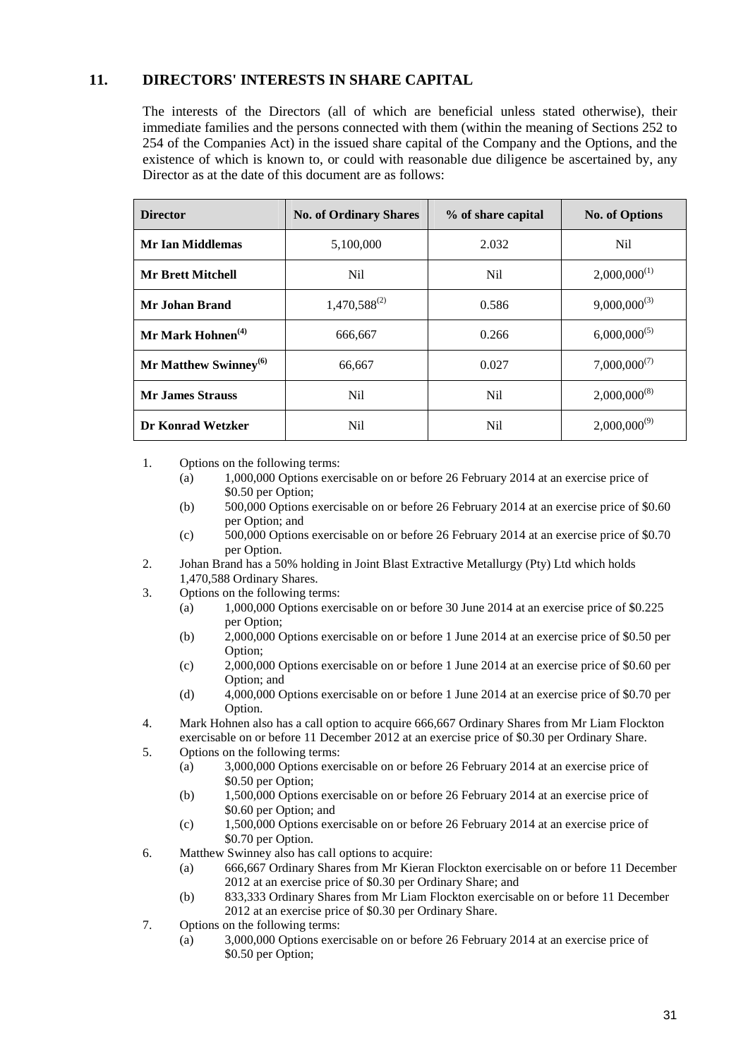## 11. DIRECTORS' INTERESTS IN SHARE CAPITAL

The interests of the Directors (all of which are beneficial unless stated otherwise), their immediate families and the persons connected with them (within the meaning of Sections 252 to 254 of the Companies Act) in the issued share capital of the Company and the Options, and the existence of which is known to, or could with reasonable due diligence be ascertained by, any Director as at the date of this document are as follows:

| Director | No. of Ordinary Shares | % of share capital | No. of Options |
|---|---|---|---|
| **Mr Ian Middlemas** | 5,100,000 | 2.032 | Nil |
| **Mr Brett Mitchell** | Nil | Nil | 2,000,000(1) |
| **Mr Johan Brand** | 1,470,588(2) | 0.586 | 9,000,000(3) |
| **Mr Mark Hohnen(4)** | 666,667 | 0.266 | 6,000,000(5) |
| **Mr Matthew Swinney(6)** | 66,667 | 0.027 | 7,000,000(7) |
| **Mr James Strauss** | Nil | Nil | 2,000,000(8) |
| **Dr Konrad Wetzker** | Nil | Nil | 2,000,000(9) |

1. Options on the following terms:
   - (a) 1,000,000 Options exercisable on or before 26 February 2014 at an exercise price of \$0.50 per Option;
   - (b) 500,000 Options exercisable on or before 26 February 2014 at an exercise price of \$0.60 per Option; and
   - (c) 500,000 Options exercisable on or before 26 February 2014 at an exercise price of \$0.70 per Option.
2. Johan Brand has a 50% holding in Joint Blast Extractive Metallurgy (Pty) Ltd which holds 1,470,588 Ordinary Shares.
3. Options on the following terms:
   - (a) 1,000,000 Options exercisable on or before 30 June 2014 at an exercise price of \$0.225 per Option;
   - (b) 2,000,000 Options exercisable on or before 1 June 2014 at an exercise price of \$0.50 per Option;
   - (c) 2,000,000 Options exercisable on or before 1 June 2014 at an exercise price of \$0.60 per Option; and
   - (d) 4,000,000 Options exercisable on or before 1 June 2014 at an exercise price of \$0.70 per Option.
4. Mark Hohnen also has a call option to acquire 666,667 Ordinary Shares from Mr Liam Flockton exercisable on or before 11 December 2012 at an exercise price of \$0.30 per Ordinary Share.
5. Options on the following terms:
   - (a) 3,000,000 Options exercisable on or before 26 February 2014 at an exercise price of \$0.50 per Option;
   - (b) 1,500,000 Options exercisable on or before 26 February 2014 at an exercise price of \$0.60 per Option; and
   - (c) 1,500,000 Options exercisable on or before 26 February 2014 at an exercise price of \$0.70 per Option.
6. Matthew Swinney also has call options to acquire:
   - (a) 666,667 Ordinary Shares from Mr Kieran Flockton exercisable on or before 11 December 2012 at an exercise price of \$0.30 per Ordinary Share; and
   - (b) 833,333 Ordinary Shares from Mr Liam Flockton exercisable on or before 11 December 2012 at an exercise price of \$0.30 per Ordinary Share.
7. Options on the following terms:
   - (a) 3,000,000 Options exercisable on or before 26 February 2014 at an exercise price of \$0.50 per Option;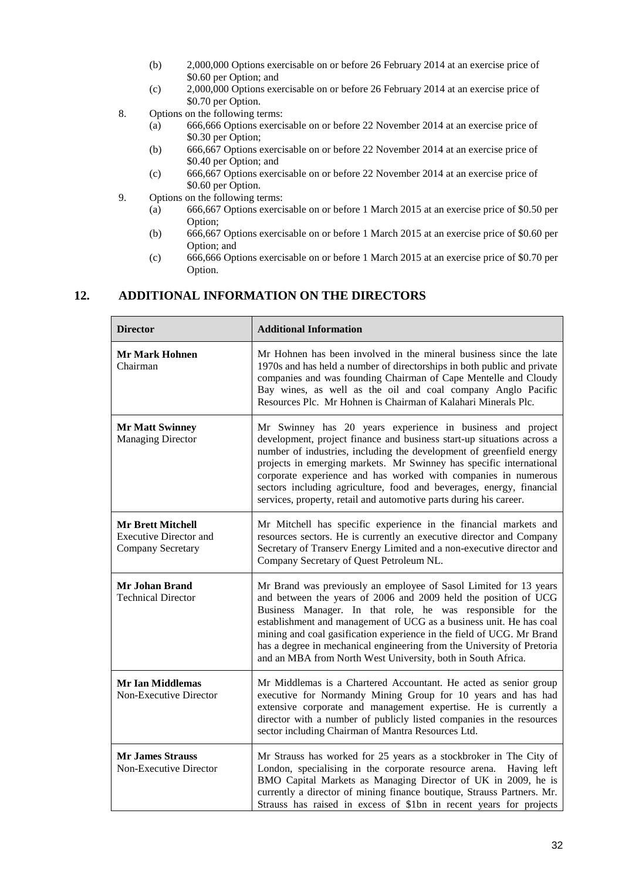(b) 2,000,000 Options exercisable on or before 26 February 2014 at an exercise price of $0.60 per Option; and

   (c) 2,000,000 Options exercisable on or before 26 February 2014 at an exercise price of $0.70 per Option.

8. Options on the following terms:

   (a) 666,666 Options exercisable on or before 22 November 2014 at an exercise price of $0.30 per Option;

   (b) 666,667 Options exercisable on or before 22 November 2014 at an exercise price of $0.40 per Option; and

   (c) 666,667 Options exercisable on or before 22 November 2014 at an exercise price of $0.60 per Option.

9. Options on the following terms:

   (a) 666,667 Options exercisable on or before 1 March 2015 at an exercise price of $0.50 per Option;

   (b) 666,667 Options exercisable on or before 1 March 2015 at an exercise price of $0.60 per Option; and

   (c) 666,666 Options exercisable on or before 1 March 2015 at an exercise price of $0.70 per Option.

## 12. ADDITIONAL INFORMATION ON THE DIRECTORS

| Director | Additional Information |
|---|---|
| **Mr Mark Hohnen**<br>Chairman | Mr Hohnen has been involved in the mineral business since the late 1970s and has held a number of directorships in both public and private companies and was founding Chairman of Cape Mentelle and Cloudy Bay wines, as well as the oil and coal company Anglo Pacific Resources Plc. Mr Hohnen is Chairman of Kalahari Minerals Plc. |
| **Mr Matt Swinney**<br>Managing Director | Mr Swinney has 20 years experience in business and project development, project finance and business start-up situations across a number of industries, including the development of greenfield energy projects in emerging markets. Mr Swinney has specific international corporate experience and has worked with companies in numerous sectors including agriculture, food and beverages, energy, financial services, property, retail and automotive parts during his career. |
| **Mr Brett Mitchell**<br>Executive Director and Company Secretary | Mr Mitchell has specific experience in the financial markets and resources sectors. He is currently an executive director and Company Secretary of Transerv Energy Limited and a non-executive director and Company Secretary of Quest Petroleum NL. |
| **Mr Johan Brand**<br>Technical Director | Mr Brand was previously an employee of Sasol Limited for 13 years and between the years of 2006 and 2009 held the position of UCG Business Manager. In that role, he was responsible for the establishment and management of UCG as a business unit. He has coal mining and coal gasification experience in the field of UCG. Mr Brand has a degree in mechanical engineering from the University of Pretoria and an MBA from North West University, both in South Africa. |
| **Mr Ian Middlemas**<br>Non-Executive Director | Mr Middlemas is a Chartered Accountant. He acted as senior group executive for Normandy Mining Group for 10 years and has had extensive corporate and management expertise. He is currently a director with a number of publicly listed companies in the resources sector including Chairman of Mantra Resources Ltd. |
| **Mr James Strauss**<br>Non-Executive Director | Mr Strauss has worked for 25 years as a stockbroker in The City of London, specialising in the corporate resource arena. Having left BMO Capital Markets as Managing Director of UK in 2009, he is currently a director of mining finance boutique, Strauss Partners. Mr. Strauss has raised in excess of $1bn in recent years for projects |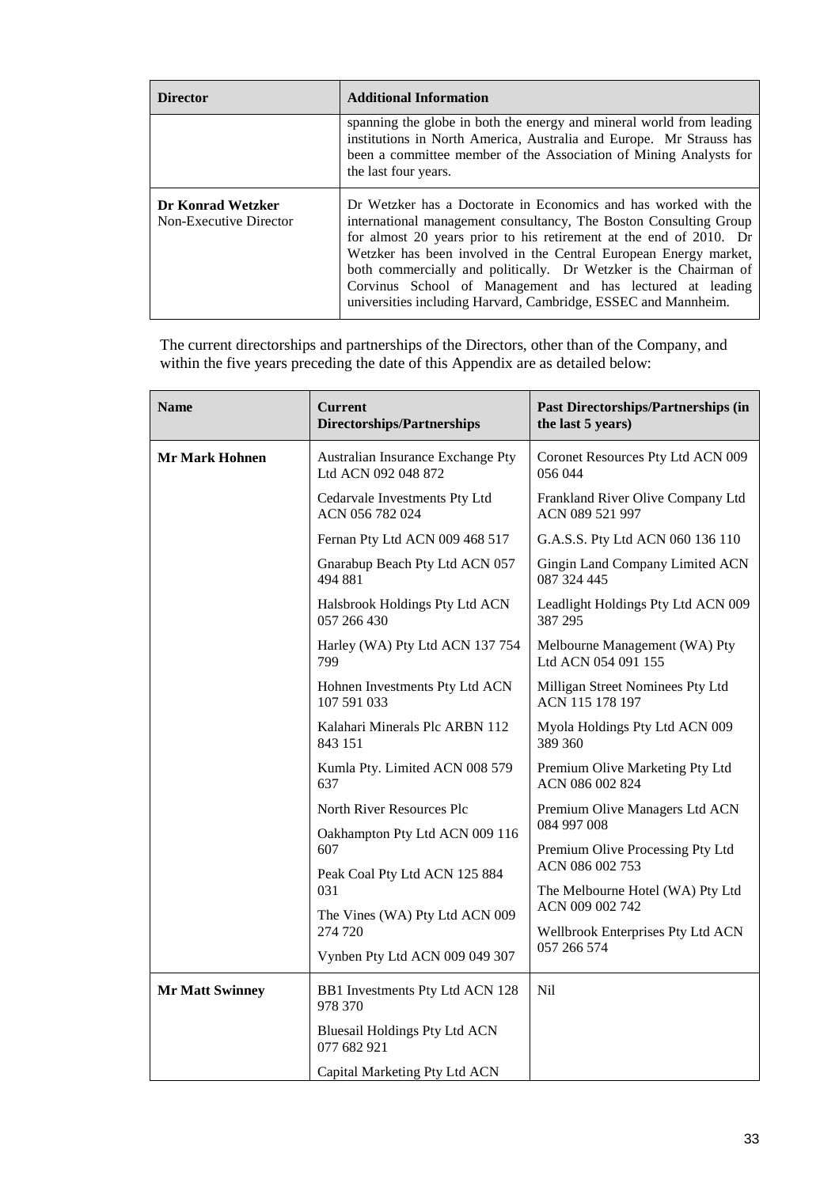| Director | Additional Information |
|---|---|
| | spanning the globe in both the energy and mineral world from leading institutions in North America, Australia and Europe. Mr Strauss has been a committee member of the Association of Mining Analysts for the last four years. |
| **Dr Konrad Wetzker** Non-Executive Director | Dr Wetzker has a Doctorate in Economics and has worked with the international management consultancy, The Boston Consulting Group for almost 20 years prior to his retirement at the end of 2010. Dr Wetzker has been involved in the Central European Energy market, both commercially and politically. Dr Wetzker is the Chairman of Corvinus School of Management and has lectured at leading universities including Harvard, Cambridge, ESSEC and Mannheim. |

The current directorships and partnerships of the Directors, other than of the Company, and within the five years preceding the date of this Appendix are as detailed below:

| Name | Current Directorships/Partnerships | Past Directorships/Partnerships (in the last 5 years) |
|---|---|---|
| **Mr Mark Hohnen** | Australian Insurance Exchange Pty Ltd ACN 092 048 872 | Coronet Resources Pty Ltd ACN 009 056 044 |
| | Cedarvale Investments Pty Ltd ACN 056 782 024 | Frankland River Olive Company Ltd ACN 089 521 997 |
| | Fernan Pty Ltd ACN 009 468 517 | G.A.S.S. Pty Ltd ACN 060 136 110 |
| | Gnarabup Beach Pty Ltd ACN 057 494 881 | Gingin Land Company Limited ACN 087 324 445 |
| | Halsbrook Holdings Pty Ltd ACN 057 266 430 | Leadlight Holdings Pty Ltd ACN 009 387 295 |
| | Harley (WA) Pty Ltd ACN 137 754 799 | Melbourne Management (WA) Pty Ltd ACN 054 091 155 |
| | Hohnen Investments Pty Ltd ACN 107 591 033 | Milligan Street Nominees Pty Ltd ACN 115 178 197 |
| | Kalahari Minerals Plc ARBN 112 843 151 | Myola Holdings Pty Ltd ACN 009 389 360 |
| | Kumla Pty. Limited ACN 008 579 637 | Premium Olive Marketing Pty Ltd ACN 086 002 824 |
| | North River Resources Plc | Premium Olive Managers Ltd ACN 084 997 008 |
| | Oakhampton Pty Ltd ACN 009 116 607 | Premium Olive Processing Pty Ltd ACN 086 002 753 |
| | Peak Coal Pty Ltd ACN 125 884 031 | The Melbourne Hotel (WA) Pty Ltd ACN 009 002 742 |
| | The Vines (WA) Pty Ltd ACN 009 274 720 | Wellbrook Enterprises Pty Ltd ACN 057 266 574 |
| | Vynben Pty Ltd ACN 009 049 307 | |
| **Mr Matt Swinney** | BB1 Investments Pty Ltd ACN 128 978 370 | Nil |
| | Bluesail Holdings Pty Ltd ACN 077 682 921 | |
| | Capital Marketing Pty Ltd ACN | |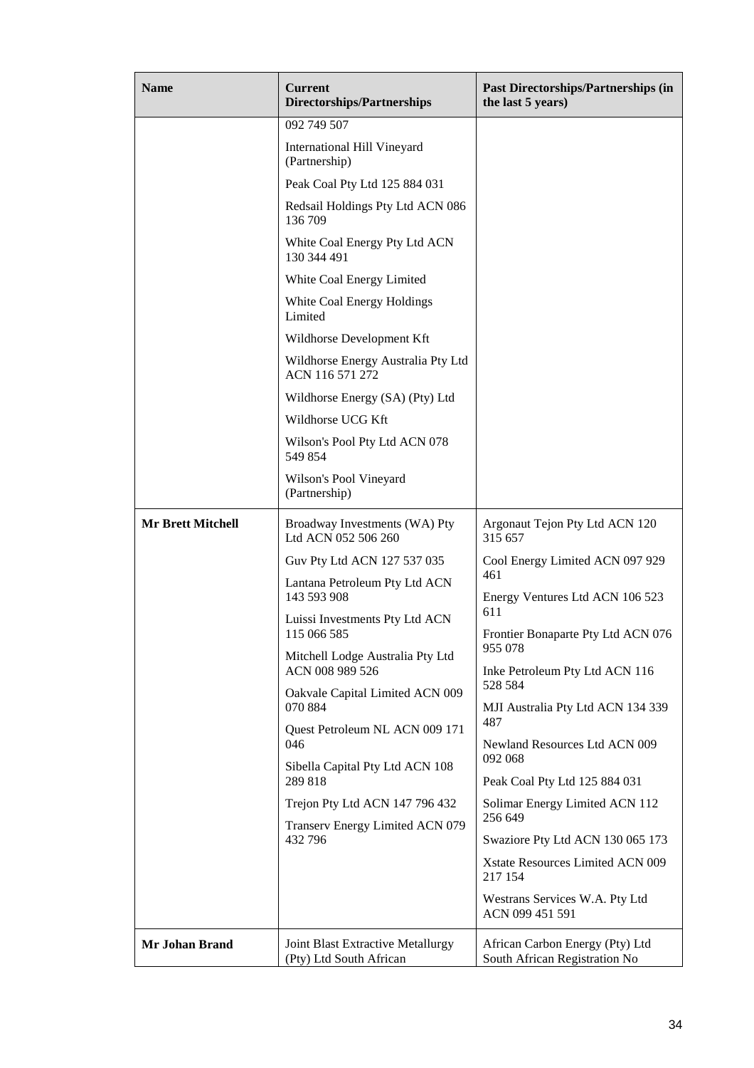| Name | Current Directorships/Partnerships | Past Directorships/Partnerships (in the last 5 years) |
|---|---|---|
| | 092 749 507<br>International Hill Vineyard (Partnership)<br>Peak Coal Pty Ltd 125 884 031<br>Redsail Holdings Pty Ltd ACN 086 136 709<br>White Coal Energy Pty Ltd ACN 130 344 491<br>White Coal Energy Limited<br>White Coal Energy Holdings Limited<br>Wildhorse Development Kft<br>Wildhorse Energy Australia Pty Ltd ACN 116 571 272<br>Wildhorse Energy (SA) (Pty) Ltd<br>Wildhorse UCG Kft<br>Wilson's Pool Pty Ltd ACN 078 549 854<br>Wilson's Pool Vineyard (Partnership) | |
| **Mr Brett Mitchell** | Broadway Investments (WA) Pty Ltd ACN 052 506 260<br>Guv Pty Ltd ACN 127 537 035<br>Lantana Petroleum Pty Ltd ACN 143 593 908<br>Luissi Investments Pty Ltd ACN 115 066 585<br>Mitchell Lodge Australia Pty Ltd ACN 008 989 526<br>Oakvale Capital Limited ACN 009 070 884<br>Quest Petroleum NL ACN 009 171 046<br>Sibella Capital Pty Ltd ACN 108 289 818<br>Trejon Pty Ltd ACN 147 796 432<br>Transerv Energy Limited ACN 079 432 796 | Argonaut Tejon Pty Ltd ACN 120 315 657<br>Cool Energy Limited ACN 097 929 461<br>Energy Ventures Ltd ACN 106 523 611<br>Frontier Bonaparte Pty Ltd ACN 076 955 078<br>Inke Petroleum Pty Ltd ACN 116 528 584<br>MJI Australia Pty Ltd ACN 134 339 487<br>Newland Resources Ltd ACN 009 092 068<br>Peak Coal Pty Ltd 125 884 031<br>Solimar Energy Limited ACN 112 256 649<br>Swaziore Pty Ltd ACN 130 065 173<br>Xstate Resources Limited ACN 009 217 154<br>Westrans Services W.A. Pty Ltd ACN 099 451 591 |
| **Mr Johan Brand** | Joint Blast Extractive Metallurgy (Pty) Ltd South African | African Carbon Energy (Pty) Ltd South African Registration No |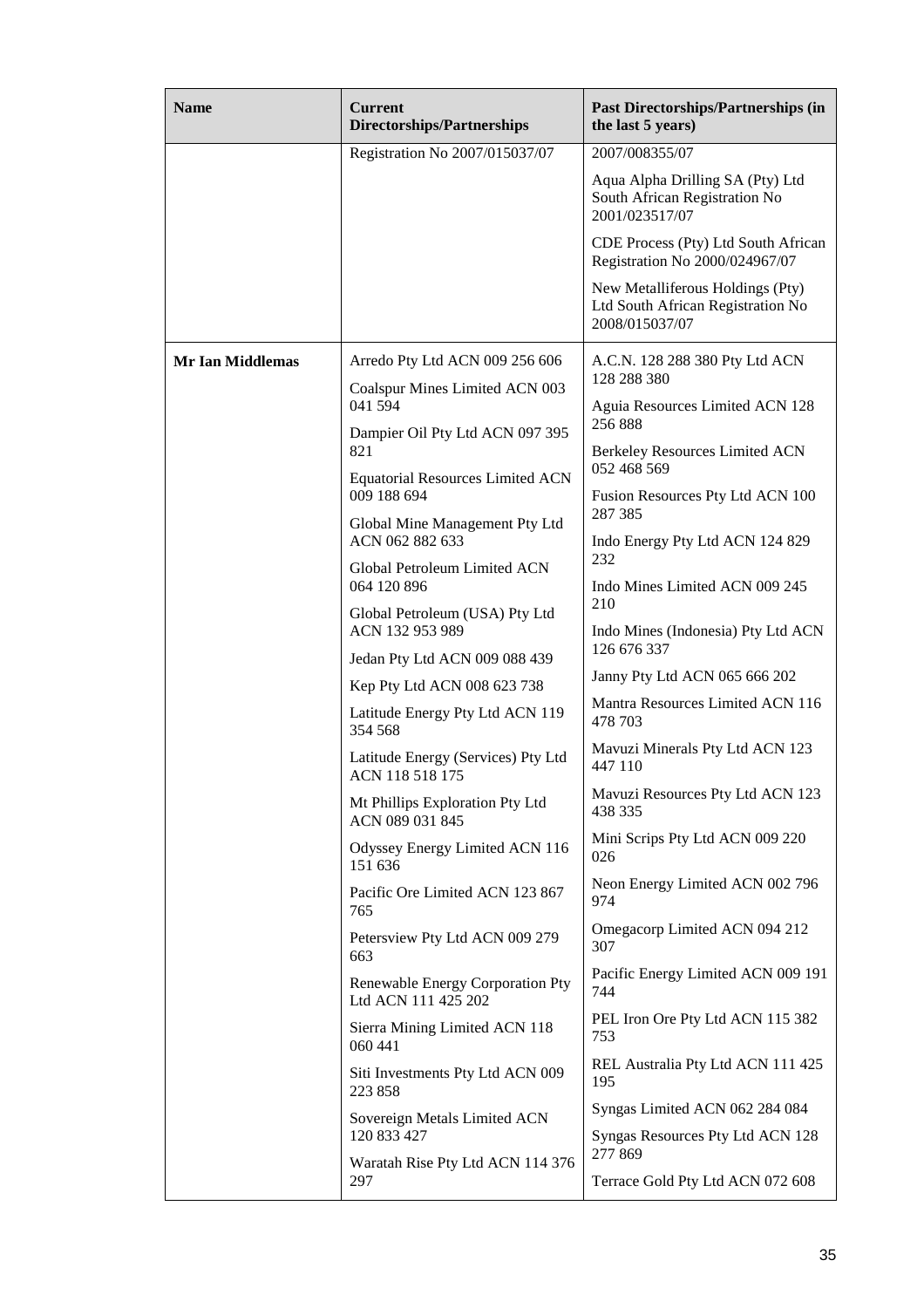| Name | Current Directorships/Partnerships | Past Directorships/Partnerships (in the last 5 years) |
|---|---|---|
| | Registration No 2007/015037/07 | 2007/008355/07<br><br>Aqua Alpha Drilling SA (Pty) Ltd South African Registration No 2001/023517/07<br><br>CDE Process (Pty) Ltd South African Registration No 2000/024967/07<br><br>New Metalliferous Holdings (Pty) Ltd South African Registration No 2008/015037/07 |
| **Mr Ian Middlemas** | Arredo Pty Ltd ACN 009 256 606<br><br>Coalspur Mines Limited ACN 003 041 594<br><br>Dampier Oil Pty Ltd ACN 097 395 821<br><br>Equatorial Resources Limited ACN 009 188 694<br><br>Global Mine Management Pty Ltd ACN 062 882 633<br><br>Global Petroleum Limited ACN 064 120 896<br><br>Global Petroleum (USA) Pty Ltd ACN 132 953 989<br><br>Jedan Pty Ltd ACN 009 088 439<br><br>Kep Pty Ltd ACN 008 623 738<br><br>Latitude Energy Pty Ltd ACN 119 354 568<br><br>Latitude Energy (Services) Pty Ltd ACN 118 518 175<br><br>Mt Phillips Exploration Pty Ltd ACN 089 031 845<br><br>Odyssey Energy Limited ACN 116 151 636<br><br>Pacific Ore Limited ACN 123 867 765<br><br>Petersview Pty Ltd ACN 009 279 663<br><br>Renewable Energy Corporation Pty Ltd ACN 111 425 202<br><br>Sierra Mining Limited ACN 118 060 441<br><br>Siti Investments Pty Ltd ACN 009 223 858<br><br>Sovereign Metals Limited ACN 120 833 427<br><br>Waratah Rise Pty Ltd ACN 114 376 297 | A.C.N. 128 288 380 Pty Ltd ACN 128 288 380<br><br>Aguia Resources Limited ACN 128 256 888<br><br>Berkeley Resources Limited ACN 052 468 569<br><br>Fusion Resources Pty Ltd ACN 100 287 385<br><br>Indo Energy Pty Ltd ACN 124 829 232<br><br>Indo Mines Limited ACN 009 245 210<br><br>Indo Mines (Indonesia) Pty Ltd ACN 126 676 337<br><br>Janny Pty Ltd ACN 065 666 202<br><br>Mantra Resources Limited ACN 116 478 703<br><br>Mavuzi Minerals Pty Ltd ACN 123 447 110<br><br>Mavuzi Resources Pty Ltd ACN 123 438 335<br><br>Mini Scrips Pty Ltd ACN 009 220 026<br><br>Neon Energy Limited ACN 002 796 974<br><br>Omegacorp Limited ACN 094 212 307<br><br>Pacific Energy Limited ACN 009 191 744<br><br>PEL Iron Ore Pty Ltd ACN 115 382 753<br><br>REL Australia Pty Ltd ACN 111 425 195<br><br>Syngas Limited ACN 062 284 084<br><br>Syngas Resources Pty Ltd ACN 128 277 869<br><br>Terrace Gold Pty Ltd ACN 072 608 |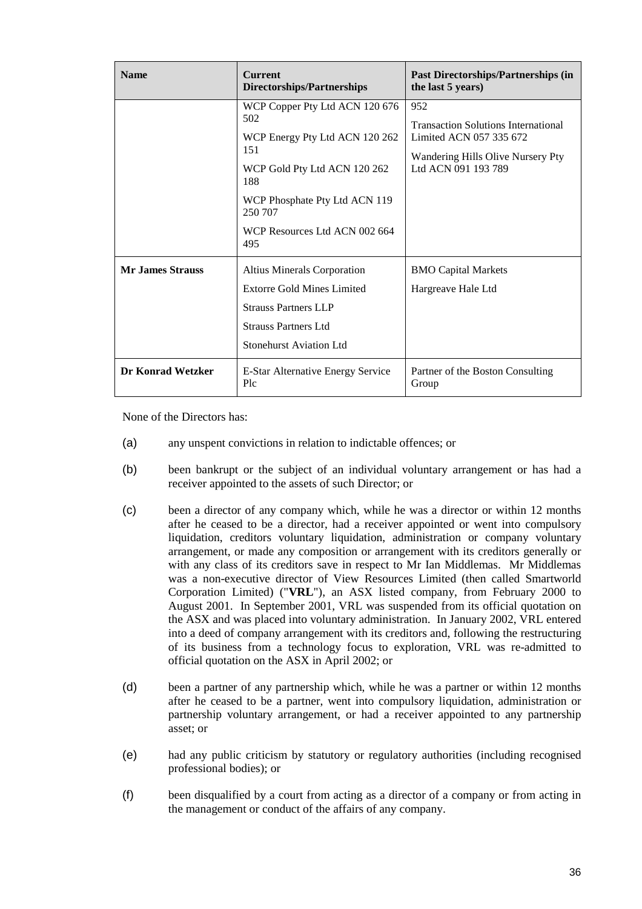| Name | Current Directorships/Partnerships | Past Directorships/Partnerships (in the last 5 years) |
| --- | --- | --- |
| | WCP Copper Pty Ltd ACN 120 676 502<br>WCP Energy Pty Ltd ACN 120 262 151<br>WCP Gold Pty Ltd ACN 120 262 188<br>WCP Phosphate Pty Ltd ACN 119 250 707<br>WCP Resources Ltd ACN 002 664 495 | 952<br>Transaction Solutions International Limited ACN 057 335 672<br>Wandering Hills Olive Nursery Pty Ltd ACN 091 193 789 |
| **Mr James Strauss** | Altius Minerals Corporation<br>Extorre Gold Mines Limited<br>Strauss Partners LLP<br>Strauss Partners Ltd<br>Stonehurst Aviation Ltd | BMO Capital Markets<br>Hargreave Hale Ltd |
| **Dr Konrad Wetzker** | E-Star Alternative Energy Service Plc | Partner of the Boston Consulting Group |

None of the Directors has:

(a) any unspent convictions in relation to indictable offences; or

(b) been bankrupt or the subject of an individual voluntary arrangement or has had a receiver appointed to the assets of such Director; or

(c) been a director of any company which, while he was a director or within 12 months after he ceased to be a director, had a receiver appointed or went into compulsory liquidation, creditors voluntary liquidation, administration or company voluntary arrangement, or made any composition or arrangement with its creditors generally or with any class of its creditors save in respect to Mr Ian Middlemas. Mr Middlemas was a non-executive director of View Resources Limited (then called Smartworld Corporation Limited) ("**VRL**"), an ASX listed company, from February 2000 to August 2001. In September 2001, VRL was suspended from its official quotation on the ASX and was placed into voluntary administration. In January 2002, VRL entered into a deed of company arrangement with its creditors and, following the restructuring of its business from a technology focus to exploration, VRL was re-admitted to official quotation on the ASX in April 2002; or

(d) been a partner of any partnership which, while he was a partner or within 12 months after he ceased to be a partner, went into compulsory liquidation, administration or partnership voluntary arrangement, or had a receiver appointed to any partnership asset; or

(e) had any public criticism by statutory or regulatory authorities (including recognised professional bodies); or

(f) been disqualified by a court from acting as a director of a company or from acting in the management or conduct of the affairs of any company.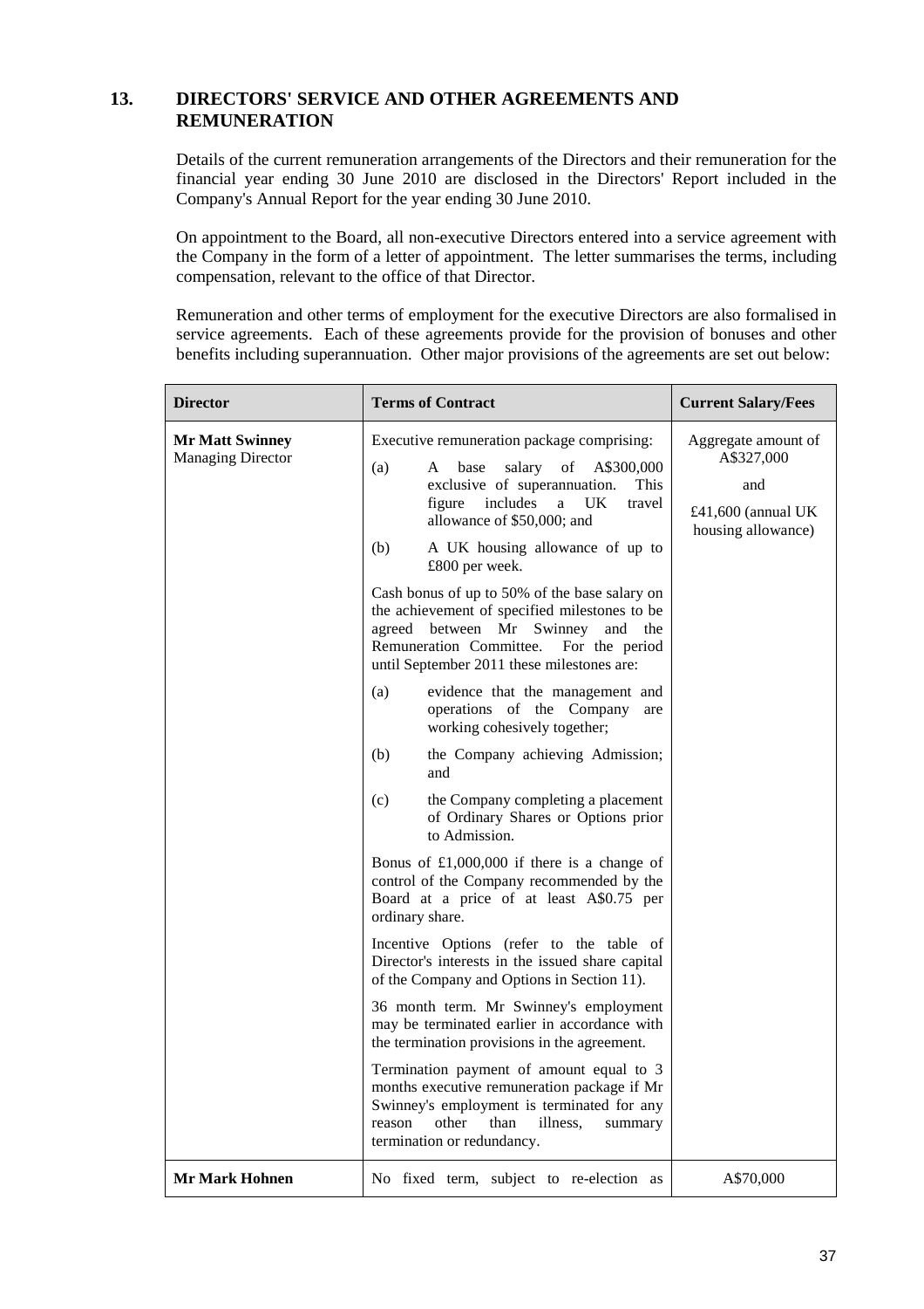## 13. DIRECTORS' SERVICE AND OTHER AGREEMENTS AND REMUNERATION

Details of the current remuneration arrangements of the Directors and their remuneration for the financial year ending 30 June 2010 are disclosed in the Directors' Report included in the Company's Annual Report for the year ending 30 June 2010.

On appointment to the Board, all non-executive Directors entered into a service agreement with the Company in the form of a letter of appointment. The letter summarises the terms, including compensation, relevant to the office of that Director.

Remuneration and other terms of employment for the executive Directors are also formalised in service agreements. Each of these agreements provide for the provision of bonuses and other benefits including superannuation. Other major provisions of the agreements are set out below:

| Director | Terms of Contract | Current Salary/Fees |
|---|---|---|
| **Mr Matt Swinney**<br>Managing Director | Executive remuneration package comprising:<br>(a) A base salary of A$300,000 exclusive of superannuation. This figure includes a UK travel allowance of $50,000; and<br>(b) A UK housing allowance of up to £800 per week.<br><br>Cash bonus of up to 50% of the base salary on the achievement of specified milestones to be agreed between Mr Swinney and the Remuneration Committee. For the period until September 2011 these milestones are:<br>(a) evidence that the management and operations of the Company are working cohesively together;<br>(b) the Company achieving Admission; and<br>(c) the Company completing a placement of Ordinary Shares or Options prior to Admission.<br><br>Bonus of £1,000,000 if there is a change of control of the Company recommended by the Board at a price of at least A$0.75 per ordinary share.<br><br>Incentive Options (refer to the table of Director's interests in the issued share capital of the Company and Options in Section 11).<br><br>36 month term. Mr Swinney's employment may be terminated earlier in accordance with the termination provisions in the agreement.<br><br>Termination payment of amount equal to 3 months executive remuneration package if Mr Swinney's employment is terminated for any reason other than illness, summary termination or redundancy. | Aggregate amount of A$327,000<br>and<br>£41,600 (annual UK housing allowance) |
| **Mr Mark Hohnen** | No fixed term, subject to re-election as | A$70,000 |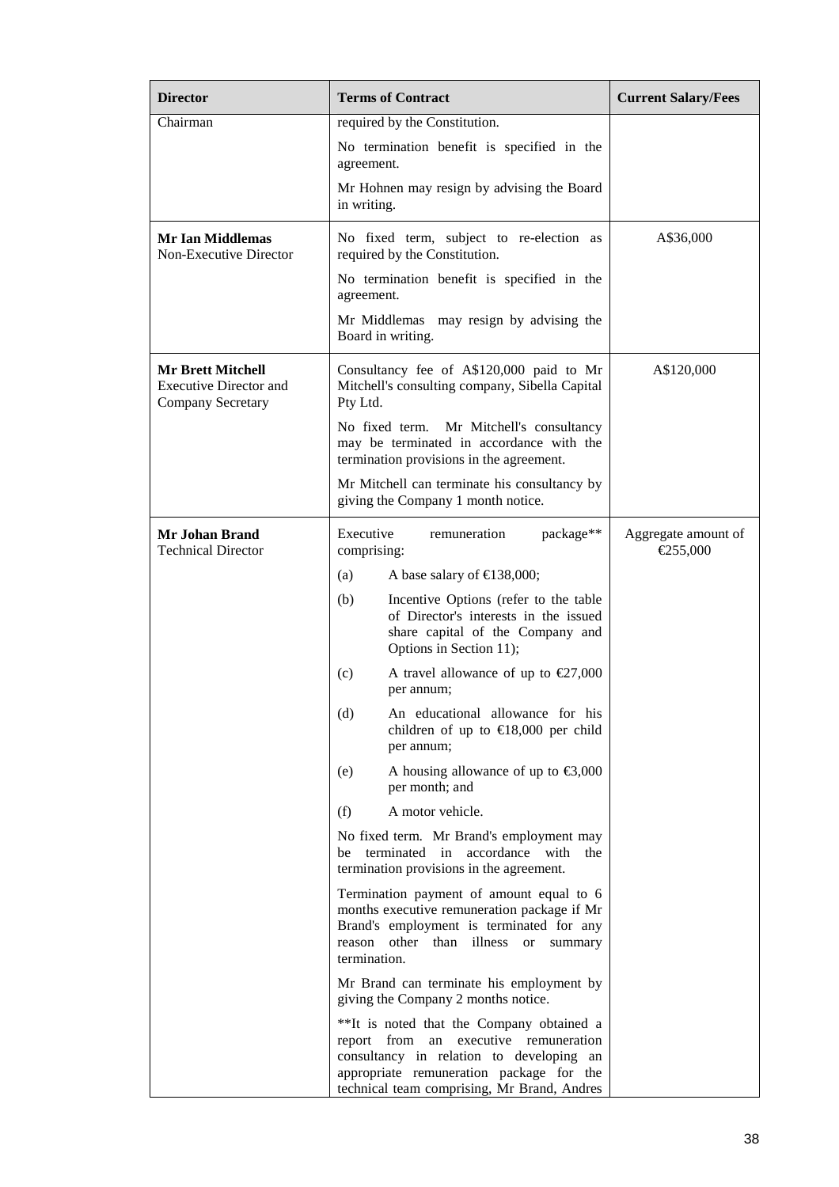| Director | Terms of Contract | Current Salary/Fees |
|---|---|---|
| Chairman | required by the Constitution.<br><br>No termination benefit is specified in the agreement.<br><br>Mr Hohnen may resign by advising the Board in writing. | |
| **Mr Ian Middlemas**<br>Non-Executive Director | No fixed term, subject to re-election as required by the Constitution.<br><br>No termination benefit is specified in the agreement.<br><br>Mr Middlemas may resign by advising the Board in writing. | A$36,000 |
| **Mr Brett Mitchell**<br>Executive Director and Company Secretary | Consultancy fee of A$120,000 paid to Mr Mitchell's consulting company, Sibella Capital Pty Ltd.<br><br>No fixed term. Mr Mitchell's consultancy may be terminated in accordance with the termination provisions in the agreement.<br><br>Mr Mitchell can terminate his consultancy by giving the Company 1 month notice. | A$120,000 |
| **Mr Johan Brand**<br>Technical Director | Executive remuneration package** comprising:<br><br>(a) A base salary of €138,000;<br><br>(b) Incentive Options (refer to the table of Director's interests in the issued share capital of the Company and Options in Section 11);<br><br>(c) A travel allowance of up to €27,000 per annum;<br><br>(d) An educational allowance for his children of up to €18,000 per child per annum;<br><br>(e) A housing allowance of up to €3,000 per month; and<br><br>(f) A motor vehicle.<br><br>No fixed term. Mr Brand's employment may be terminated in accordance with the termination provisions in the agreement.<br><br>Termination payment of amount equal to 6 months executive remuneration package if Mr Brand's employment is terminated for any reason other than illness or summary termination.<br><br>Mr Brand can terminate his employment by giving the Company 2 months notice.<br><br>**It is noted that the Company obtained a report from an executive remuneration consultancy in relation to developing an appropriate remuneration package for the technical team comprising, Mr Brand, Andres | Aggregate amount of €255,000 |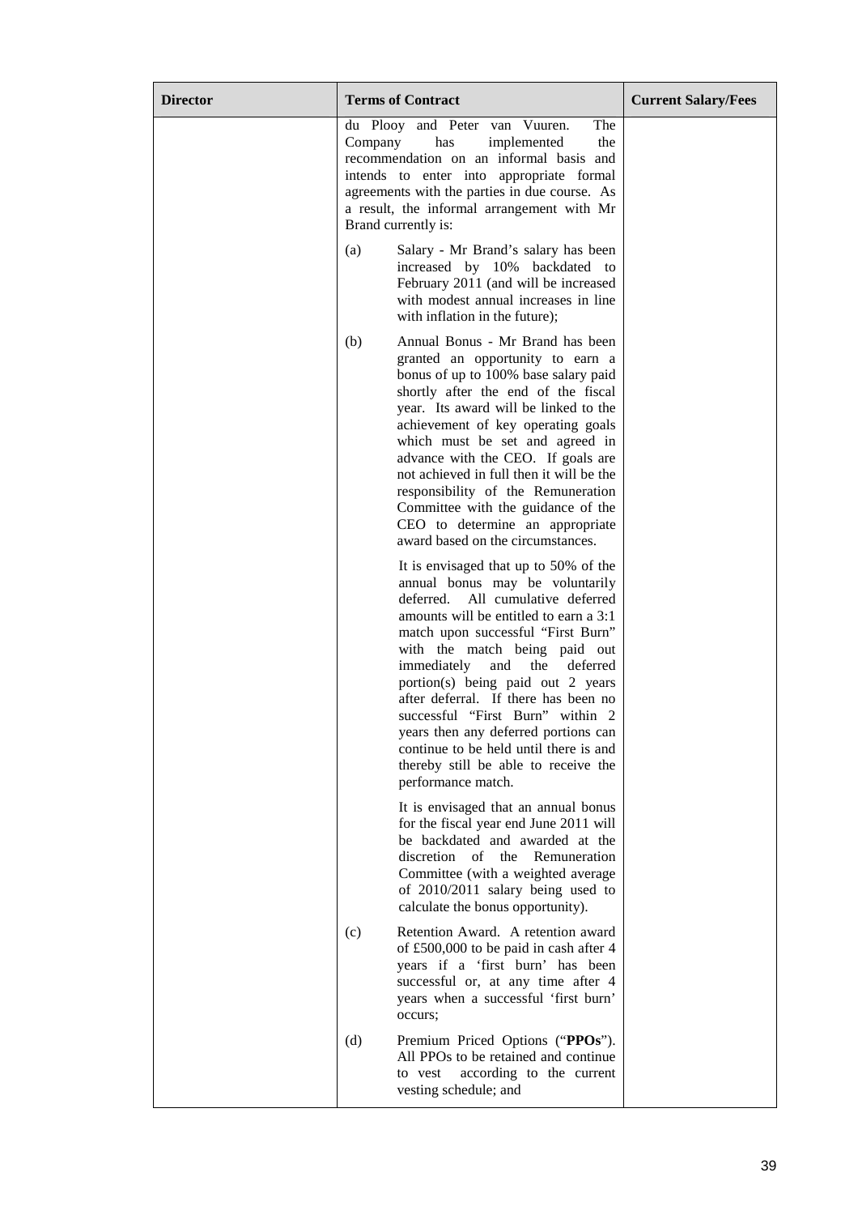| Director | Terms of Contract | Current Salary/Fees |
|---|---|---|
| | du Plooy and Peter van Vuuren. The Company has implemented the recommendation on an informal basis and intends to enter into appropriate formal agreements with the parties in due course. As a result, the informal arrangement with Mr Brand currently is:<br><br>(a) Salary - Mr Brand's salary has been increased by 10% backdated to February 2011 (and will be increased with modest annual increases in line with inflation in the future);<br><br>(b) Annual Bonus - Mr Brand has been granted an opportunity to earn a bonus of up to 100% base salary paid shortly after the end of the fiscal year. Its award will be linked to the achievement of key operating goals which must be set and agreed in advance with the CEO. If goals are not achieved in full then it will be the responsibility of the Remuneration Committee with the guidance of the CEO to determine an appropriate award based on the circumstances.<br><br>It is envisaged that up to 50% of the annual bonus may be voluntarily deferred. All cumulative deferred amounts will be entitled to earn a 3:1 match upon successful "First Burn" with the match being paid out immediately and the deferred portion(s) being paid out 2 years after deferral. If there has been no successful "First Burn" within 2 years then any deferred portions can continue to be held until there is and thereby still be able to receive the performance match.<br><br>It is envisaged that an annual bonus for the fiscal year end June 2011 will be backdated and awarded at the discretion of the Remuneration Committee (with a weighted average of 2010/2011 salary being used to calculate the bonus opportunity).<br><br>(c) Retention Award. A retention award of £500,000 to be paid in cash after 4 years if a 'first burn' has been successful or, at any time after 4 years when a successful 'first burn' occurs;<br><br>(d) Premium Priced Options ("**PPOs**"). All PPOs to be retained and continue to vest according to the current vesting schedule; and | |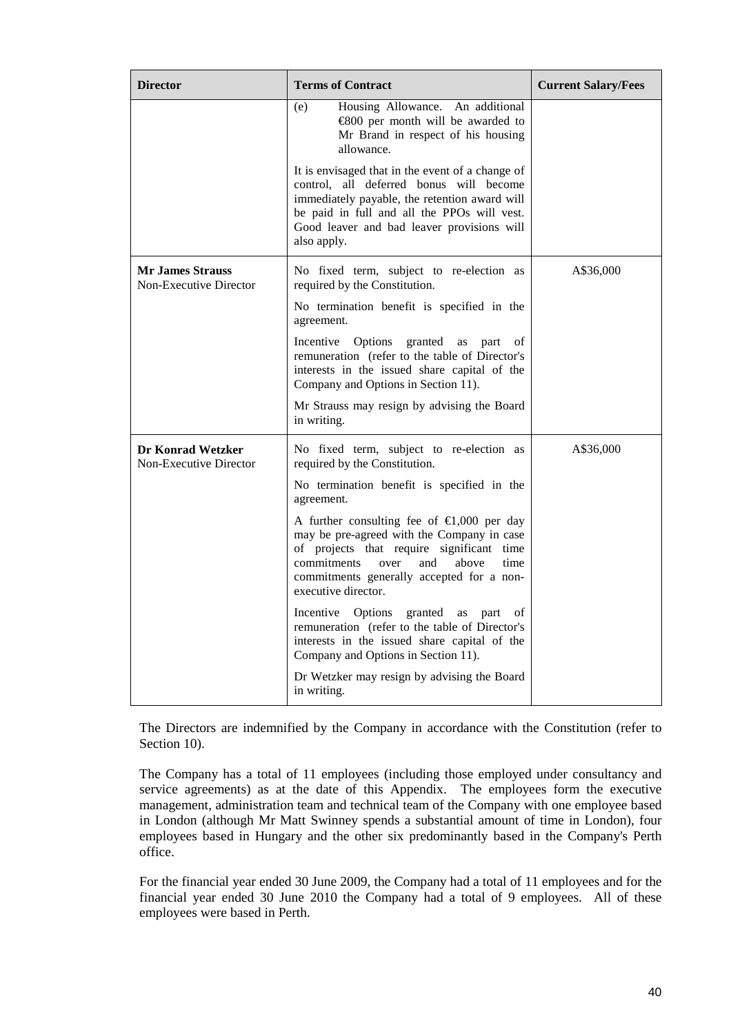| Director | Terms of Contract | Current Salary/Fees |
| --- | --- | --- |
| | (e) Housing Allowance. An additional €800 per month will be awarded to Mr Brand in respect of his housing allowance.<br><br>It is envisaged that in the event of a change of control, all deferred bonus will become immediately payable, the retention award will be paid in full and all the PPOs will vest. Good leaver and bad leaver provisions will also apply. | |
| **Mr James Strauss**<br>Non-Executive Director | No fixed term, subject to re-election as required by the Constitution.<br><br>No termination benefit is specified in the agreement.<br><br>Incentive Options granted as part of remuneration (refer to the table of Director's interests in the issued share capital of the Company and Options in Section 11).<br><br>Mr Strauss may resign by advising the Board in writing. | A$36,000 |
| **Dr Konrad Wetzker**<br>Non-Executive Director | No fixed term, subject to re-election as required by the Constitution.<br><br>No termination benefit is specified in the agreement.<br><br>A further consulting fee of €1,000 per day may be pre-agreed with the Company in case of projects that require significant time commitments over and above time commitments generally accepted for a non-executive director.<br><br>Incentive Options granted as part of remuneration (refer to the table of Director's interests in the issued share capital of the Company and Options in Section 11).<br><br>Dr Wetzker may resign by advising the Board in writing. | A$36,000 |

The Directors are indemnified by the Company in accordance with the Constitution (refer to Section 10).

The Company has a total of 11 employees (including those employed under consultancy and service agreements) as at the date of this Appendix. The employees form the executive management, administration team and technical team of the Company with one employee based in London (although Mr Matt Swinney spends a substantial amount of time in London), four employees based in Hungary and the other six predominantly based in the Company's Perth office.

For the financial year ended 30 June 2009, the Company had a total of 11 employees and for the financial year ended 30 June 2010 the Company had a total of 9 employees. All of these employees were based in Perth.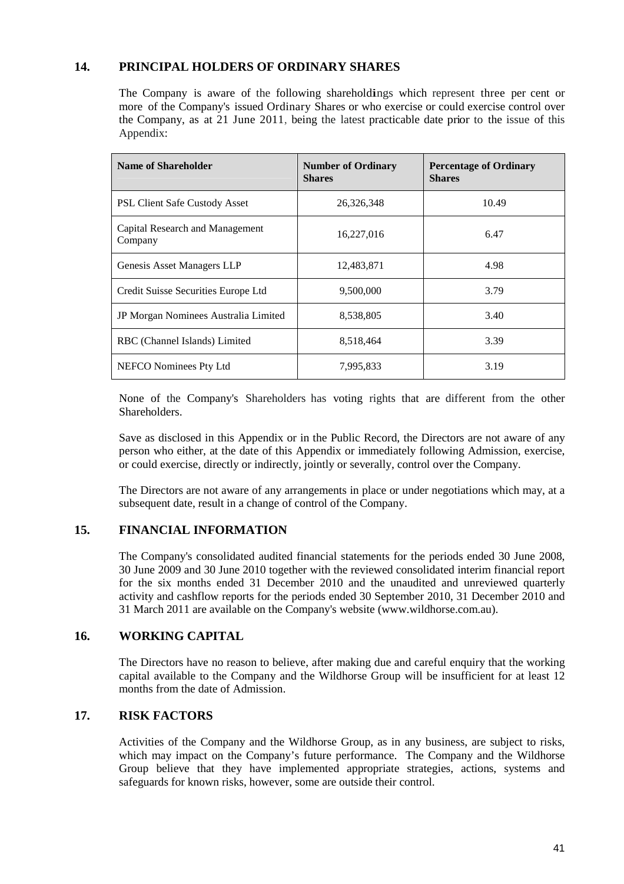## 14. PRINCIPAL HOLDERS OF ORDINARY SHARES

The Company is aware of the following shareholdings which represent three per cent or more of the Company's issued Ordinary Shares or who exercise or could exercise control over the Company, as at 21 June 2011, being the latest practicable date prior to the issue of this Appendix:

| Name of Shareholder | Number of Ordinary Shares | Percentage of Ordinary Shares |
|---|---|---|
| PSL Client Safe Custody Asset | 26,326,348 | 10.49 |
| Capital Research and Management Company | 16,227,016 | 6.47 |
| Genesis Asset Managers LLP | 12,483,871 | 4.98 |
| Credit Suisse Securities Europe Ltd | 9,500,000 | 3.79 |
| JP Morgan Nominees Australia Limited | 8,538,805 | 3.40 |
| RBC (Channel Islands) Limited | 8,518,464 | 3.39 |
| NEFCO Nominees Pty Ltd | 7,995,833 | 3.19 |

None of the Company's Shareholders has voting rights that are different from the other Shareholders.

Save as disclosed in this Appendix or in the Public Record, the Directors are not aware of any person who either, at the date of this Appendix or immediately following Admission, exercise, or could exercise, directly or indirectly, jointly or severally, control over the Company.

The Directors are not aware of any arrangements in place or under negotiations which may, at a subsequent date, result in a change of control of the Company.

## 15. FINANCIAL INFORMATION

The Company's consolidated audited financial statements for the periods ended 30 June 2008, 30 June 2009 and 30 June 2010 together with the reviewed consolidated interim financial report for the six months ended 31 December 2010 and the unaudited and unreviewed quarterly activity and cashflow reports for the periods ended 30 September 2010, 31 December 2010 and 31 March 2011 are available on the Company's website (www.wildhorse.com.au).

## 16. WORKING CAPITAL

The Directors have no reason to believe, after making due and careful enquiry that the working capital available to the Company and the Wildhorse Group will be insufficient for at least 12 months from the date of Admission.

## 17. RISK FACTORS

Activities of the Company and the Wildhorse Group, as in any business, are subject to risks, which may impact on the Company's future performance. The Company and the Wildhorse Group believe that they have implemented appropriate strategies, actions, systems and safeguards for known risks, however, some are outside their control.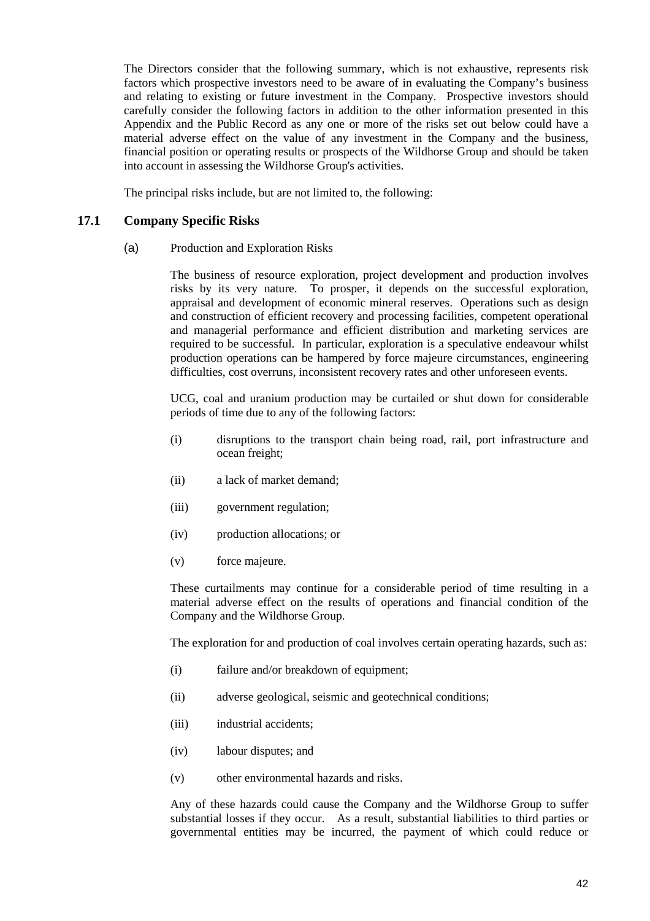The Directors consider that the following summary, which is not exhaustive, represents risk factors which prospective investors need to be aware of in evaluating the Company's business and relating to existing or future investment in the Company. Prospective investors should carefully consider the following factors in addition to the other information presented in this Appendix and the Public Record as any one or more of the risks set out below could have a material adverse effect on the value of any investment in the Company and the business, financial position or operating results or prospects of the Wildhorse Group and should be taken into account in assessing the Wildhorse Group's activities.

The principal risks include, but are not limited to, the following:

### 17.1 Company Specific Risks

(a) Production and Exploration Risks

The business of resource exploration, project development and production involves risks by its very nature. To prosper, it depends on the successful exploration, appraisal and development of economic mineral reserves. Operations such as design and construction of efficient recovery and processing facilities, competent operational and managerial performance and efficient distribution and marketing services are required to be successful. In particular, exploration is a speculative endeavour whilst production operations can be hampered by force majeure circumstances, engineering difficulties, cost overruns, inconsistent recovery rates and other unforeseen events.

UCG, coal and uranium production may be curtailed or shut down for considerable periods of time due to any of the following factors:

(i) disruptions to the transport chain being road, rail, port infrastructure and ocean freight;

(ii) a lack of market demand;

(iii) government regulation;

(iv) production allocations; or

(v) force majeure.

These curtailments may continue for a considerable period of time resulting in a material adverse effect on the results of operations and financial condition of the Company and the Wildhorse Group.

The exploration for and production of coal involves certain operating hazards, such as:

(i) failure and/or breakdown of equipment;

(ii) adverse geological, seismic and geotechnical conditions;

(iii) industrial accidents;

(iv) labour disputes; and

(v) other environmental hazards and risks.

Any of these hazards could cause the Company and the Wildhorse Group to suffer substantial losses if they occur. As a result, substantial liabilities to third parties or governmental entities may be incurred, the payment of which could reduce or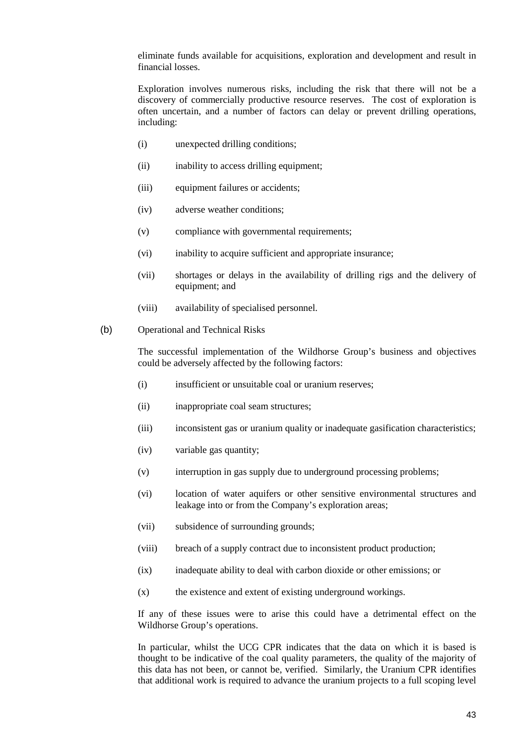eliminate funds available for acquisitions, exploration and development and result in financial losses.

Exploration involves numerous risks, including the risk that there will not be a discovery of commercially productive resource reserves. The cost of exploration is often uncertain, and a number of factors can delay or prevent drilling operations, including:

(i) unexpected drilling conditions;

(ii) inability to access drilling equipment;

(iii) equipment failures or accidents;

(iv) adverse weather conditions;

(v) compliance with governmental requirements;

(vi) inability to acquire sufficient and appropriate insurance;

(vii) shortages or delays in the availability of drilling rigs and the delivery of equipment; and

(viii) availability of specialised personnel.

(b) Operational and Technical Risks

The successful implementation of the Wildhorse Group's business and objectives could be adversely affected by the following factors:

(i) insufficient or unsuitable coal or uranium reserves;

(ii) inappropriate coal seam structures;

(iii) inconsistent gas or uranium quality or inadequate gasification characteristics;

(iv) variable gas quantity;

(v) interruption in gas supply due to underground processing problems;

(vi) location of water aquifers or other sensitive environmental structures and leakage into or from the Company's exploration areas;

(vii) subsidence of surrounding grounds;

(viii) breach of a supply contract due to inconsistent product production;

(ix) inadequate ability to deal with carbon dioxide or other emissions; or

(x) the existence and extent of existing underground workings.

If any of these issues were to arise this could have a detrimental effect on the Wildhorse Group's operations.

In particular, whilst the UCG CPR indicates that the data on which it is based is thought to be indicative of the coal quality parameters, the quality of the majority of this data has not been, or cannot be, verified. Similarly, the Uranium CPR identifies that additional work is required to advance the uranium projects to a full scoping level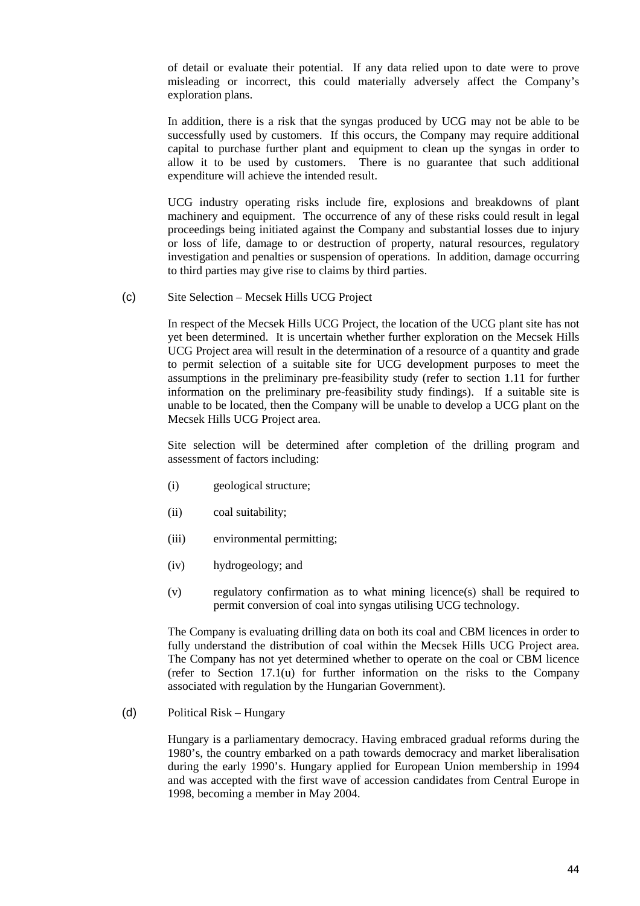of detail or evaluate their potential. If any data relied upon to date were to prove misleading or incorrect, this could materially adversely affect the Company's exploration plans.

In addition, there is a risk that the syngas produced by UCG may not be able to be successfully used by customers. If this occurs, the Company may require additional capital to purchase further plant and equipment to clean up the syngas in order to allow it to be used by customers. There is no guarantee that such additional expenditure will achieve the intended result.

UCG industry operating risks include fire, explosions and breakdowns of plant machinery and equipment. The occurrence of any of these risks could result in legal proceedings being initiated against the Company and substantial losses due to injury or loss of life, damage to or destruction of property, natural resources, regulatory investigation and penalties or suspension of operations. In addition, damage occurring to third parties may give rise to claims by third parties.

(c) Site Selection – Mecsek Hills UCG Project

In respect of the Mecsek Hills UCG Project, the location of the UCG plant site has not yet been determined. It is uncertain whether further exploration on the Mecsek Hills UCG Project area will result in the determination of a resource of a quantity and grade to permit selection of a suitable site for UCG development purposes to meet the assumptions in the preliminary pre-feasibility study (refer to section 1.11 for further information on the preliminary pre-feasibility study findings). If a suitable site is unable to be located, then the Company will be unable to develop a UCG plant on the Mecsek Hills UCG Project area.

Site selection will be determined after completion of the drilling program and assessment of factors including:

(i) geological structure;

(ii) coal suitability;

(iii) environmental permitting;

(iv) hydrogeology; and

(v) regulatory confirmation as to what mining licence(s) shall be required to permit conversion of coal into syngas utilising UCG technology.

The Company is evaluating drilling data on both its coal and CBM licences in order to fully understand the distribution of coal within the Mecsek Hills UCG Project area. The Company has not yet determined whether to operate on the coal or CBM licence (refer to Section 17.1(u) for further information on the risks to the Company associated with regulation by the Hungarian Government).

(d) Political Risk – Hungary

Hungary is a parliamentary democracy. Having embraced gradual reforms during the 1980's, the country embarked on a path towards democracy and market liberalisation during the early 1990's. Hungary applied for European Union membership in 1994 and was accepted with the first wave of accession candidates from Central Europe in 1998, becoming a member in May 2004.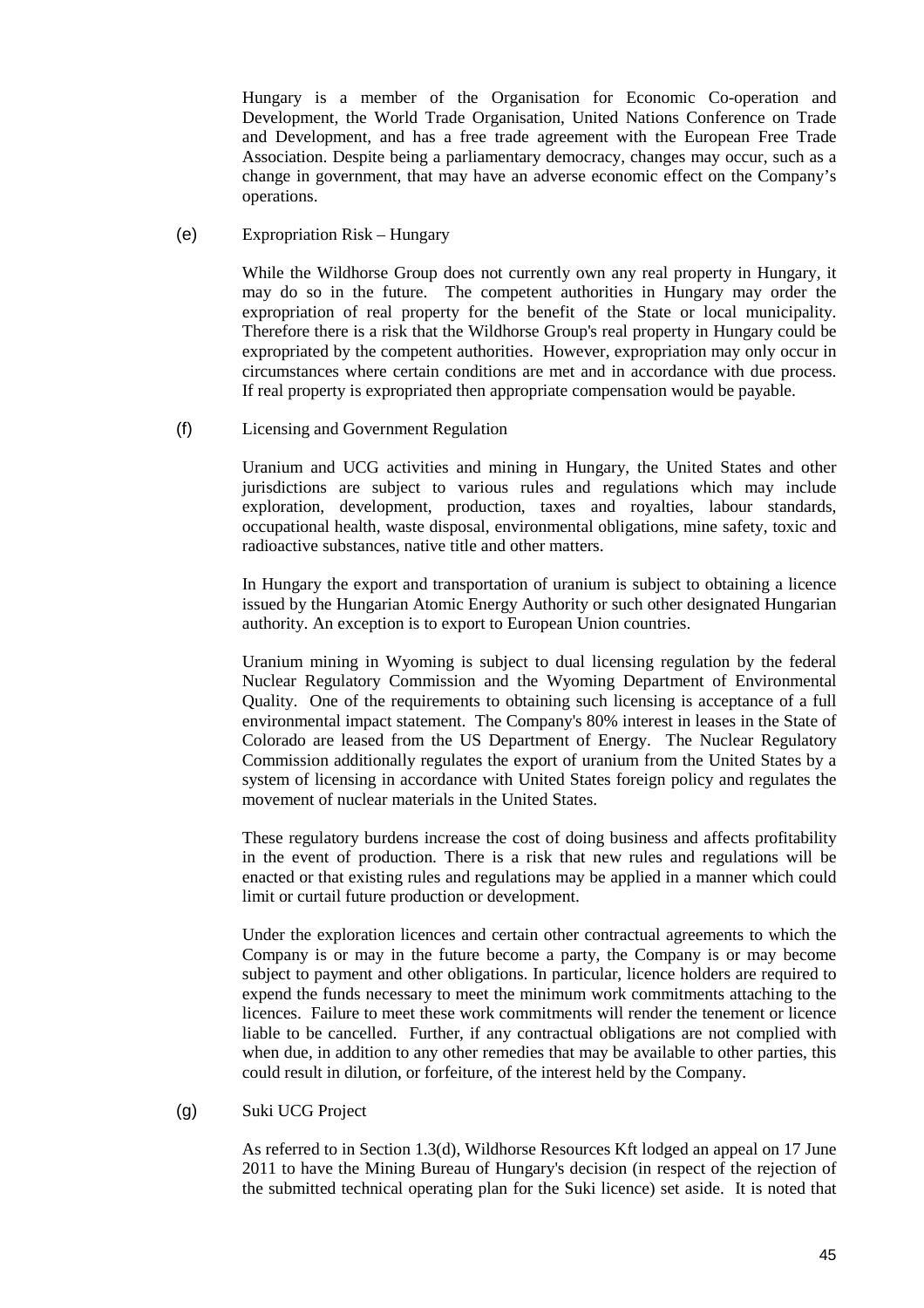Hungary is a member of the Organisation for Economic Co-operation and Development, the World Trade Organisation, United Nations Conference on Trade and Development, and has a free trade agreement with the European Free Trade Association. Despite being a parliamentary democracy, changes may occur, such as a change in government, that may have an adverse economic effect on the Company's operations.

(e) Expropriation Risk – Hungary

While the Wildhorse Group does not currently own any real property in Hungary, it may do so in the future. The competent authorities in Hungary may order the expropriation of real property for the benefit of the State or local municipality. Therefore there is a risk that the Wildhorse Group's real property in Hungary could be expropriated by the competent authorities. However, expropriation may only occur in circumstances where certain conditions are met and in accordance with due process. If real property is expropriated then appropriate compensation would be payable.

(f) Licensing and Government Regulation

Uranium and UCG activities and mining in Hungary, the United States and other jurisdictions are subject to various rules and regulations which may include exploration, development, production, taxes and royalties, labour standards, occupational health, waste disposal, environmental obligations, mine safety, toxic and radioactive substances, native title and other matters.

In Hungary the export and transportation of uranium is subject to obtaining a licence issued by the Hungarian Atomic Energy Authority or such other designated Hungarian authority. An exception is to export to European Union countries.

Uranium mining in Wyoming is subject to dual licensing regulation by the federal Nuclear Regulatory Commission and the Wyoming Department of Environmental Quality. One of the requirements to obtaining such licensing is acceptance of a full environmental impact statement. The Company's 80% interest in leases in the State of Colorado are leased from the US Department of Energy. The Nuclear Regulatory Commission additionally regulates the export of uranium from the United States by a system of licensing in accordance with United States foreign policy and regulates the movement of nuclear materials in the United States.

These regulatory burdens increase the cost of doing business and affects profitability in the event of production. There is a risk that new rules and regulations will be enacted or that existing rules and regulations may be applied in a manner which could limit or curtail future production or development.

Under the exploration licences and certain other contractual agreements to which the Company is or may in the future become a party, the Company is or may become subject to payment and other obligations. In particular, licence holders are required to expend the funds necessary to meet the minimum work commitments attaching to the licences. Failure to meet these work commitments will render the tenement or licence liable to be cancelled. Further, if any contractual obligations are not complied with when due, in addition to any other remedies that may be available to other parties, this could result in dilution, or forfeiture, of the interest held by the Company.

(g) Suki UCG Project

As referred to in Section 1.3(d), Wildhorse Resources Kft lodged an appeal on 17 June 2011 to have the Mining Bureau of Hungary's decision (in respect of the rejection of the submitted technical operating plan for the Suki licence) set aside. It is noted that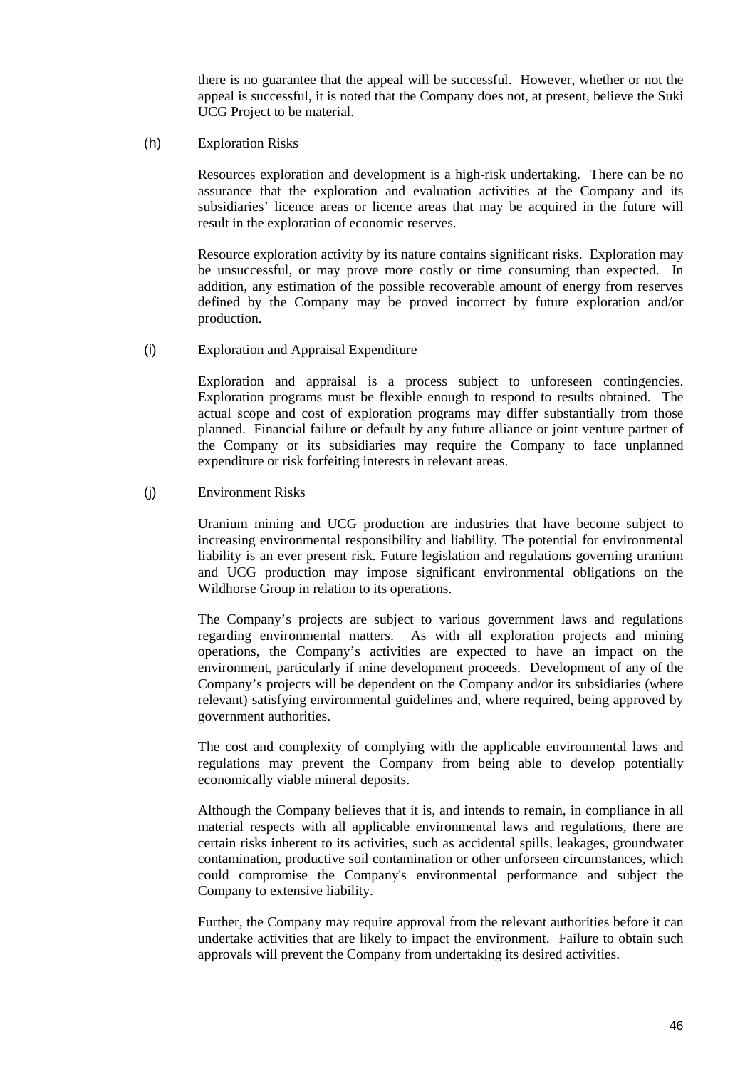there is no guarantee that the appeal will be successful. However, whether or not the appeal is successful, it is noted that the Company does not, at present, believe the Suki UCG Project to be material.

(h) Exploration Risks

Resources exploration and development is a high-risk undertaking. There can be no assurance that the exploration and evaluation activities at the Company and its subsidiaries' licence areas or licence areas that may be acquired in the future will result in the exploration of economic reserves.

Resource exploration activity by its nature contains significant risks. Exploration may be unsuccessful, or may prove more costly or time consuming than expected. In addition, any estimation of the possible recoverable amount of energy from reserves defined by the Company may be proved incorrect by future exploration and/or production.

(i) Exploration and Appraisal Expenditure

Exploration and appraisal is a process subject to unforeseen contingencies. Exploration programs must be flexible enough to respond to results obtained. The actual scope and cost of exploration programs may differ substantially from those planned. Financial failure or default by any future alliance or joint venture partner of the Company or its subsidiaries may require the Company to face unplanned expenditure or risk forfeiting interests in relevant areas.

(j) Environment Risks

Uranium mining and UCG production are industries that have become subject to increasing environmental responsibility and liability. The potential for environmental liability is an ever present risk. Future legislation and regulations governing uranium and UCG production may impose significant environmental obligations on the Wildhorse Group in relation to its operations.

The Company's projects are subject to various government laws and regulations regarding environmental matters. As with all exploration projects and mining operations, the Company's activities are expected to have an impact on the environment, particularly if mine development proceeds. Development of any of the Company's projects will be dependent on the Company and/or its subsidiaries (where relevant) satisfying environmental guidelines and, where required, being approved by government authorities.

The cost and complexity of complying with the applicable environmental laws and regulations may prevent the Company from being able to develop potentially economically viable mineral deposits.

Although the Company believes that it is, and intends to remain, in compliance in all material respects with all applicable environmental laws and regulations, there are certain risks inherent to its activities, such as accidental spills, leakages, groundwater contamination, productive soil contamination or other unforseen circumstances, which could compromise the Company's environmental performance and subject the Company to extensive liability.

Further, the Company may require approval from the relevant authorities before it can undertake activities that are likely to impact the environment. Failure to obtain such approvals will prevent the Company from undertaking its desired activities.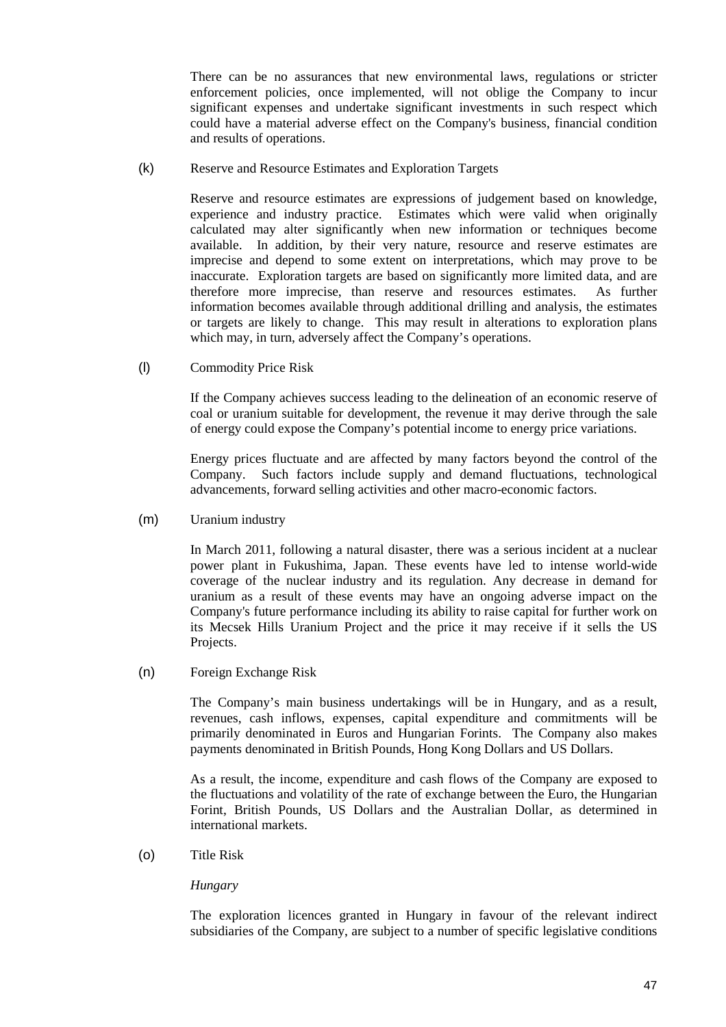There can be no assurances that new environmental laws, regulations or stricter enforcement policies, once implemented, will not oblige the Company to incur significant expenses and undertake significant investments in such respect which could have a material adverse effect on the Company's business, financial condition and results of operations.

(k) Reserve and Resource Estimates and Exploration Targets

Reserve and resource estimates are expressions of judgement based on knowledge, experience and industry practice. Estimates which were valid when originally calculated may alter significantly when new information or techniques become available. In addition, by their very nature, resource and reserve estimates are imprecise and depend to some extent on interpretations, which may prove to be inaccurate. Exploration targets are based on significantly more limited data, and are therefore more imprecise, than reserve and resources estimates. As further information becomes available through additional drilling and analysis, the estimates or targets are likely to change. This may result in alterations to exploration plans which may, in turn, adversely affect the Company's operations.

(l) Commodity Price Risk

If the Company achieves success leading to the delineation of an economic reserve of coal or uranium suitable for development, the revenue it may derive through the sale of energy could expose the Company's potential income to energy price variations.

Energy prices fluctuate and are affected by many factors beyond the control of the Company. Such factors include supply and demand fluctuations, technological advancements, forward selling activities and other macro-economic factors.

(m) Uranium industry

In March 2011, following a natural disaster, there was a serious incident at a nuclear power plant in Fukushima, Japan. These events have led to intense world-wide coverage of the nuclear industry and its regulation. Any decrease in demand for uranium as a result of these events may have an ongoing adverse impact on the Company's future performance including its ability to raise capital for further work on its Mecsek Hills Uranium Project and the price it may receive if it sells the US Projects.

(n) Foreign Exchange Risk

The Company's main business undertakings will be in Hungary, and as a result, revenues, cash inflows, expenses, capital expenditure and commitments will be primarily denominated in Euros and Hungarian Forints. The Company also makes payments denominated in British Pounds, Hong Kong Dollars and US Dollars.

As a result, the income, expenditure and cash flows of the Company are exposed to the fluctuations and volatility of the rate of exchange between the Euro, the Hungarian Forint, British Pounds, US Dollars and the Australian Dollar, as determined in international markets.

(o) Title Risk

*Hungary*

The exploration licences granted in Hungary in favour of the relevant indirect subsidiaries of the Company, are subject to a number of specific legislative conditions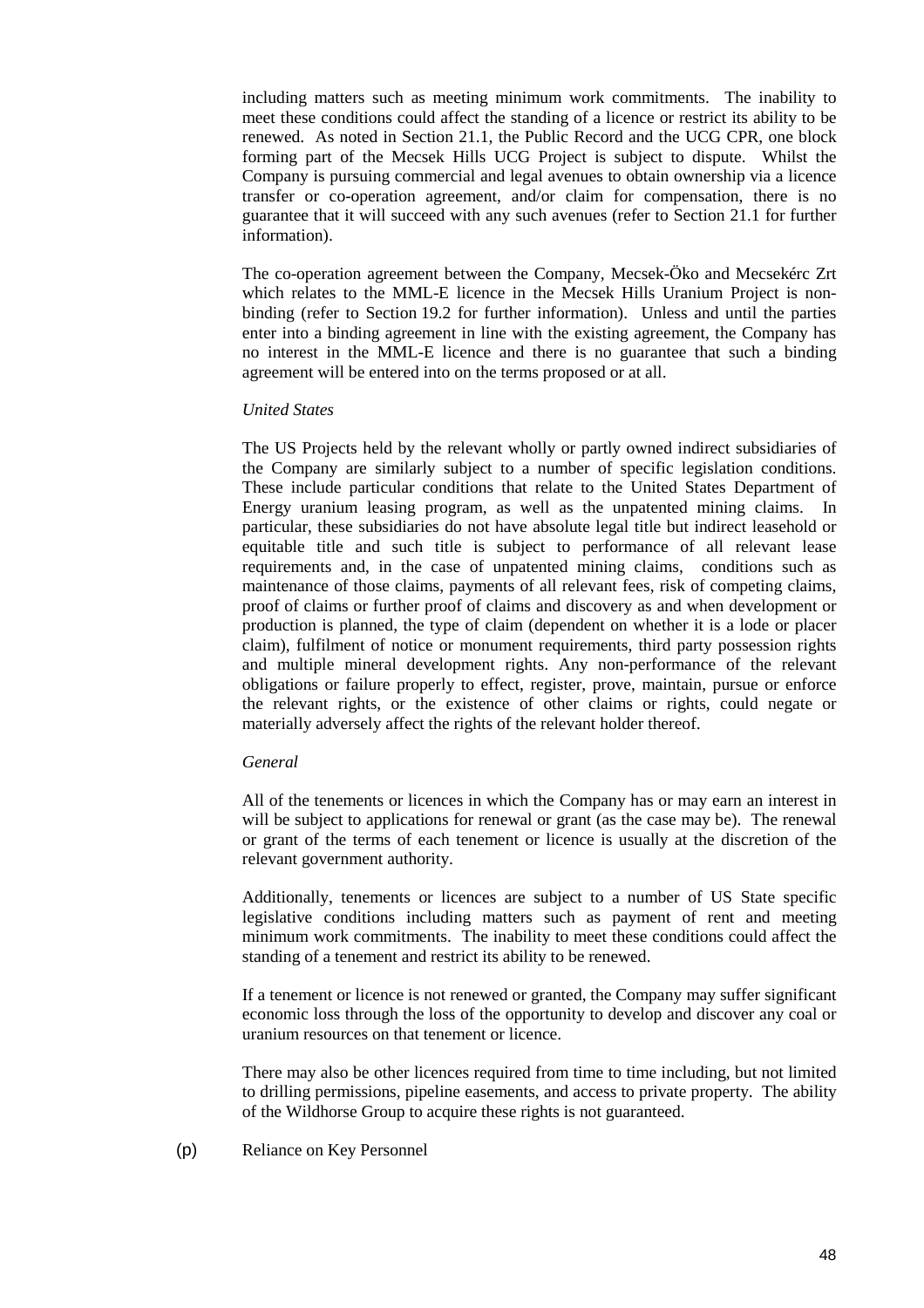including matters such as meeting minimum work commitments. The inability to meet these conditions could affect the standing of a licence or restrict its ability to be renewed. As noted in Section 21.1, the Public Record and the UCG CPR, one block forming part of the Mecsek Hills UCG Project is subject to dispute. Whilst the Company is pursuing commercial and legal avenues to obtain ownership via a licence transfer or co-operation agreement, and/or claim for compensation, there is no guarantee that it will succeed with any such avenues (refer to Section 21.1 for further information).

The co-operation agreement between the Company, Mecsek-Öko and Mecsekérc Zrt which relates to the MML-E licence in the Mecsek Hills Uranium Project is non-binding (refer to Section 19.2 for further information). Unless and until the parties enter into a binding agreement in line with the existing agreement, the Company has no interest in the MML-E licence and there is no guarantee that such a binding agreement will be entered into on the terms proposed or at all.

*United States*

The US Projects held by the relevant wholly or partly owned indirect subsidiaries of the Company are similarly subject to a number of specific legislation conditions. These include particular conditions that relate to the United States Department of Energy uranium leasing program, as well as the unpatented mining claims. In particular, these subsidiaries do not have absolute legal title but indirect leasehold or equitable title and such title is subject to performance of all relevant lease requirements and, in the case of unpatented mining claims, conditions such as maintenance of those claims, payments of all relevant fees, risk of competing claims, proof of claims or further proof of claims and discovery as and when development or production is planned, the type of claim (dependent on whether it is a lode or placer claim), fulfilment of notice or monument requirements, third party possession rights and multiple mineral development rights. Any non-performance of the relevant obligations or failure properly to effect, register, prove, maintain, pursue or enforce the relevant rights, or the existence of other claims or rights, could negate or materially adversely affect the rights of the relevant holder thereof.

*General*

All of the tenements or licences in which the Company has or may earn an interest in will be subject to applications for renewal or grant (as the case may be). The renewal or grant of the terms of each tenement or licence is usually at the discretion of the relevant government authority.

Additionally, tenements or licences are subject to a number of US State specific legislative conditions including matters such as payment of rent and meeting minimum work commitments. The inability to meet these conditions could affect the standing of a tenement and restrict its ability to be renewed.

If a tenement or licence is not renewed or granted, the Company may suffer significant economic loss through the loss of the opportunity to develop and discover any coal or uranium resources on that tenement or licence.

There may also be other licences required from time to time including, but not limited to drilling permissions, pipeline easements, and access to private property. The ability of the Wildhorse Group to acquire these rights is not guaranteed.

(p) Reliance on Key Personnel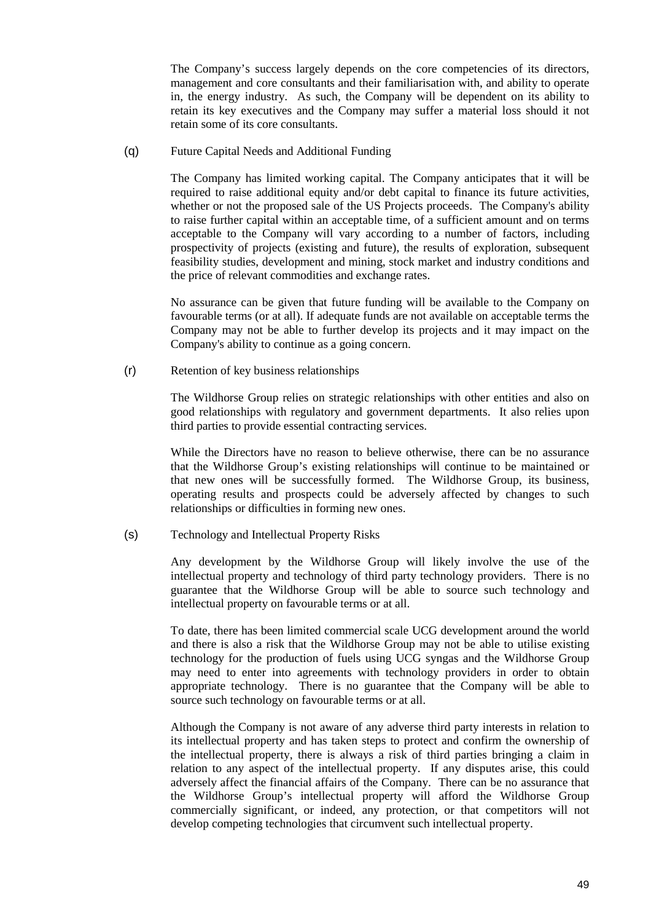The Company's success largely depends on the core competencies of its directors, management and core consultants and their familiarisation with, and ability to operate in, the energy industry. As such, the Company will be dependent on its ability to retain its key executives and the Company may suffer a material loss should it not retain some of its core consultants.

(q) Future Capital Needs and Additional Funding

The Company has limited working capital. The Company anticipates that it will be required to raise additional equity and/or debt capital to finance its future activities, whether or not the proposed sale of the US Projects proceeds. The Company's ability to raise further capital within an acceptable time, of a sufficient amount and on terms acceptable to the Company will vary according to a number of factors, including prospectivity of projects (existing and future), the results of exploration, subsequent feasibility studies, development and mining, stock market and industry conditions and the price of relevant commodities and exchange rates.

No assurance can be given that future funding will be available to the Company on favourable terms (or at all). If adequate funds are not available on acceptable terms the Company may not be able to further develop its projects and it may impact on the Company's ability to continue as a going concern.

(r) Retention of key business relationships

The Wildhorse Group relies on strategic relationships with other entities and also on good relationships with regulatory and government departments. It also relies upon third parties to provide essential contracting services.

While the Directors have no reason to believe otherwise, there can be no assurance that the Wildhorse Group's existing relationships will continue to be maintained or that new ones will be successfully formed. The Wildhorse Group, its business, operating results and prospects could be adversely affected by changes to such relationships or difficulties in forming new ones.

(s) Technology and Intellectual Property Risks

Any development by the Wildhorse Group will likely involve the use of the intellectual property and technology of third party technology providers. There is no guarantee that the Wildhorse Group will be able to source such technology and intellectual property on favourable terms or at all.

To date, there has been limited commercial scale UCG development around the world and there is also a risk that the Wildhorse Group may not be able to utilise existing technology for the production of fuels using UCG syngas and the Wildhorse Group may need to enter into agreements with technology providers in order to obtain appropriate technology. There is no guarantee that the Company will be able to source such technology on favourable terms or at all.

Although the Company is not aware of any adverse third party interests in relation to its intellectual property and has taken steps to protect and confirm the ownership of the intellectual property, there is always a risk of third parties bringing a claim in relation to any aspect of the intellectual property. If any disputes arise, this could adversely affect the financial affairs of the Company. There can be no assurance that the Wildhorse Group's intellectual property will afford the Wildhorse Group commercially significant, or indeed, any protection, or that competitors will not develop competing technologies that circumvent such intellectual property.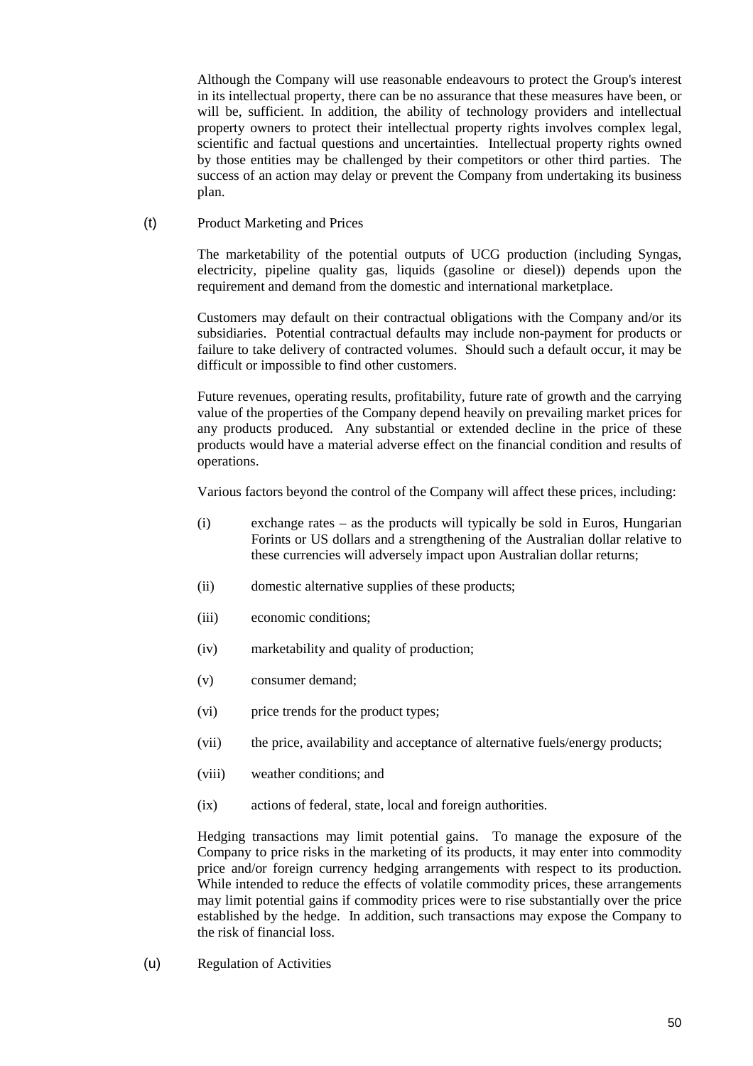Although the Company will use reasonable endeavours to protect the Group's interest in its intellectual property, there can be no assurance that these measures have been, or will be, sufficient. In addition, the ability of technology providers and intellectual property owners to protect their intellectual property rights involves complex legal, scientific and factual questions and uncertainties. Intellectual property rights owned by those entities may be challenged by their competitors or other third parties. The success of an action may delay or prevent the Company from undertaking its business plan.

(t) Product Marketing and Prices

The marketability of the potential outputs of UCG production (including Syngas, electricity, pipeline quality gas, liquids (gasoline or diesel)) depends upon the requirement and demand from the domestic and international marketplace.

Customers may default on their contractual obligations with the Company and/or its subsidiaries. Potential contractual defaults may include non-payment for products or failure to take delivery of contracted volumes. Should such a default occur, it may be difficult or impossible to find other customers.

Future revenues, operating results, profitability, future rate of growth and the carrying value of the properties of the Company depend heavily on prevailing market prices for any products produced. Any substantial or extended decline in the price of these products would have a material adverse effect on the financial condition and results of operations.

Various factors beyond the control of the Company will affect these prices, including:

(i) exchange rates – as the products will typically be sold in Euros, Hungarian Forints or US dollars and a strengthening of the Australian dollar relative to these currencies will adversely impact upon Australian dollar returns;

(ii) domestic alternative supplies of these products;

(iii) economic conditions;

(iv) marketability and quality of production;

(v) consumer demand;

(vi) price trends for the product types;

(vii) the price, availability and acceptance of alternative fuels/energy products;

(viii) weather conditions; and

(ix) actions of federal, state, local and foreign authorities.

Hedging transactions may limit potential gains. To manage the exposure of the Company to price risks in the marketing of its products, it may enter into commodity price and/or foreign currency hedging arrangements with respect to its production. While intended to reduce the effects of volatile commodity prices, these arrangements may limit potential gains if commodity prices were to rise substantially over the price established by the hedge. In addition, such transactions may expose the Company to the risk of financial loss.

(u) Regulation of Activities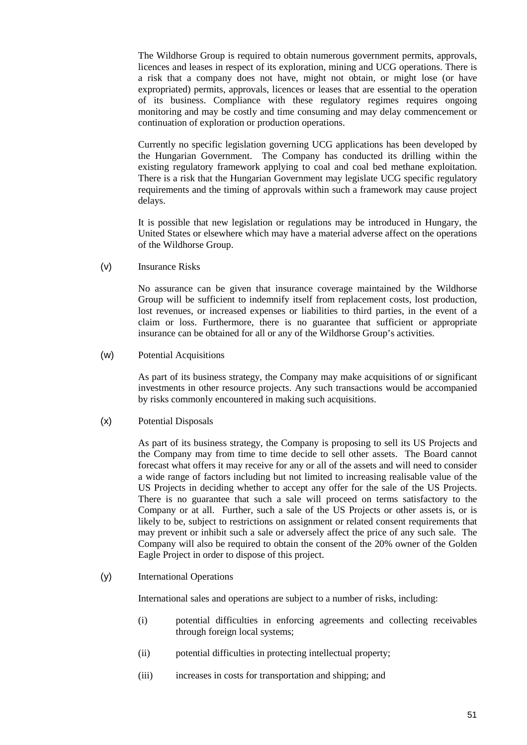The Wildhorse Group is required to obtain numerous government permits, approvals, licences and leases in respect of its exploration, mining and UCG operations. There is a risk that a company does not have, might not obtain, or might lose (or have expropriated) permits, approvals, licences or leases that are essential to the operation of its business. Compliance with these regulatory regimes requires ongoing monitoring and may be costly and time consuming and may delay commencement or continuation of exploration or production operations.

Currently no specific legislation governing UCG applications has been developed by the Hungarian Government. The Company has conducted its drilling within the existing regulatory framework applying to coal and coal bed methane exploitation. There is a risk that the Hungarian Government may legislate UCG specific regulatory requirements and the timing of approvals within such a framework may cause project delays.

It is possible that new legislation or regulations may be introduced in Hungary, the United States or elsewhere which may have a material adverse affect on the operations of the Wildhorse Group.

(v) Insurance Risks

No assurance can be given that insurance coverage maintained by the Wildhorse Group will be sufficient to indemnify itself from replacement costs, lost production, lost revenues, or increased expenses or liabilities to third parties, in the event of a claim or loss. Furthermore, there is no guarantee that sufficient or appropriate insurance can be obtained for all or any of the Wildhorse Group's activities.

(w) Potential Acquisitions

As part of its business strategy, the Company may make acquisitions of or significant investments in other resource projects. Any such transactions would be accompanied by risks commonly encountered in making such acquisitions.

(x) Potential Disposals

As part of its business strategy, the Company is proposing to sell its US Projects and the Company may from time to time decide to sell other assets. The Board cannot forecast what offers it may receive for any or all of the assets and will need to consider a wide range of factors including but not limited to increasing realisable value of the US Projects in deciding whether to accept any offer for the sale of the US Projects. There is no guarantee that such a sale will proceed on terms satisfactory to the Company or at all. Further, such a sale of the US Projects or other assets is, or is likely to be, subject to restrictions on assignment or related consent requirements that may prevent or inhibit such a sale or adversely affect the price of any such sale. The Company will also be required to obtain the consent of the 20% owner of the Golden Eagle Project in order to dispose of this project.

(y) International Operations

International sales and operations are subject to a number of risks, including:

(i) potential difficulties in enforcing agreements and collecting receivables through foreign local systems;

(ii) potential difficulties in protecting intellectual property;

(iii) increases in costs for transportation and shipping; and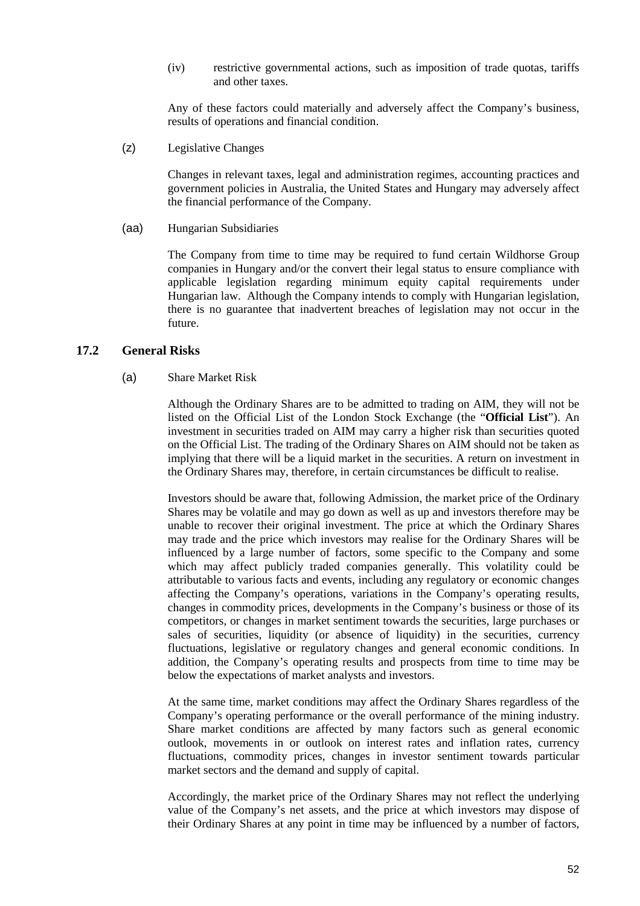(iv) restrictive governmental actions, such as imposition of trade quotas, tariffs and other taxes.

Any of these factors could materially and adversely affect the Company's business, results of operations and financial condition.

(z) Legislative Changes

Changes in relevant taxes, legal and administration regimes, accounting practices and government policies in Australia, the United States and Hungary may adversely affect the financial performance of the Company.

(aa) Hungarian Subsidiaries

The Company from time to time may be required to fund certain Wildhorse Group companies in Hungary and/or the convert their legal status to ensure compliance with applicable legislation regarding minimum equity capital requirements under Hungarian law. Although the Company intends to comply with Hungarian legislation, there is no guarantee that inadvertent breaches of legislation may not occur in the future.

## 17.2 General Risks

(a) Share Market Risk

Although the Ordinary Shares are to be admitted to trading on AIM, they will not be listed on the Official List of the London Stock Exchange (the "**Official List**"). An investment in securities traded on AIM may carry a higher risk than securities quoted on the Official List. The trading of the Ordinary Shares on AIM should not be taken as implying that there will be a liquid market in the securities. A return on investment in the Ordinary Shares may, therefore, in certain circumstances be difficult to realise.

Investors should be aware that, following Admission, the market price of the Ordinary Shares may be volatile and may go down as well as up and investors therefore may be unable to recover their original investment. The price at which the Ordinary Shares may trade and the price which investors may realise for the Ordinary Shares will be influenced by a large number of factors, some specific to the Company and some which may affect publicly traded companies generally. This volatility could be attributable to various facts and events, including any regulatory or economic changes affecting the Company's operations, variations in the Company's operating results, changes in commodity prices, developments in the Company's business or those of its competitors, or changes in market sentiment towards the securities, large purchases or sales of securities, liquidity (or absence of liquidity) in the securities, currency fluctuations, legislative or regulatory changes and general economic conditions. In addition, the Company's operating results and prospects from time to time may be below the expectations of market analysts and investors.

At the same time, market conditions may affect the Ordinary Shares regardless of the Company's operating performance or the overall performance of the mining industry. Share market conditions are affected by many factors such as general economic outlook, movements in or outlook on interest rates and inflation rates, currency fluctuations, commodity prices, changes in investor sentiment towards particular market sectors and the demand and supply of capital.

Accordingly, the market price of the Ordinary Shares may not reflect the underlying value of the Company's net assets, and the price at which investors may dispose of their Ordinary Shares at any point in time may be influenced by a number of factors,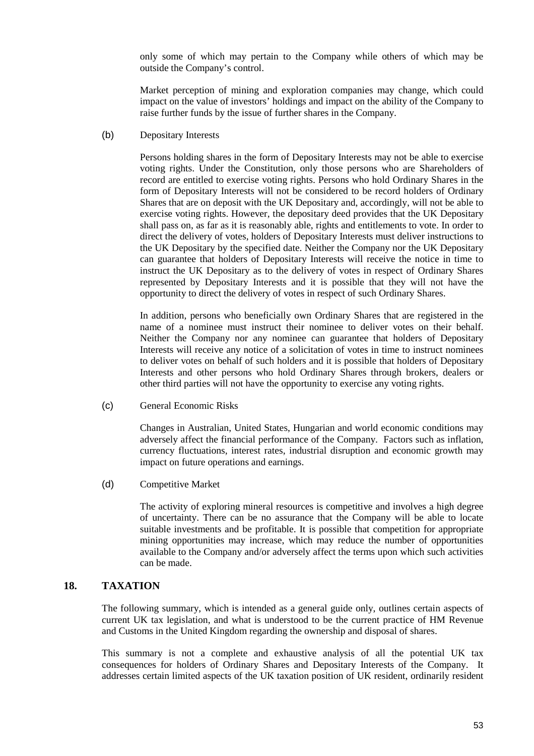only some of which may pertain to the Company while others of which may be outside the Company's control.

Market perception of mining and exploration companies may change, which could impact on the value of investors' holdings and impact on the ability of the Company to raise further funds by the issue of further shares in the Company.

(b) Depositary Interests

Persons holding shares in the form of Depositary Interests may not be able to exercise voting rights. Under the Constitution, only those persons who are Shareholders of record are entitled to exercise voting rights. Persons who hold Ordinary Shares in the form of Depositary Interests will not be considered to be record holders of Ordinary Shares that are on deposit with the UK Depositary and, accordingly, will not be able to exercise voting rights. However, the depositary deed provides that the UK Depositary shall pass on, as far as it is reasonably able, rights and entitlements to vote. In order to direct the delivery of votes, holders of Depositary Interests must deliver instructions to the UK Depositary by the specified date. Neither the Company nor the UK Depositary can guarantee that holders of Depositary Interests will receive the notice in time to instruct the UK Depositary as to the delivery of votes in respect of Ordinary Shares represented by Depositary Interests and it is possible that they will not have the opportunity to direct the delivery of votes in respect of such Ordinary Shares.

In addition, persons who beneficially own Ordinary Shares that are registered in the name of a nominee must instruct their nominee to deliver votes on their behalf. Neither the Company nor any nominee can guarantee that holders of Depositary Interests will receive any notice of a solicitation of votes in time to instruct nominees to deliver votes on behalf of such holders and it is possible that holders of Depositary Interests and other persons who hold Ordinary Shares through brokers, dealers or other third parties will not have the opportunity to exercise any voting rights.

(c) General Economic Risks

Changes in Australian, United States, Hungarian and world economic conditions may adversely affect the financial performance of the Company. Factors such as inflation, currency fluctuations, interest rates, industrial disruption and economic growth may impact on future operations and earnings.

(d) Competitive Market

The activity of exploring mineral resources is competitive and involves a high degree of uncertainty. There can be no assurance that the Company will be able to locate suitable investments and be profitable. It is possible that competition for appropriate mining opportunities may increase, which may reduce the number of opportunities available to the Company and/or adversely affect the terms upon which such activities can be made.

## 18. TAXATION

The following summary, which is intended as a general guide only, outlines certain aspects of current UK tax legislation, and what is understood to be the current practice of HM Revenue and Customs in the United Kingdom regarding the ownership and disposal of shares.

This summary is not a complete and exhaustive analysis of all the potential UK tax consequences for holders of Ordinary Shares and Depositary Interests of the Company. It addresses certain limited aspects of the UK taxation position of UK resident, ordinarily resident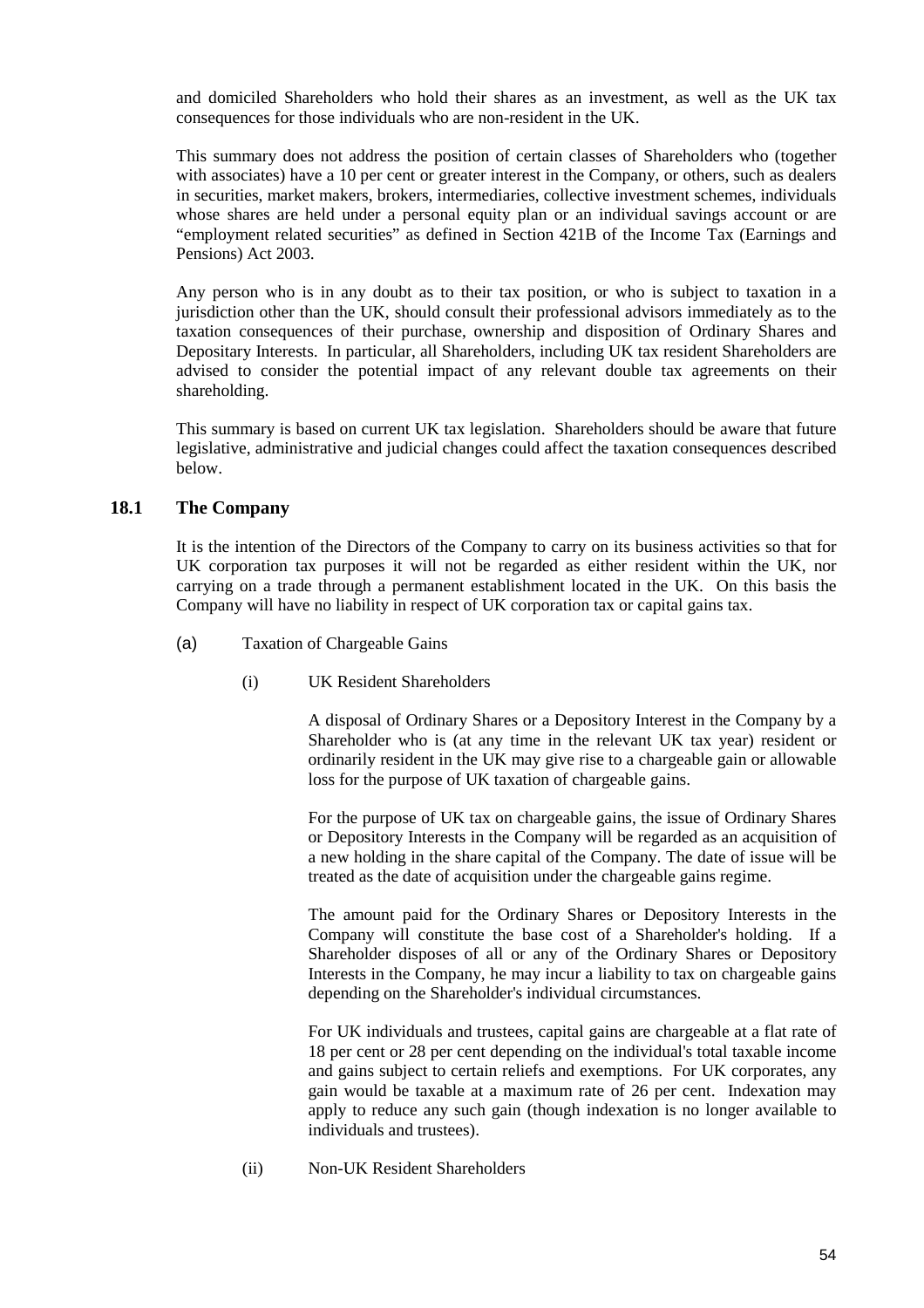and domiciled Shareholders who hold their shares as an investment, as well as the UK tax consequences for those individuals who are non-resident in the UK.

This summary does not address the position of certain classes of Shareholders who (together with associates) have a 10 per cent or greater interest in the Company, or others, such as dealers in securities, market makers, brokers, intermediaries, collective investment schemes, individuals whose shares are held under a personal equity plan or an individual savings account or are "employment related securities" as defined in Section 421B of the Income Tax (Earnings and Pensions) Act 2003.

Any person who is in any doubt as to their tax position, or who is subject to taxation in a jurisdiction other than the UK, should consult their professional advisors immediately as to the taxation consequences of their purchase, ownership and disposition of Ordinary Shares and Depositary Interests. In particular, all Shareholders, including UK tax resident Shareholders are advised to consider the potential impact of any relevant double tax agreements on their shareholding.

This summary is based on current UK tax legislation. Shareholders should be aware that future legislative, administrative and judicial changes could affect the taxation consequences described below.

### 18.1 The Company

It is the intention of the Directors of the Company to carry on its business activities so that for UK corporation tax purposes it will not be regarded as either resident within the UK, nor carrying on a trade through a permanent establishment located in the UK. On this basis the Company will have no liability in respect of UK corporation tax or capital gains tax.

(a) Taxation of Chargeable Gains

(i) UK Resident Shareholders

A disposal of Ordinary Shares or a Depository Interest in the Company by a Shareholder who is (at any time in the relevant UK tax year) resident or ordinarily resident in the UK may give rise to a chargeable gain or allowable loss for the purpose of UK taxation of chargeable gains.

For the purpose of UK tax on chargeable gains, the issue of Ordinary Shares or Depository Interests in the Company will be regarded as an acquisition of a new holding in the share capital of the Company. The date of issue will be treated as the date of acquisition under the chargeable gains regime.

The amount paid for the Ordinary Shares or Depository Interests in the Company will constitute the base cost of a Shareholder's holding. If a Shareholder disposes of all or any of the Ordinary Shares or Depository Interests in the Company, he may incur a liability to tax on chargeable gains depending on the Shareholder's individual circumstances.

For UK individuals and trustees, capital gains are chargeable at a flat rate of 18 per cent or 28 per cent depending on the individual's total taxable income and gains subject to certain reliefs and exemptions. For UK corporates, any gain would be taxable at a maximum rate of 26 per cent. Indexation may apply to reduce any such gain (though indexation is no longer available to individuals and trustees).

(ii) Non-UK Resident Shareholders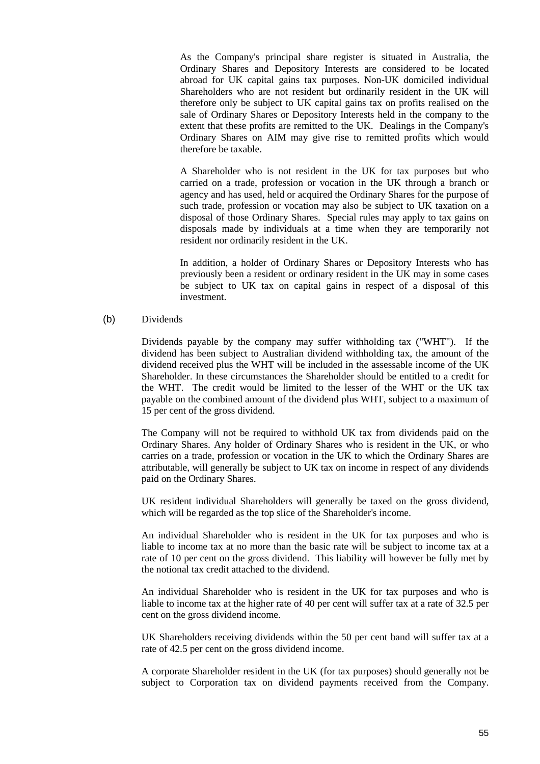As the Company's principal share register is situated in Australia, the Ordinary Shares and Depository Interests are considered to be located abroad for UK capital gains tax purposes. Non-UK domiciled individual Shareholders who are not resident but ordinarily resident in the UK will therefore only be subject to UK capital gains tax on profits realised on the sale of Ordinary Shares or Depository Interests held in the company to the extent that these profits are remitted to the UK. Dealings in the Company's Ordinary Shares on AIM may give rise to remitted profits which would therefore be taxable.

A Shareholder who is not resident in the UK for tax purposes but who carried on a trade, profession or vocation in the UK through a branch or agency and has used, held or acquired the Ordinary Shares for the purpose of such trade, profession or vocation may also be subject to UK taxation on a disposal of those Ordinary Shares. Special rules may apply to tax gains on disposals made by individuals at a time when they are temporarily not resident nor ordinarily resident in the UK.

In addition, a holder of Ordinary Shares or Depository Interests who has previously been a resident or ordinary resident in the UK may in some cases be subject to UK tax on capital gains in respect of a disposal of this investment.

(b) Dividends

Dividends payable by the company may suffer withholding tax ("WHT"). If the dividend has been subject to Australian dividend withholding tax, the amount of the dividend received plus the WHT will be included in the assessable income of the UK Shareholder. In these circumstances the Shareholder should be entitled to a credit for the WHT. The credit would be limited to the lesser of the WHT or the UK tax payable on the combined amount of the dividend plus WHT, subject to a maximum of 15 per cent of the gross dividend.

The Company will not be required to withhold UK tax from dividends paid on the Ordinary Shares. Any holder of Ordinary Shares who is resident in the UK, or who carries on a trade, profession or vocation in the UK to which the Ordinary Shares are attributable, will generally be subject to UK tax on income in respect of any dividends paid on the Ordinary Shares.

UK resident individual Shareholders will generally be taxed on the gross dividend, which will be regarded as the top slice of the Shareholder's income.

An individual Shareholder who is resident in the UK for tax purposes and who is liable to income tax at no more than the basic rate will be subject to income tax at a rate of 10 per cent on the gross dividend. This liability will however be fully met by the notional tax credit attached to the dividend.

An individual Shareholder who is resident in the UK for tax purposes and who is liable to income tax at the higher rate of 40 per cent will suffer tax at a rate of 32.5 per cent on the gross dividend income.

UK Shareholders receiving dividends within the 50 per cent band will suffer tax at a rate of 42.5 per cent on the gross dividend income.

A corporate Shareholder resident in the UK (for tax purposes) should generally not be subject to Corporation tax on dividend payments received from the Company.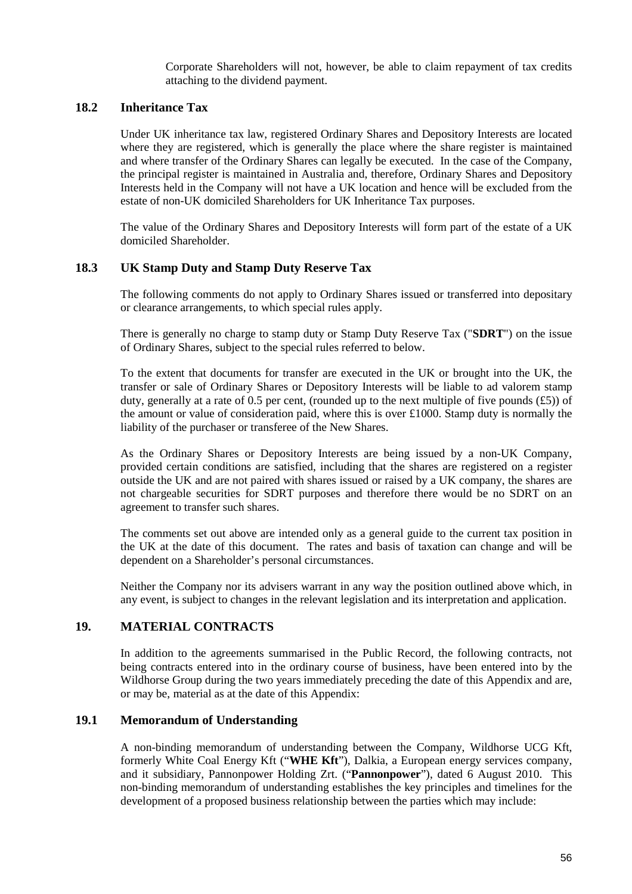Corporate Shareholders will not, however, be able to claim repayment of tax credits attaching to the dividend payment.

### 18.2 Inheritance Tax

Under UK inheritance tax law, registered Ordinary Shares and Depository Interests are located where they are registered, which is generally the place where the share register is maintained and where transfer of the Ordinary Shares can legally be executed. In the case of the Company, the principal register is maintained in Australia and, therefore, Ordinary Shares and Depository Interests held in the Company will not have a UK location and hence will be excluded from the estate of non-UK domiciled Shareholders for UK Inheritance Tax purposes.

The value of the Ordinary Shares and Depository Interests will form part of the estate of a UK domiciled Shareholder.

### 18.3 UK Stamp Duty and Stamp Duty Reserve Tax

The following comments do not apply to Ordinary Shares issued or transferred into depositary or clearance arrangements, to which special rules apply.

There is generally no charge to stamp duty or Stamp Duty Reserve Tax ("**SDRT**") on the issue of Ordinary Shares, subject to the special rules referred to below.

To the extent that documents for transfer are executed in the UK or brought into the UK, the transfer or sale of Ordinary Shares or Depository Interests will be liable to ad valorem stamp duty, generally at a rate of 0.5 per cent, (rounded up to the next multiple of five pounds (£5)) of the amount or value of consideration paid, where this is over £1000. Stamp duty is normally the liability of the purchaser or transferee of the New Shares.

As the Ordinary Shares or Depository Interests are being issued by a non-UK Company, provided certain conditions are satisfied, including that the shares are registered on a register outside the UK and are not paired with shares issued or raised by a UK company, the shares are not chargeable securities for SDRT purposes and therefore there would be no SDRT on an agreement to transfer such shares.

The comments set out above are intended only as a general guide to the current tax position in the UK at the date of this document. The rates and basis of taxation can change and will be dependent on a Shareholder's personal circumstances.

Neither the Company nor its advisers warrant in any way the position outlined above which, in any event, is subject to changes in the relevant legislation and its interpretation and application.

## 19. MATERIAL CONTRACTS

In addition to the agreements summarised in the Public Record, the following contracts, not being contracts entered into in the ordinary course of business, have been entered into by the Wildhorse Group during the two years immediately preceding the date of this Appendix and are, or may be, material as at the date of this Appendix:

### 19.1 Memorandum of Understanding

A non-binding memorandum of understanding between the Company, Wildhorse UCG Kft, formerly White Coal Energy Kft ("**WHE Kft**"), Dalkia, a European energy services company, and it subsidiary, Pannonpower Holding Zrt. ("**Pannonpower**"), dated 6 August 2010. This non-binding memorandum of understanding establishes the key principles and timelines for the development of a proposed business relationship between the parties which may include: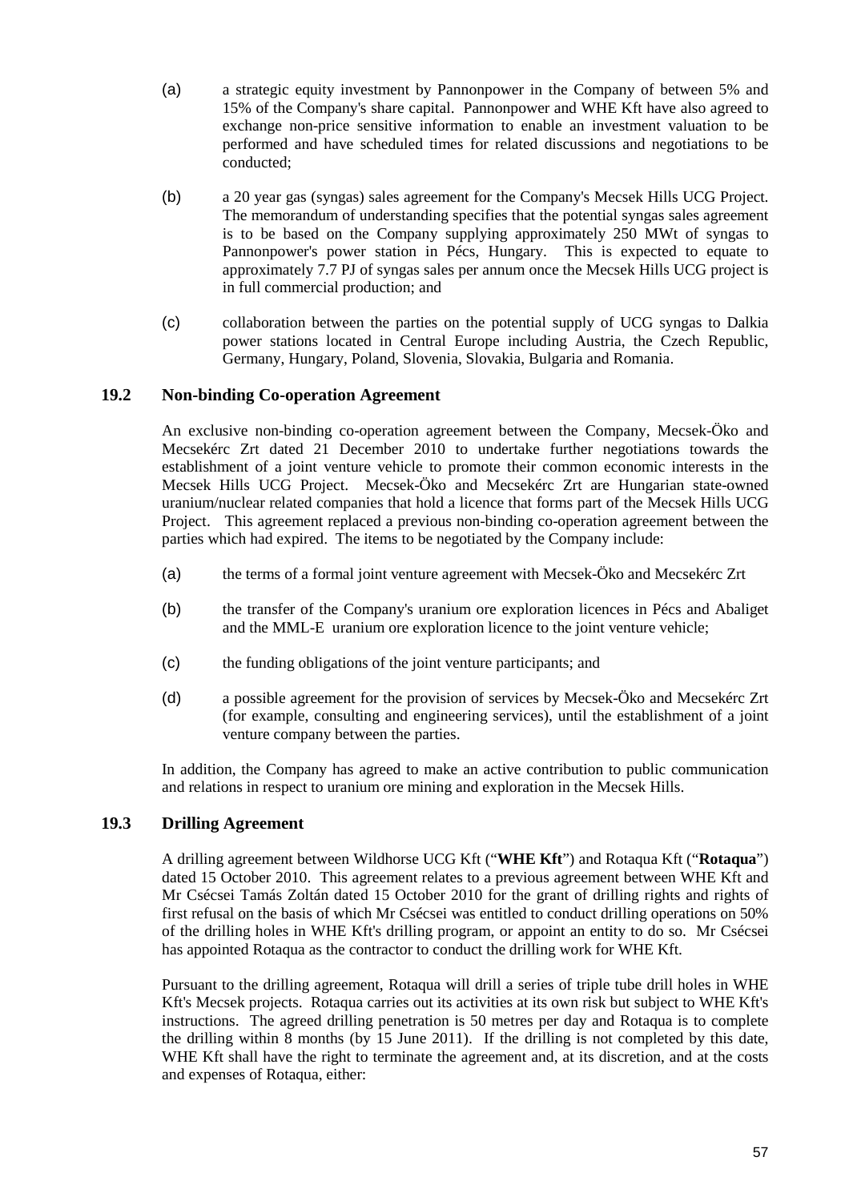(a) a strategic equity investment by Pannonpower in the Company of between 5% and 15% of the Company's share capital. Pannonpower and WHE Kft have also agreed to exchange non-price sensitive information to enable an investment valuation to be performed and have scheduled times for related discussions and negotiations to be conducted;

(b) a 20 year gas (syngas) sales agreement for the Company's Mecsek Hills UCG Project. The memorandum of understanding specifies that the potential syngas sales agreement is to be based on the Company supplying approximately 250 MWt of syngas to Pannonpower's power station in Pécs, Hungary. This is expected to equate to approximately 7.7 PJ of syngas sales per annum once the Mecsek Hills UCG project is in full commercial production; and

(c) collaboration between the parties on the potential supply of UCG syngas to Dalkia power stations located in Central Europe including Austria, the Czech Republic, Germany, Hungary, Poland, Slovenia, Slovakia, Bulgaria and Romania.

## 19.2 Non-binding Co-operation Agreement

An exclusive non-binding co-operation agreement between the Company, Mecsek-Öko and Mecsekérc Zrt dated 21 December 2010 to undertake further negotiations towards the establishment of a joint venture vehicle to promote their common economic interests in the Mecsek Hills UCG Project. Mecsek-Öko and Mecsekérc Zrt are Hungarian state-owned uranium/nuclear related companies that hold a licence that forms part of the Mecsek Hills UCG Project. This agreement replaced a previous non-binding co-operation agreement between the parties which had expired. The items to be negotiated by the Company include:

(a) the terms of a formal joint venture agreement with Mecsek-Öko and Mecsekérc Zrt

(b) the transfer of the Company's uranium ore exploration licences in Pécs and Abaliget and the MML-E uranium ore exploration licence to the joint venture vehicle;

(c) the funding obligations of the joint venture participants; and

(d) a possible agreement for the provision of services by Mecsek-Öko and Mecsekérc Zrt (for example, consulting and engineering services), until the establishment of a joint venture company between the parties.

In addition, the Company has agreed to make an active contribution to public communication and relations in respect to uranium ore mining and exploration in the Mecsek Hills.

## 19.3 Drilling Agreement

A drilling agreement between Wildhorse UCG Kft ("**WHE Kft**") and Rotaqua Kft ("**Rotaqua**") dated 15 October 2010. This agreement relates to a previous agreement between WHE Kft and Mr Csécsei Tamás Zoltán dated 15 October 2010 for the grant of drilling rights and rights of first refusal on the basis of which Mr Csécsei was entitled to conduct drilling operations on 50% of the drilling holes in WHE Kft's drilling program, or appoint an entity to do so. Mr Csécsei has appointed Rotaqua as the contractor to conduct the drilling work for WHE Kft.

Pursuant to the drilling agreement, Rotaqua will drill a series of triple tube drill holes in WHE Kft's Mecsek projects. Rotaqua carries out its activities at its own risk but subject to WHE Kft's instructions. The agreed drilling penetration is 50 metres per day and Rotaqua is to complete the drilling within 8 months (by 15 June 2011). If the drilling is not completed by this date, WHE Kft shall have the right to terminate the agreement and, at its discretion, and at the costs and expenses of Rotaqua, either: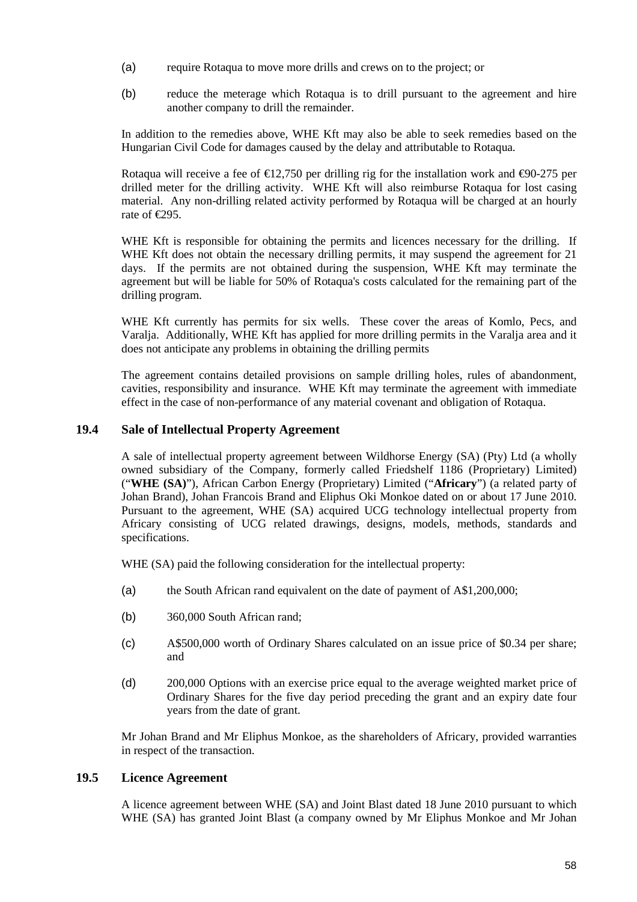(a) require Rotaqua to move more drills and crews on to the project; or

(b) reduce the meterage which Rotaqua is to drill pursuant to the agreement and hire another company to drill the remainder.

In addition to the remedies above, WHE Kft may also be able to seek remedies based on the Hungarian Civil Code for damages caused by the delay and attributable to Rotaqua.

Rotaqua will receive a fee of €12,750 per drilling rig for the installation work and €90-275 per drilled meter for the drilling activity. WHE Kft will also reimburse Rotaqua for lost casing material. Any non-drilling related activity performed by Rotaqua will be charged at an hourly rate of €295.

WHE Kft is responsible for obtaining the permits and licences necessary for the drilling. If WHE Kft does not obtain the necessary drilling permits, it may suspend the agreement for 21 days. If the permits are not obtained during the suspension, WHE Kft may terminate the agreement but will be liable for 50% of Rotaqua's costs calculated for the remaining part of the drilling program.

WHE Kft currently has permits for six wells. These cover the areas of Komlo, Pecs, and Varalja. Additionally, WHE Kft has applied for more drilling permits in the Varalja area and it does not anticipate any problems in obtaining the drilling permits

The agreement contains detailed provisions on sample drilling holes, rules of abandonment, cavities, responsibility and insurance. WHE Kft may terminate the agreement with immediate effect in the case of non-performance of any material covenant and obligation of Rotaqua.

## 19.4 Sale of Intellectual Property Agreement

A sale of intellectual property agreement between Wildhorse Energy (SA) (Pty) Ltd (a wholly owned subsidiary of the Company, formerly called Friedshelf 1186 (Proprietary) Limited) ("**WHE (SA)**"), African Carbon Energy (Proprietary) Limited ("**Africary**") (a related party of Johan Brand), Johan Francois Brand and Eliphus Oki Monkoe dated on or about 17 June 2010. Pursuant to the agreement, WHE (SA) acquired UCG technology intellectual property from Africary consisting of UCG related drawings, designs, models, methods, standards and specifications.

WHE (SA) paid the following consideration for the intellectual property:

(a) the South African rand equivalent on the date of payment of A$1,200,000;

(b) 360,000 South African rand;

(c) A$500,000 worth of Ordinary Shares calculated on an issue price of $0.34 per share; and

(d) 200,000 Options with an exercise price equal to the average weighted market price of Ordinary Shares for the five day period preceding the grant and an expiry date four years from the date of grant.

Mr Johan Brand and Mr Eliphus Monkoe, as the shareholders of Africary, provided warranties in respect of the transaction.

## 19.5 Licence Agreement

A licence agreement between WHE (SA) and Joint Blast dated 18 June 2010 pursuant to which WHE (SA) has granted Joint Blast (a company owned by Mr Eliphus Monkoe and Mr Johan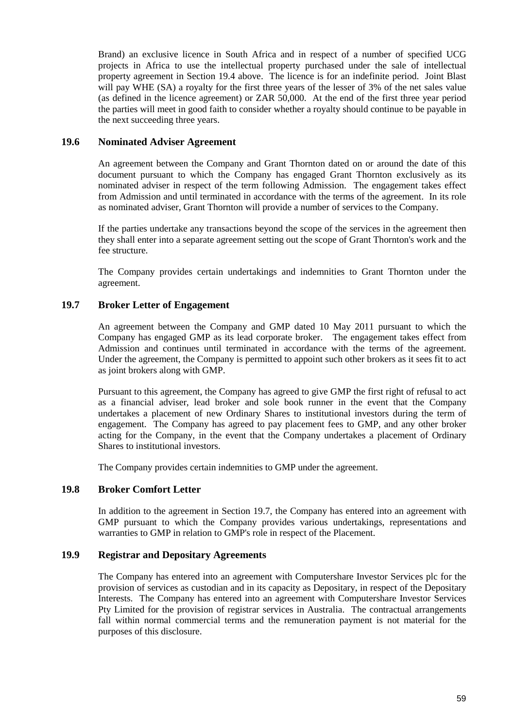Brand) an exclusive licence in South Africa and in respect of a number of specified UCG projects in Africa to use the intellectual property purchased under the sale of intellectual property agreement in Section 19.4 above. The licence is for an indefinite period. Joint Blast will pay WHE (SA) a royalty for the first three years of the lesser of 3% of the net sales value (as defined in the licence agreement) or ZAR 50,000. At the end of the first three year period the parties will meet in good faith to consider whether a royalty should continue to be payable in the next succeeding three years.

### 19.6 Nominated Adviser Agreement

An agreement between the Company and Grant Thornton dated on or around the date of this document pursuant to which the Company has engaged Grant Thornton exclusively as its nominated adviser in respect of the term following Admission. The engagement takes effect from Admission and until terminated in accordance with the terms of the agreement. In its role as nominated adviser, Grant Thornton will provide a number of services to the Company.

If the parties undertake any transactions beyond the scope of the services in the agreement then they shall enter into a separate agreement setting out the scope of Grant Thornton's work and the fee structure.

The Company provides certain undertakings and indemnities to Grant Thornton under the agreement.

### 19.7 Broker Letter of Engagement

An agreement between the Company and GMP dated 10 May 2011 pursuant to which the Company has engaged GMP as its lead corporate broker. The engagement takes effect from Admission and continues until terminated in accordance with the terms of the agreement. Under the agreement, the Company is permitted to appoint such other brokers as it sees fit to act as joint brokers along with GMP.

Pursuant to this agreement, the Company has agreed to give GMP the first right of refusal to act as a financial adviser, lead broker and sole book runner in the event that the Company undertakes a placement of new Ordinary Shares to institutional investors during the term of engagement. The Company has agreed to pay placement fees to GMP, and any other broker acting for the Company, in the event that the Company undertakes a placement of Ordinary Shares to institutional investors.

The Company provides certain indemnities to GMP under the agreement.

### 19.8 Broker Comfort Letter

In addition to the agreement in Section 19.7, the Company has entered into an agreement with GMP pursuant to which the Company provides various undertakings, representations and warranties to GMP in relation to GMP's role in respect of the Placement.

### 19.9 Registrar and Depositary Agreements

The Company has entered into an agreement with Computershare Investor Services plc for the provision of services as custodian and in its capacity as Depositary, in respect of the Depositary Interests. The Company has entered into an agreement with Computershare Investor Services Pty Limited for the provision of registrar services in Australia. The contractual arrangements fall within normal commercial terms and the remuneration payment is not material for the purposes of this disclosure.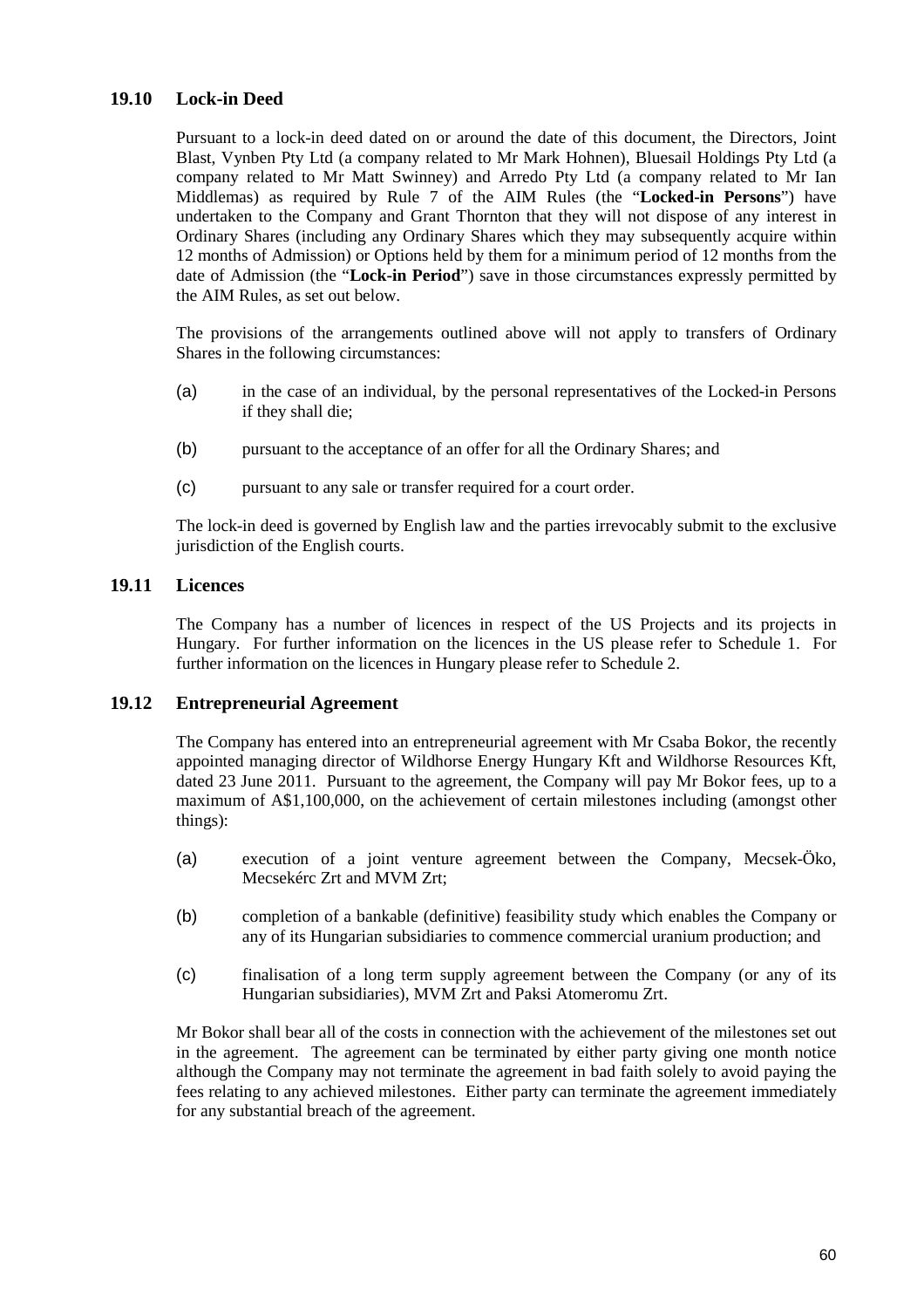### 19.10 Lock-in Deed

Pursuant to a lock-in deed dated on or around the date of this document, the Directors, Joint Blast, Vynben Pty Ltd (a company related to Mr Mark Hohnen), Bluesail Holdings Pty Ltd (a company related to Mr Matt Swinney) and Arredo Pty Ltd (a company related to Mr Ian Middlemas) as required by Rule 7 of the AIM Rules (the "**Locked-in Persons**") have undertaken to the Company and Grant Thornton that they will not dispose of any interest in Ordinary Shares (including any Ordinary Shares which they may subsequently acquire within 12 months of Admission) or Options held by them for a minimum period of 12 months from the date of Admission (the "**Lock-in Period**") save in those circumstances expressly permitted by the AIM Rules, as set out below.

The provisions of the arrangements outlined above will not apply to transfers of Ordinary Shares in the following circumstances:

(a) in the case of an individual, by the personal representatives of the Locked-in Persons if they shall die;

(b) pursuant to the acceptance of an offer for all the Ordinary Shares; and

(c) pursuant to any sale or transfer required for a court order.

The lock-in deed is governed by English law and the parties irrevocably submit to the exclusive jurisdiction of the English courts.

### 19.11 Licences

The Company has a number of licences in respect of the US Projects and its projects in Hungary. For further information on the licences in the US please refer to Schedule 1. For further information on the licences in Hungary please refer to Schedule 2.

### 19.12 Entrepreneurial Agreement

The Company has entered into an entrepreneurial agreement with Mr Csaba Bokor, the recently appointed managing director of Wildhorse Energy Hungary Kft and Wildhorse Resources Kft, dated 23 June 2011. Pursuant to the agreement, the Company will pay Mr Bokor fees, up to a maximum of A$1,100,000, on the achievement of certain milestones including (amongst other things):

(a) execution of a joint venture agreement between the Company, Mecsek-Öko, Mecsekérc Zrt and MVM Zrt;

(b) completion of a bankable (definitive) feasibility study which enables the Company or any of its Hungarian subsidiaries to commence commercial uranium production; and

(c) finalisation of a long term supply agreement between the Company (or any of its Hungarian subsidiaries), MVM Zrt and Paksi Atomeromu Zrt.

Mr Bokor shall bear all of the costs in connection with the achievement of the milestones set out in the agreement. The agreement can be terminated by either party giving one month notice although the Company may not terminate the agreement in bad faith solely to avoid paying the fees relating to any achieved milestones. Either party can terminate the agreement immediately for any substantial breach of the agreement.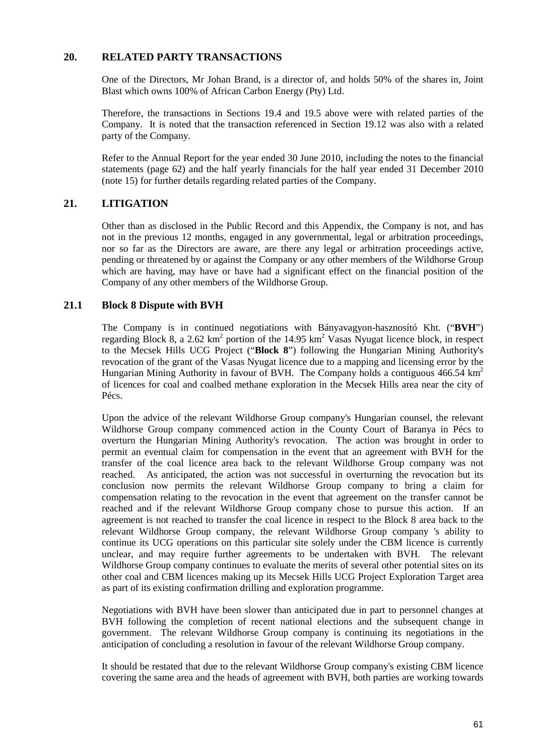## 20. RELATED PARTY TRANSACTIONS

One of the Directors, Mr Johan Brand, is a director of, and holds 50% of the shares in, Joint Blast which owns 100% of African Carbon Energy (Pty) Ltd.

Therefore, the transactions in Sections 19.4 and 19.5 above were with related parties of the Company. It is noted that the transaction referenced in Section 19.12 was also with a related party of the Company.

Refer to the Annual Report for the year ended 30 June 2010, including the notes to the financial statements (page 62) and the half yearly financials for the half year ended 31 December 2010 (note 15) for further details regarding related parties of the Company.

## 21. LITIGATION

Other than as disclosed in the Public Record and this Appendix, the Company is not, and has not in the previous 12 months, engaged in any governmental, legal or arbitration proceedings, nor so far as the Directors are aware, are there any legal or arbitration proceedings active, pending or threatened by or against the Company or any other members of the Wildhorse Group which are having, may have or have had a significant effect on the financial position of the Company of any other members of the Wildhorse Group.

### 21.1 Block 8 Dispute with BVH

The Company is in continued negotiations with Bányavagyon-hasznosító Kht. ("**BVH**") regarding Block 8, a 2.62 km$^2$ portion of the 14.95 km$^2$ Vasas Nyugat licence block, in respect to the Mecsek Hills UCG Project ("**Block 8**") following the Hungarian Mining Authority's revocation of the grant of the Vasas Nyugat licence due to a mapping and licensing error by the Hungarian Mining Authority in favour of BVH. The Company holds a contiguous 466.54 km$^2$ of licences for coal and coalbed methane exploration in the Mecsek Hills area near the city of Pécs.

Upon the advice of the relevant Wildhorse Group company's Hungarian counsel, the relevant Wildhorse Group company commenced action in the County Court of Baranya in Pécs to overturn the Hungarian Mining Authority's revocation. The action was brought in order to permit an eventual claim for compensation in the event that an agreement with BVH for the transfer of the coal licence area back to the relevant Wildhorse Group company was not reached. As anticipated, the action was not successful in overturning the revocation but its conclusion now permits the relevant Wildhorse Group company to bring a claim for compensation relating to the revocation in the event that agreement on the transfer cannot be reached and if the relevant Wildhorse Group company chose to pursue this action. If an agreement is not reached to transfer the coal licence in respect to the Block 8 area back to the relevant Wildhorse Group company, the relevant Wildhorse Group company 's ability to continue its UCG operations on this particular site solely under the CBM licence is currently unclear, and may require further agreements to be undertaken with BVH. The relevant Wildhorse Group company continues to evaluate the merits of several other potential sites on its other coal and CBM licences making up its Mecsek Hills UCG Project Exploration Target area as part of its existing confirmation drilling and exploration programme.

Negotiations with BVH have been slower than anticipated due in part to personnel changes at BVH following the completion of recent national elections and the subsequent change in government. The relevant Wildhorse Group company is continuing its negotiations in the anticipation of concluding a resolution in favour of the relevant Wildhorse Group company.

It should be restated that due to the relevant Wildhorse Group company's existing CBM licence covering the same area and the heads of agreement with BVH, both parties are working towards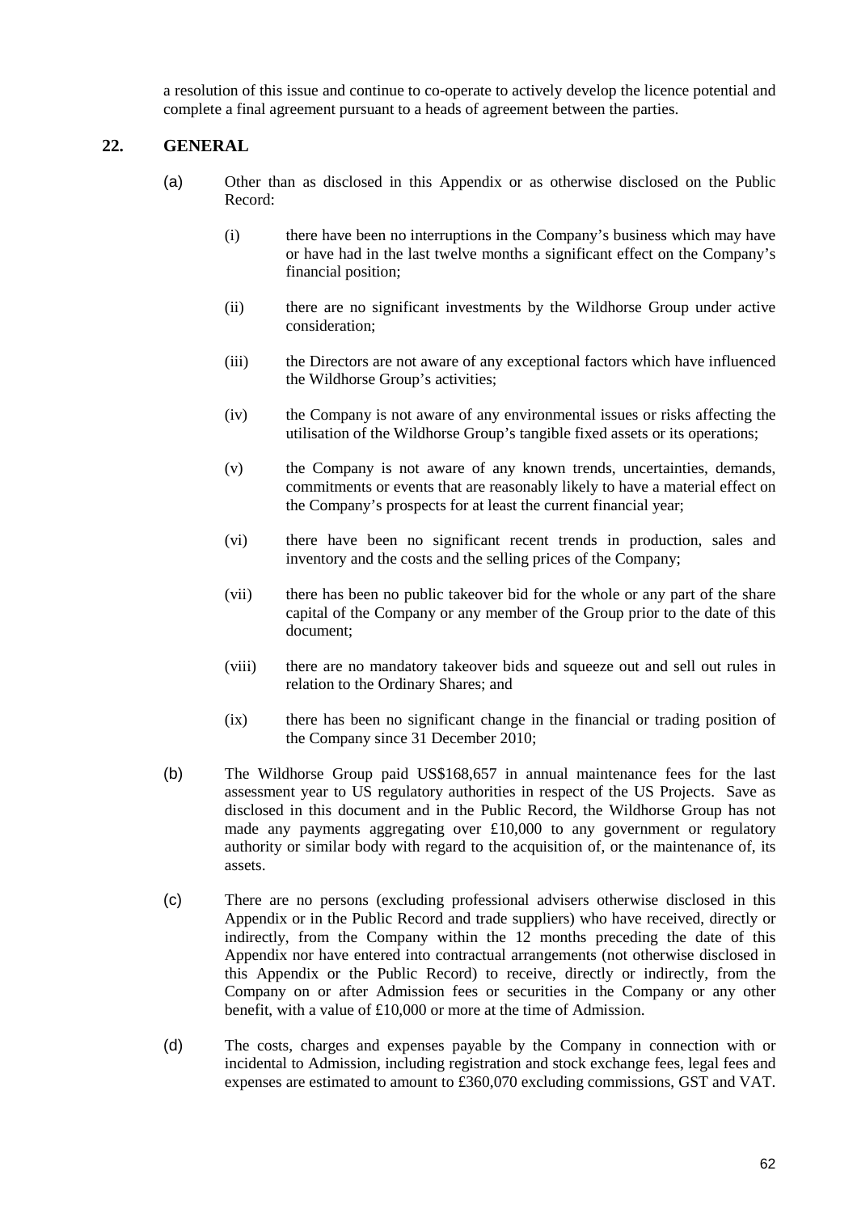a resolution of this issue and continue to co-operate to actively develop the licence potential and complete a final agreement pursuant to a heads of agreement between the parties.

## 22. GENERAL

(a) Other than as disclosed in this Appendix or as otherwise disclosed on the Public Record:

   (i) there have been no interruptions in the Company's business which may have or have had in the last twelve months a significant effect on the Company's financial position;

   (ii) there are no significant investments by the Wildhorse Group under active consideration;

   (iii) the Directors are not aware of any exceptional factors which have influenced the Wildhorse Group's activities;

   (iv) the Company is not aware of any environmental issues or risks affecting the utilisation of the Wildhorse Group's tangible fixed assets or its operations;

   (v) the Company is not aware of any known trends, uncertainties, demands, commitments or events that are reasonably likely to have a material effect on the Company's prospects for at least the current financial year;

   (vi) there have been no significant recent trends in production, sales and inventory and the costs and the selling prices of the Company;

   (vii) there has been no public takeover bid for the whole or any part of the share capital of the Company or any member of the Group prior to the date of this document;

   (viii) there are no mandatory takeover bids and squeeze out and sell out rules in relation to the Ordinary Shares; and

   (ix) there has been no significant change in the financial or trading position of the Company since 31 December 2010;

(b) The Wildhorse Group paid US$168,657 in annual maintenance fees for the last assessment year to US regulatory authorities in respect of the US Projects. Save as disclosed in this document and in the Public Record, the Wildhorse Group has not made any payments aggregating over £10,000 to any government or regulatory authority or similar body with regard to the acquisition of, or the maintenance of, its assets.

(c) There are no persons (excluding professional advisers otherwise disclosed in this Appendix or in the Public Record and trade suppliers) who have received, directly or indirectly, from the Company within the 12 months preceding the date of this Appendix nor have entered into contractual arrangements (not otherwise disclosed in this Appendix or the Public Record) to receive, directly or indirectly, from the Company on or after Admission fees or securities in the Company or any other benefit, with a value of £10,000 or more at the time of Admission.

(d) The costs, charges and expenses payable by the Company in connection with or incidental to Admission, including registration and stock exchange fees, legal fees and expenses are estimated to amount to £360,070 excluding commissions, GST and VAT.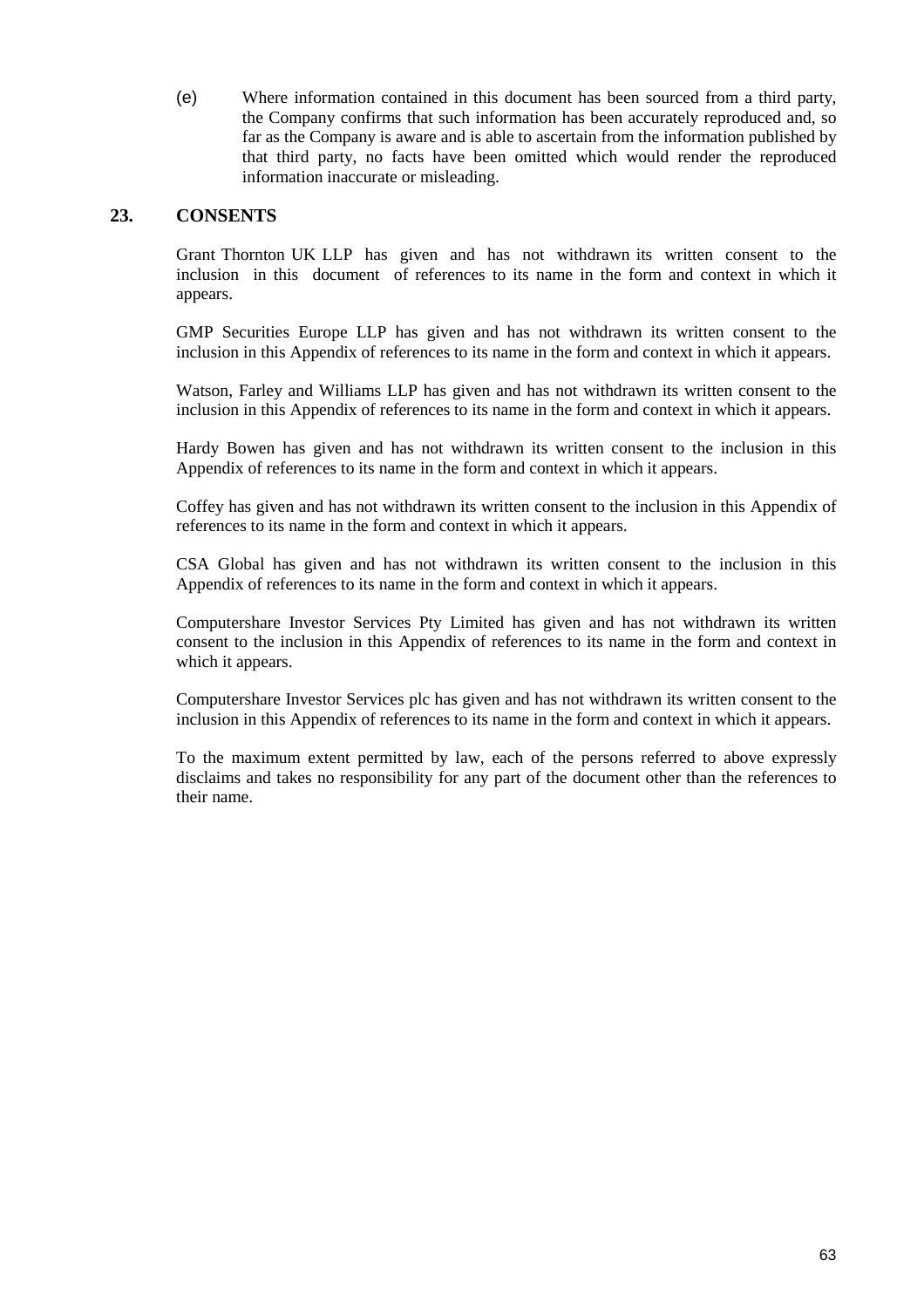(e) Where information contained in this document has been sourced from a third party, the Company confirms that such information has been accurately reproduced and, so far as the Company is aware and is able to ascertain from the information published by that third party, no facts have been omitted which would render the reproduced information inaccurate or misleading.

## 23. CONSENTS

Grant Thornton UK LLP has given and has not withdrawn its written consent to the inclusion in this document of references to its name in the form and context in which it appears.

GMP Securities Europe LLP has given and has not withdrawn its written consent to the inclusion in this Appendix of references to its name in the form and context in which it appears.

Watson, Farley and Williams LLP has given and has not withdrawn its written consent to the inclusion in this Appendix of references to its name in the form and context in which it appears.

Hardy Bowen has given and has not withdrawn its written consent to the inclusion in this Appendix of references to its name in the form and context in which it appears.

Coffey has given and has not withdrawn its written consent to the inclusion in this Appendix of references to its name in the form and context in which it appears.

CSA Global has given and has not withdrawn its written consent to the inclusion in this Appendix of references to its name in the form and context in which it appears.

Computershare Investor Services Pty Limited has given and has not withdrawn its written consent to the inclusion in this Appendix of references to its name in the form and context in which it appears.

Computershare Investor Services plc has given and has not withdrawn its written consent to the inclusion in this Appendix of references to its name in the form and context in which it appears.

To the maximum extent permitted by law, each of the persons referred to above expressly disclaims and takes no responsibility for any part of the document other than the references to their name.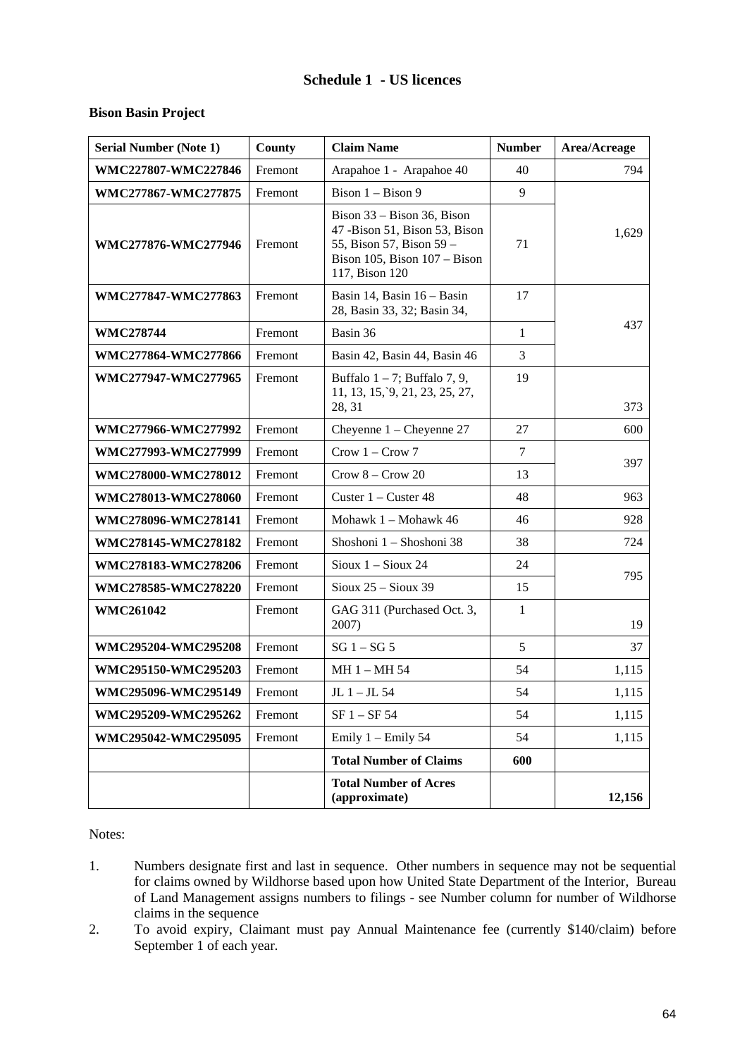## Schedule 1 - US licences

**Bison Basin Project**

| Serial Number (Note 1) | County | Claim Name | Number | Area/Acreage |
|---|---|---|---|---|
| **WMC227807-WMC227846** | Fremont | Arapahoe 1 - Arapahoe 40 | 40 | 794 |
| **WMC277867-WMC277875** | Fremont | Bison 1 – Bison 9 | 9 | 1,629 |
| **WMC277876-WMC277946** | Fremont | Bison 33 – Bison 36, Bison 47 -Bison 51, Bison 53, Bison 55, Bison 57, Bison 59 – Bison 105, Bison 107 – Bison 117, Bison 120 | 71 | |
| **WMC277847-WMC277863** | Fremont | Basin 14, Basin 16 – Basin 28, Basin 33, 32; Basin 34, | 17 | 437 |
| **WMC278744** | Fremont | Basin 36 | 1 | |
| **WMC277864-WMC277866** | Fremont | Basin 42, Basin 44, Basin 46 | 3 | |
| **WMC277947-WMC277965** | Fremont | Buffalo 1 – 7; Buffalo 7, 9, 11, 13, 15,`9, 21, 23, 25, 27, 28, 31 | 19 | 373 |
| **WMC277966-WMC277992** | Fremont | Cheyenne 1 – Cheyenne 27 | 27 | 600 |
| **WMC277993-WMC277999** | Fremont | Crow 1 – Crow 7 | 7 | 397 |
| **WMC278000-WMC278012** | Fremont | Crow 8 – Crow 20 | 13 | |
| **WMC278013-WMC278060** | Fremont | Custer 1 – Custer 48 | 48 | 963 |
| **WMC278096-WMC278141** | Fremont | Mohawk 1 – Mohawk 46 | 46 | 928 |
| **WMC278145-WMC278182** | Fremont | Shoshoni 1 – Shoshoni 38 | 38 | 724 |
| **WMC278183-WMC278206** | Fremont | Sioux 1 – Sioux 24 | 24 | 795 |
| **WMC278585-WMC278220** | Fremont | Sioux 25 – Sioux 39 | 15 | |
| **WMC261042** | Fremont | GAG 311 (Purchased Oct. 3, 2007) | 1 | 19 |
| **WMC295204-WMC295208** | Fremont | SG 1 – SG 5 | 5 | 37 |
| **WMC295150-WMC295203** | Fremont | MH 1 – MH 54 | 54 | 1,115 |
| **WMC295096-WMC295149** | Fremont | JL 1 – JL 54 | 54 | 1,115 |
| **WMC295209-WMC295262** | Fremont | SF 1 – SF 54 | 54 | 1,115 |
| **WMC295042-WMC295095** | Fremont | Emily 1 – Emily 54 | 54 | 1,115 |
| | | **Total Number of Claims** | **600** | |
| | | **Total Number of Acres (approximate)** | | **12,156** |

Notes:

1. Numbers designate first and last in sequence. Other numbers in sequence may not be sequential for claims owned by Wildhorse based upon how United State Department of the Interior, Bureau of Land Management assigns numbers to filings - see Number column for number of Wildhorse claims in the sequence
2. To avoid expiry, Claimant must pay Annual Maintenance fee (currently $140/claim) before September 1 of each year.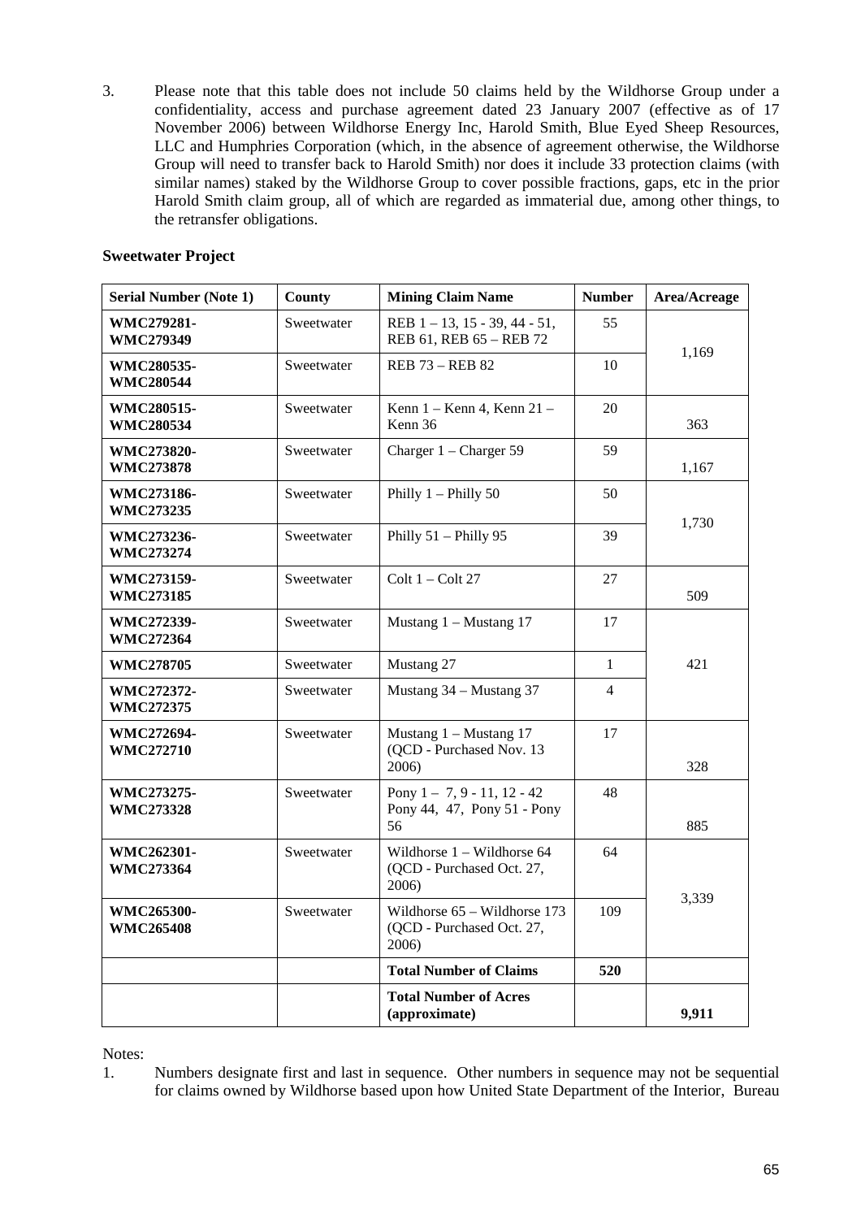3. Please note that this table does not include 50 claims held by the Wildhorse Group under a confidentiality, access and purchase agreement dated 23 January 2007 (effective as of 17 November 2006) between Wildhorse Energy Inc, Harold Smith, Blue Eyed Sheep Resources, LLC and Humphries Corporation (which, in the absence of agreement otherwise, the Wildhorse Group will need to transfer back to Harold Smith) nor does it include 33 protection claims (with similar names) staked by the Wildhorse Group to cover possible fractions, gaps, etc in the prior Harold Smith claim group, all of which are regarded as immaterial due, among other things, to the retransfer obligations.

**Sweetwater Project**

| Serial Number (Note 1) | County | Mining Claim Name | Number | Area/Acreage |
|---|---|---|---|---|
| **WMC279281-WMC279349** | Sweetwater | REB 1 – 13, 15 - 39, 44 - 51, REB 61, REB 65 – REB 72 | 55 | 1,169 |
| **WMC280535-WMC280544** | Sweetwater | REB 73 – REB 82 | 10 | |
| **WMC280515-WMC280534** | Sweetwater | Kenn 1 – Kenn 4, Kenn 21 – Kenn 36 | 20 | 363 |
| **WMC273820-WMC273878** | Sweetwater | Charger 1 – Charger 59 | 59 | 1,167 |
| **WMC273186-WMC273235** | Sweetwater | Philly 1 – Philly 50 | 50 | 1,730 |
| **WMC273236-WMC273274** | Sweetwater | Philly 51 – Philly 95 | 39 | |
| **WMC273159-WMC273185** | Sweetwater | Colt 1 – Colt 27 | 27 | 509 |
| **WMC272339-WMC272364** | Sweetwater | Mustang 1 – Mustang 17 | 17 | 421 |
| **WMC278705** | Sweetwater | Mustang 27 | 1 | |
| **WMC272372-WMC272375** | Sweetwater | Mustang 34 – Mustang 37 | 4 | |
| **WMC272694-WMC272710** | Sweetwater | Mustang 1 – Mustang 17 (QCD - Purchased Nov. 13 2006) | 17 | 328 |
| **WMC273275-WMC273328** | Sweetwater | Pony 1 – 7, 9 - 11, 12 - 42 Pony 44, 47, Pony 51 - Pony 56 | 48 | 885 |
| **WMC262301-WMC273364** | Sweetwater | Wildhorse 1 – Wildhorse 64 (QCD - Purchased Oct. 27, 2006) | 64 | 3,339 |
| **WMC265300-WMC265408** | Sweetwater | Wildhorse 65 – Wildhorse 173 (QCD - Purchased Oct. 27, 2006) | 109 | |
| | | **Total Number of Claims** | **520** | |
| | | **Total Number of Acres (approximate)** | | **9,911** |

Notes:

1. Numbers designate first and last in sequence. Other numbers in sequence may not be sequential for claims owned by Wildhorse based upon how United State Department of the Interior, Bureau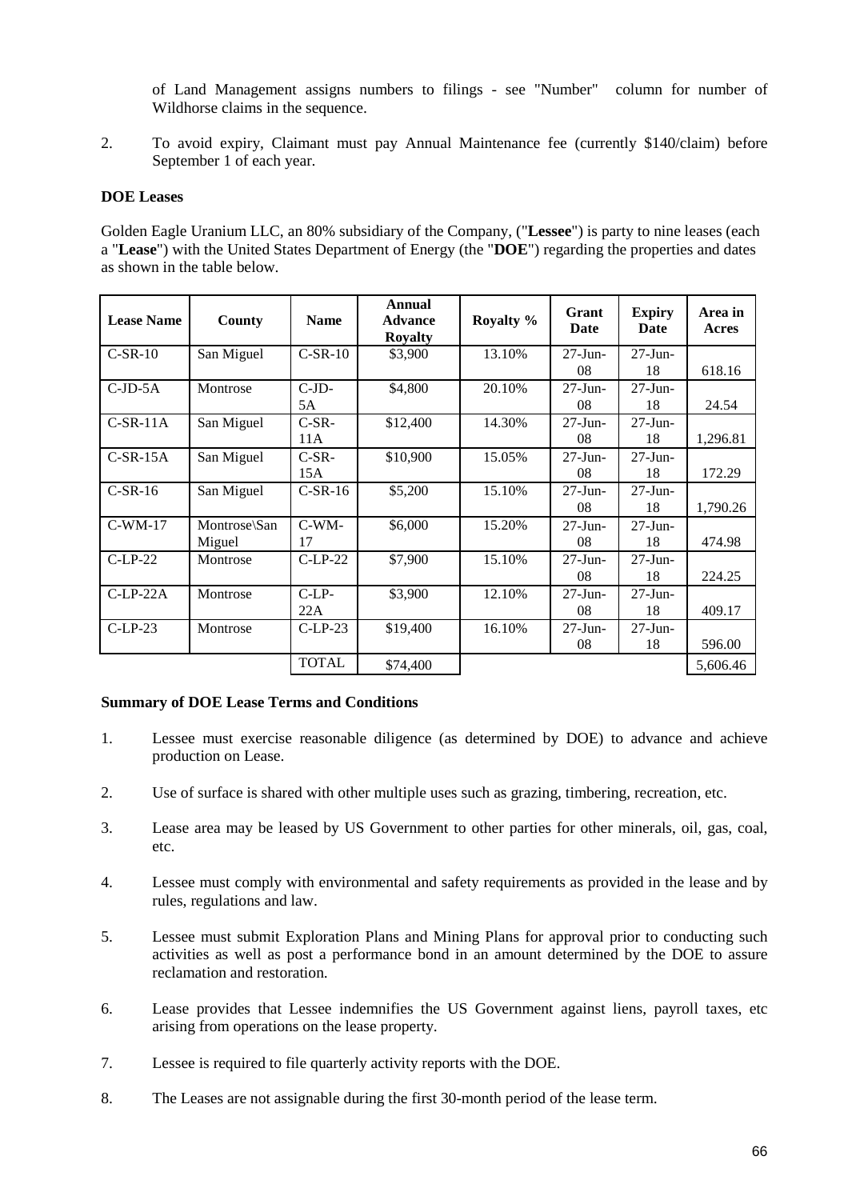of Land Management assigns numbers to filings - see "Number" column for number of Wildhorse claims in the sequence.

2. To avoid expiry, Claimant must pay Annual Maintenance fee (currently $140/claim) before September 1 of each year.

**DOE Leases**

Golden Eagle Uranium LLC, an 80% subsidiary of the Company, ("**Lessee**") is party to nine leases (each a "**Lease**") with the United States Department of Energy (the "**DOE**") regarding the properties and dates as shown in the table below.

| Lease Name | County | Name | Annual Advance Royalty | Royalty % | Grant Date | Expiry Date | Area in Acres |
|---|---|---|---|---|---|---|---|
| C-SR-10 | San Miguel | C-SR-10 | $3,900 | 13.10% | 27-Jun-08 | 27-Jun-18 | 618.16 |
| C-JD-5A | Montrose | C-JD-5A | $4,800 | 20.10% | 27-Jun-08 | 27-Jun-18 | 24.54 |
| C-SR-11A | San Miguel | C-SR-11A | $12,400 | 14.30% | 27-Jun-08 | 27-Jun-18 | 1,296.81 |
| C-SR-15A | San Miguel | C-SR-15A | $10,900 | 15.05% | 27-Jun-08 | 27-Jun-18 | 172.29 |
| C-SR-16 | San Miguel | C-SR-16 | $5,200 | 15.10% | 27-Jun-08 | 27-Jun-18 | 1,790.26 |
| C-WM-17 | Montrose\San Miguel | C-WM-17 | $6,000 | 15.20% | 27-Jun-08 | 27-Jun-18 | 474.98 |
| C-LP-22 | Montrose | C-LP-22 | $7,900 | 15.10% | 27-Jun-08 | 27-Jun-18 | 224.25 |
| C-LP-22A | Montrose | C-LP-22A | $3,900 | 12.10% | 27-Jun-08 | 27-Jun-18 | 409.17 |
| C-LP-23 | Montrose | C-LP-23 | $19,400 | 16.10% | 27-Jun-08 | 27-Jun-18 | 596.00 |
| | | TOTAL | $74,400 | | | | 5,606.46 |

**Summary of DOE Lease Terms and Conditions**

1. Lessee must exercise reasonable diligence (as determined by DOE) to advance and achieve production on Lease.

2. Use of surface is shared with other multiple uses such as grazing, timbering, recreation, etc.

3. Lease area may be leased by US Government to other parties for other minerals, oil, gas, coal, etc.

4. Lessee must comply with environmental and safety requirements as provided in the lease and by rules, regulations and law.

5. Lessee must submit Exploration Plans and Mining Plans for approval prior to conducting such activities as well as post a performance bond in an amount determined by the DOE to assure reclamation and restoration.

6. Lease provides that Lessee indemnifies the US Government against liens, payroll taxes, etc arising from operations on the lease property.

7. Lessee is required to file quarterly activity reports with the DOE.

8. The Leases are not assignable during the first 30-month period of the lease term.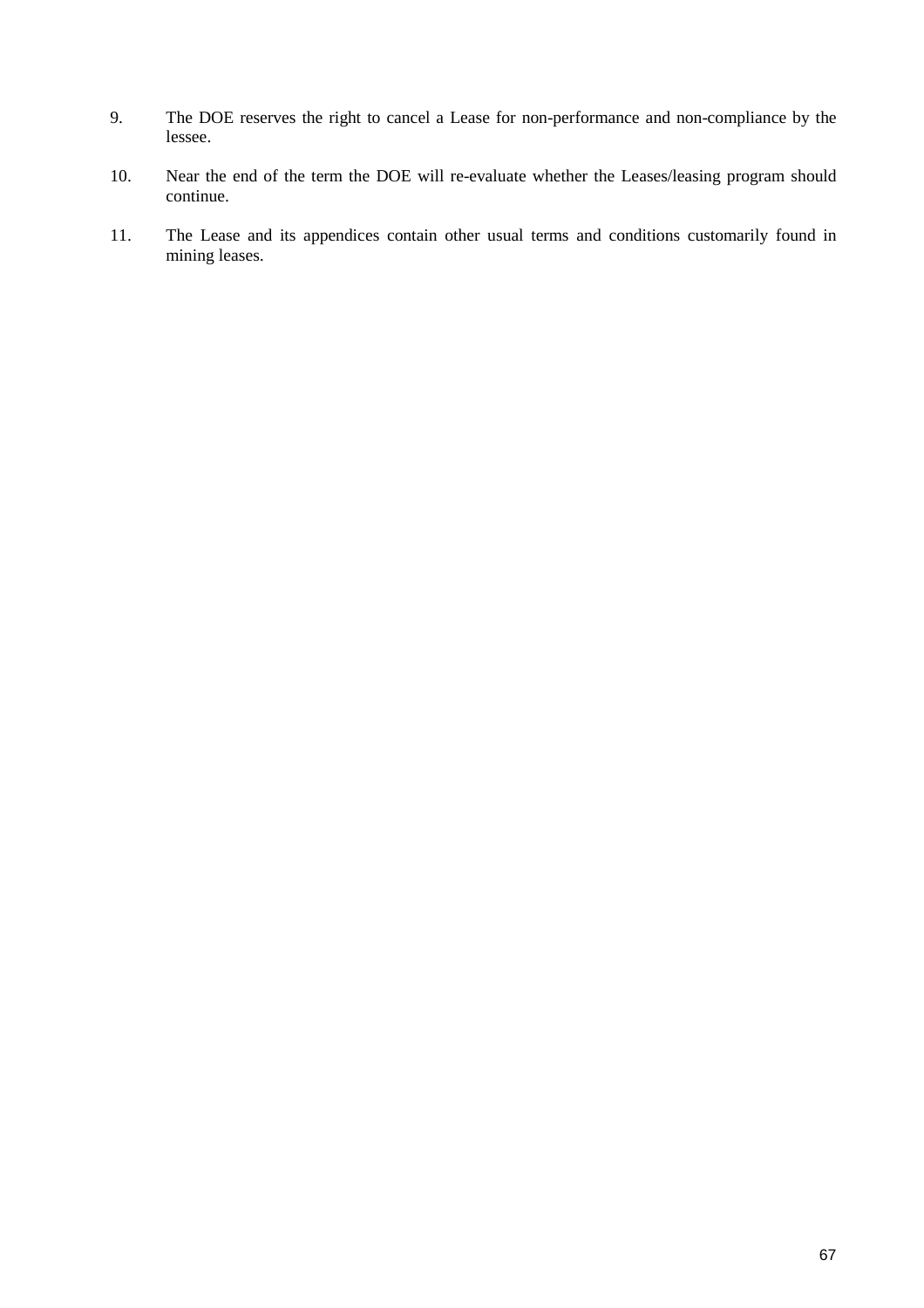9. The DOE reserves the right to cancel a Lease for non-performance and non-compliance by the lessee.

10. Near the end of the term the DOE will re-evaluate whether the Leases/leasing program should continue.

11. The Lease and its appendices contain other usual terms and conditions customarily found in mining leases.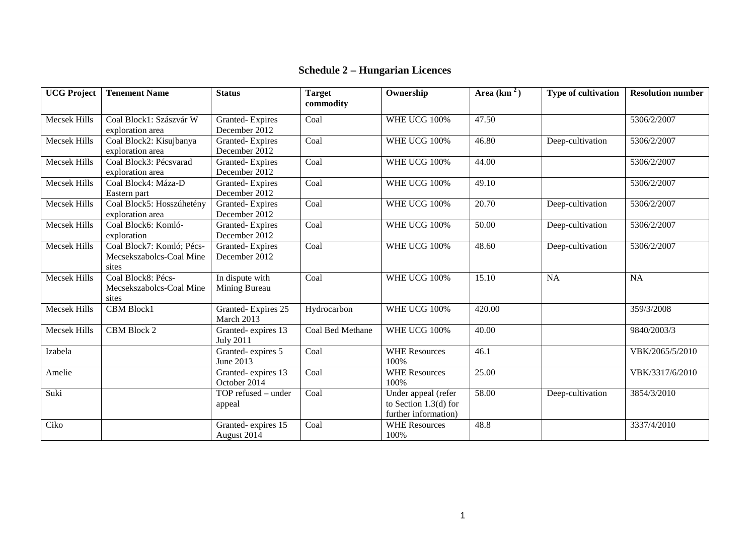## Schedule 2 – Hungarian Licences

| UCG Project | Tenement Name | Status | Target commodity | Ownership | Area ($km^2$) | Type of cultivation | Resolution number |
|---|---|---|---|---|---|---|---|
| Mecsek Hills | Coal Block1: Szászvár W exploration area | Granted- Expires December 2012 | Coal | WHE UCG 100% | 47.50 | | 5306/2/2007 |
| Mecsek Hills | Coal Block2: Kisujbanya exploration area | Granted- Expires December 2012 | Coal | WHE UCG 100% | 46.80 | Deep-cultivation | 5306/2/2007 |
| Mecsek Hills | Coal Block3: Pécsvarad exploration area | Granted- Expires December 2012 | Coal | WHE UCG 100% | 44.00 | | 5306/2/2007 |
| Mecsek Hills | Coal Block4: Máza-D Eastern part | Granted- Expires December 2012 | Coal | WHE UCG 100% | 49.10 | | 5306/2/2007 |
| Mecsek Hills | Coal Block5: Hosszúhetény exploration area | Granted- Expires December 2012 | Coal | WHE UCG 100% | 20.70 | Deep-cultivation | 5306/2/2007 |
| Mecsek Hills | Coal Block6: Komló-exploration | Granted- Expires December 2012 | Coal | WHE UCG 100% | 50.00 | Deep-cultivation | 5306/2/2007 |
| Mecsek Hills | Coal Block7: Komló; Pécs-Mecsekszabolcs-Coal Mine sites | Granted- Expires December 2012 | Coal | WHE UCG 100% | 48.60 | Deep-cultivation | 5306/2/2007 |
| Mecsek Hills | Coal Block8: Pécs-Mecsekszabolcs-Coal Mine sites | In dispute with Mining Bureau | Coal | WHE UCG 100% | 15.10 | NA | NA |
| Mecsek Hills | CBM Block1 | Granted- Expires 25 March 2013 | Hydrocarbon | WHE UCG 100% | 420.00 | | 359/3/2008 |
| Mecsek Hills | CBM Block 2 | Granted- expires 13 July 2011 | Coal Bed Methane | WHE UCG 100% | 40.00 | | 9840/2003/3 |
| Izabela | | Granted- expires 5 June 2013 | Coal | WHE Resources 100% | 46.1 | | VBK/2065/5/2010 |
| Amelie | | Granted- expires 13 October 2014 | Coal | WHE Resources 100% | 25.00 | | VBK/3317/6/2010 |
| Suki | | TOP refused – under appeal | Coal | Under appeal (refer to Section 1.3(d) for further information) | 58.00 | Deep-cultivation | 3854/3/2010 |
| Ciko | | Granted- expires 15 August 2014 | Coal | WHE Resources 100% | 48.8 | | 3337/4/2010 |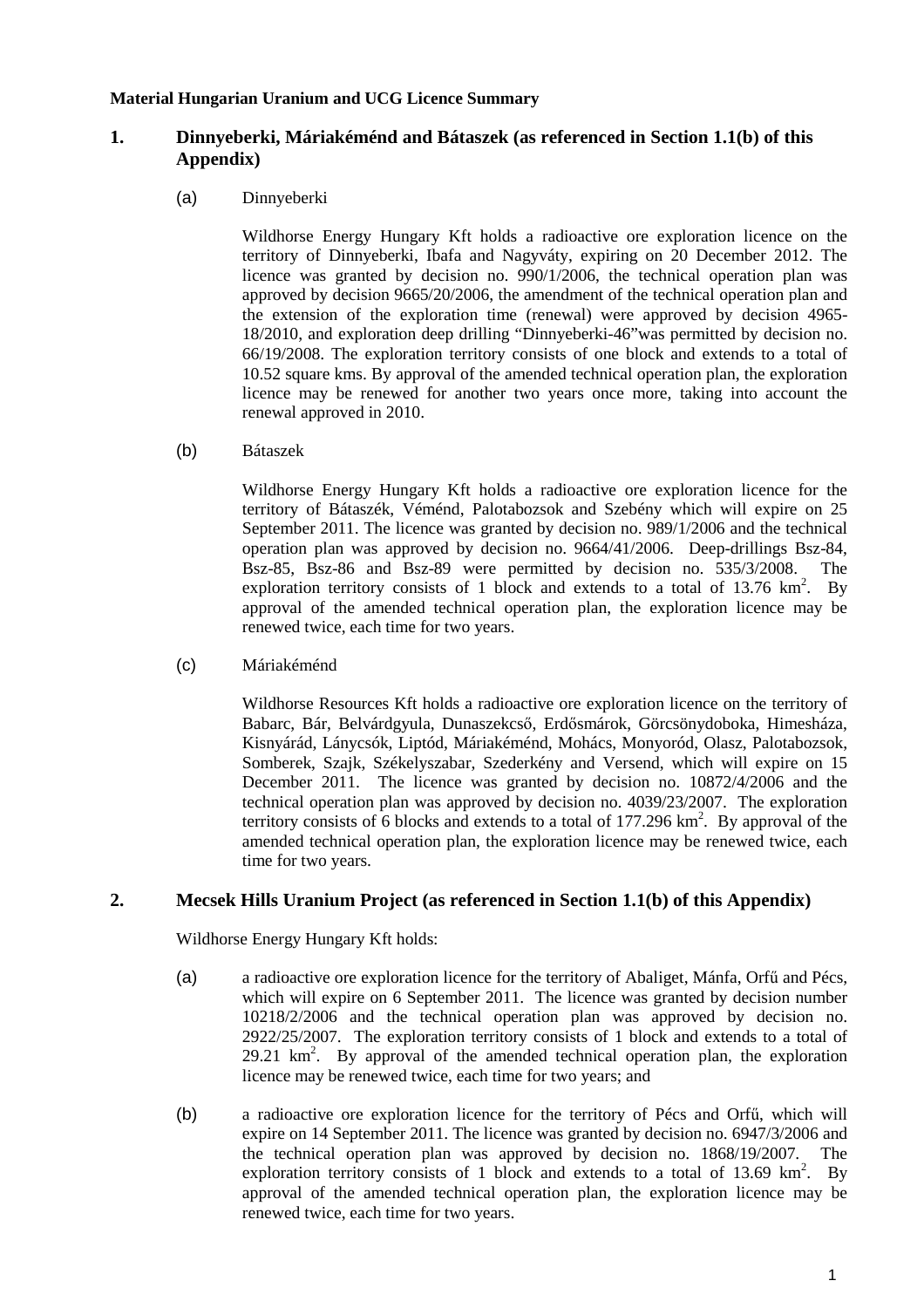**Material Hungarian Uranium and UCG Licence Summary**

## 1. Dinnyeberki, Máriakéménd and Bátaszek (as referenced in Section 1.1(b) of this Appendix)

(a) Dinnyeberki

Wildhorse Energy Hungary Kft holds a radioactive ore exploration licence on the territory of Dinnyeberki, Ibafa and Nagyváty, expiring on 20 December 2012. The licence was granted by decision no. 990/1/2006, the technical operation plan was approved by decision 9665/20/2006, the amendment of the technical operation plan and the extension of the exploration time (renewal) were approved by decision 4965-18/2010, and exploration deep drilling "Dinnyeberki-46"was permitted by decision no. 66/19/2008. The exploration territory consists of one block and extends to a total of 10.52 square kms. By approval of the amended technical operation plan, the exploration licence may be renewed for another two years once more, taking into account the renewal approved in 2010.

(b) Bátaszek

Wildhorse Energy Hungary Kft holds a radioactive ore exploration licence for the territory of Bátaszék, Véménd, Palotabozsok and Szebény which will expire on 25 September 2011. The licence was granted by decision no. 989/1/2006 and the technical operation plan was approved by decision no. 9664/41/2006. Deep-drillings Bsz-84, Bsz-85, Bsz-86 and Bsz-89 were permitted by decision no. 535/3/2008. The exploration territory consists of 1 block and extends to a total of 13.76 $km^2$. By approval of the amended technical operation plan, the exploration licence may be renewed twice, each time for two years.

(c) Máriakéménd

Wildhorse Resources Kft holds a radioactive ore exploration licence on the territory of Babarc, Bár, Belvárdgyula, Dunaszekcső, Erdősmárok, Görcsönydoboka, Himesháza, Kisnyárád, Lánycsók, Liptód, Máriakéménd, Mohács, Monyoród, Olasz, Palotabozsok, Somberek, Szajk, Székelyszabar, Szederkény and Versend, which will expire on 15 December 2011. The licence was granted by decision no. 10872/4/2006 and the technical operation plan was approved by decision no. 4039/23/2007. The exploration territory consists of 6 blocks and extends to a total of 177.296 $km^2$. By approval of the amended technical operation plan, the exploration licence may be renewed twice, each time for two years.

## 2. Mecsek Hills Uranium Project (as referenced in Section 1.1(b) of this Appendix)

Wildhorse Energy Hungary Kft holds:

(a) a radioactive ore exploration licence for the territory of Abaliget, Mánfa, Orfű and Pécs, which will expire on 6 September 2011. The licence was granted by decision number 10218/2/2006 and the technical operation plan was approved by decision no. 2922/25/2007. The exploration territory consists of 1 block and extends to a total of 29.21 $km^2$. By approval of the amended technical operation plan, the exploration licence may be renewed twice, each time for two years; and

(b) a radioactive ore exploration licence for the territory of Pécs and Orfű, which will expire on 14 September 2011. The licence was granted by decision no. 6947/3/2006 and the technical operation plan was approved by decision no. 1868/19/2007. The exploration territory consists of 1 block and extends to a total of 13.69 $km^2$. By approval of the amended technical operation plan, the exploration licence may be renewed twice, each time for two years.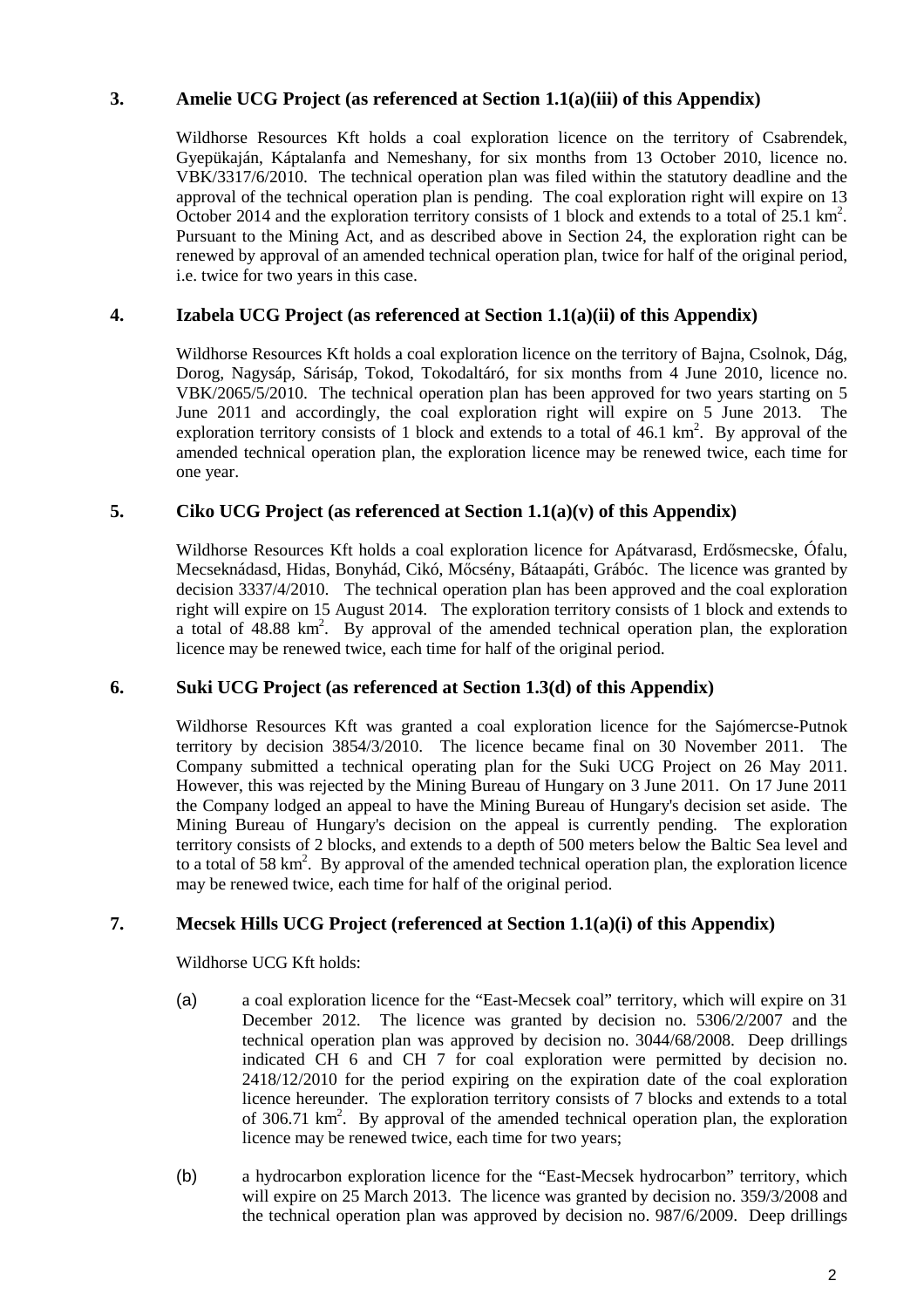## 3. Amelie UCG Project (as referenced at Section 1.1(a)(iii) of this Appendix)

Wildhorse Resources Kft holds a coal exploration licence on the territory of Csabrendek, Gyepükaján, Káptalanfa and Nemeshany, for six months from 13 October 2010, licence no. VBK/3317/6/2010. The technical operation plan was filed within the statutory deadline and the approval of the technical operation plan is pending. The coal exploration right will expire on 13 October 2014 and the exploration territory consists of 1 block and extends to a total of 25.1 km$^2$. Pursuant to the Mining Act, and as described above in Section 24, the exploration right can be renewed by approval of an amended technical operation plan, twice for half of the original period, i.e. twice for two years in this case.

## 4. Izabela UCG Project (as referenced at Section 1.1(a)(ii) of this Appendix)

Wildhorse Resources Kft holds a coal exploration licence on the territory of Bajna, Csolnok, Dág, Dorog, Nagysáp, Sárisáp, Tokod, Tokodaltáró, for six months from 4 June 2010, licence no. VBK/2065/5/2010. The technical operation plan has been approved for two years starting on 5 June 2011 and accordingly, the coal exploration right will expire on 5 June 2013. The exploration territory consists of 1 block and extends to a total of 46.1 km$^2$. By approval of the amended technical operation plan, the exploration licence may be renewed twice, each time for one year.

## 5. Ciko UCG Project (as referenced at Section 1.1(a)(v) of this Appendix)

Wildhorse Resources Kft holds a coal exploration licence for Apátvarasd, Erdősmecske, Ófalu, Mecseknádasd, Hidas, Bonyhád, Cikó, Mőcsény, Bátaapáti, Grábóc. The licence was granted by decision 3337/4/2010. The technical operation plan has been approved and the coal exploration right will expire on 15 August 2014. The exploration territory consists of 1 block and extends to a total of 48.88 km$^2$. By approval of the amended technical operation plan, the exploration licence may be renewed twice, each time for half of the original period.

## 6. Suki UCG Project (as referenced at Section 1.3(d) of this Appendix)

Wildhorse Resources Kft was granted a coal exploration licence for the Sajómercse-Putnok territory by decision 3854/3/2010. The licence became final on 30 November 2011. The Company submitted a technical operating plan for the Suki UCG Project on 26 May 2011. However, this was rejected by the Mining Bureau of Hungary on 3 June 2011. On 17 June 2011 the Company lodged an appeal to have the Mining Bureau of Hungary's decision set aside. The Mining Bureau of Hungary's decision on the appeal is currently pending. The exploration territory consists of 2 blocks, and extends to a depth of 500 meters below the Baltic Sea level and to a total of 58 km$^2$. By approval of the amended technical operation plan, the exploration licence may be renewed twice, each time for half of the original period.

## 7. Mecsek Hills UCG Project (referenced at Section 1.1(a)(i) of this Appendix)

Wildhorse UCG Kft holds:

(a) a coal exploration licence for the "East-Mecsek coal" territory, which will expire on 31 December 2012. The licence was granted by decision no. 5306/2/2007 and the technical operation plan was approved by decision no. 3044/68/2008. Deep drillings indicated CH 6 and CH 7 for coal exploration were permitted by decision no. 2418/12/2010 for the period expiring on the expiration date of the coal exploration licence hereunder. The exploration territory consists of 7 blocks and extends to a total of 306.71 km$^2$. By approval of the amended technical operation plan, the exploration licence may be renewed twice, each time for two years;

(b) a hydrocarbon exploration licence for the "East-Mecsek hydrocarbon" territory, which will expire on 25 March 2013. The licence was granted by decision no. 359/3/2008 and the technical operation plan was approved by decision no. 987/6/2009. Deep drillings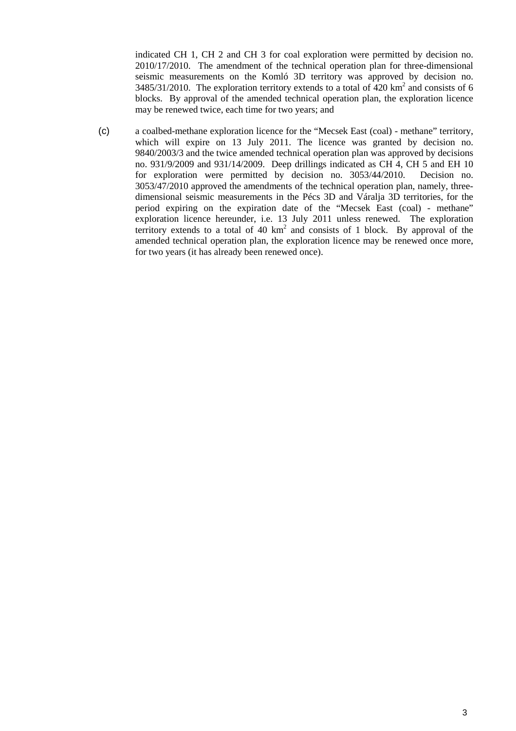indicated CH 1, CH 2 and CH 3 for coal exploration were permitted by decision no. 2010/17/2010. The amendment of the technical operation plan for three-dimensional seismic measurements on the Komló 3D territory was approved by decision no. 3485/31/2010. The exploration territory extends to a total of 420 $km^2$ and consists of 6 blocks. By approval of the amended technical operation plan, the exploration licence may be renewed twice, each time for two years; and

(c) a coalbed-methane exploration licence for the "Mecsek East (coal) - methane" territory, which will expire on 13 July 2011. The licence was granted by decision no. 9840/2003/3 and the twice amended technical operation plan was approved by decisions no. 931/9/2009 and 931/14/2009. Deep drillings indicated as CH 4, CH 5 and EH 10 for exploration were permitted by decision no. 3053/44/2010. Decision no. 3053/47/2010 approved the amendments of the technical operation plan, namely, three-dimensional seismic measurements in the Pécs 3D and Váralja 3D territories, for the period expiring on the expiration date of the "Mecsek East (coal) - methane" exploration licence hereunder, i.e. 13 July 2011 unless renewed. The exploration territory extends to a total of 40 $km^2$ and consists of 1 block. By approval of the amended technical operation plan, the exploration licence may be renewed once more, for two years (it has already been renewed once).